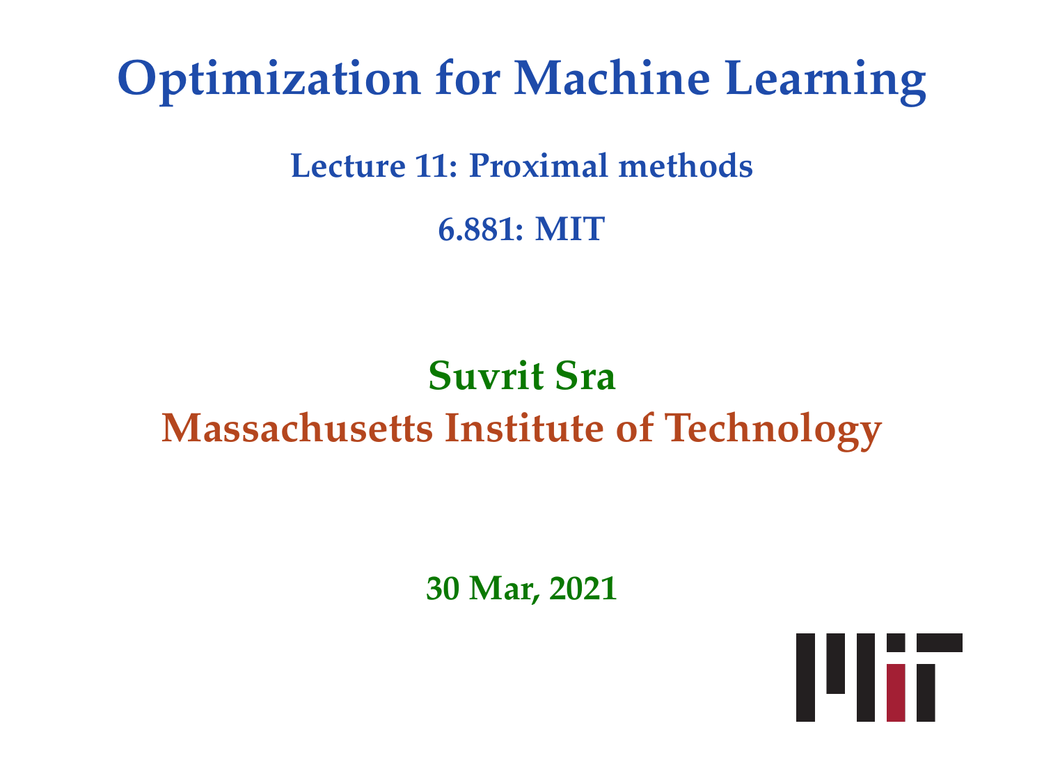# Optimization for Machine Learning

## Lecture 11: Proximal methods

## 6.881: MIT

**Suvrit Sra**

**Massachusetts Institute of Technology**

**30 Mar, 2021**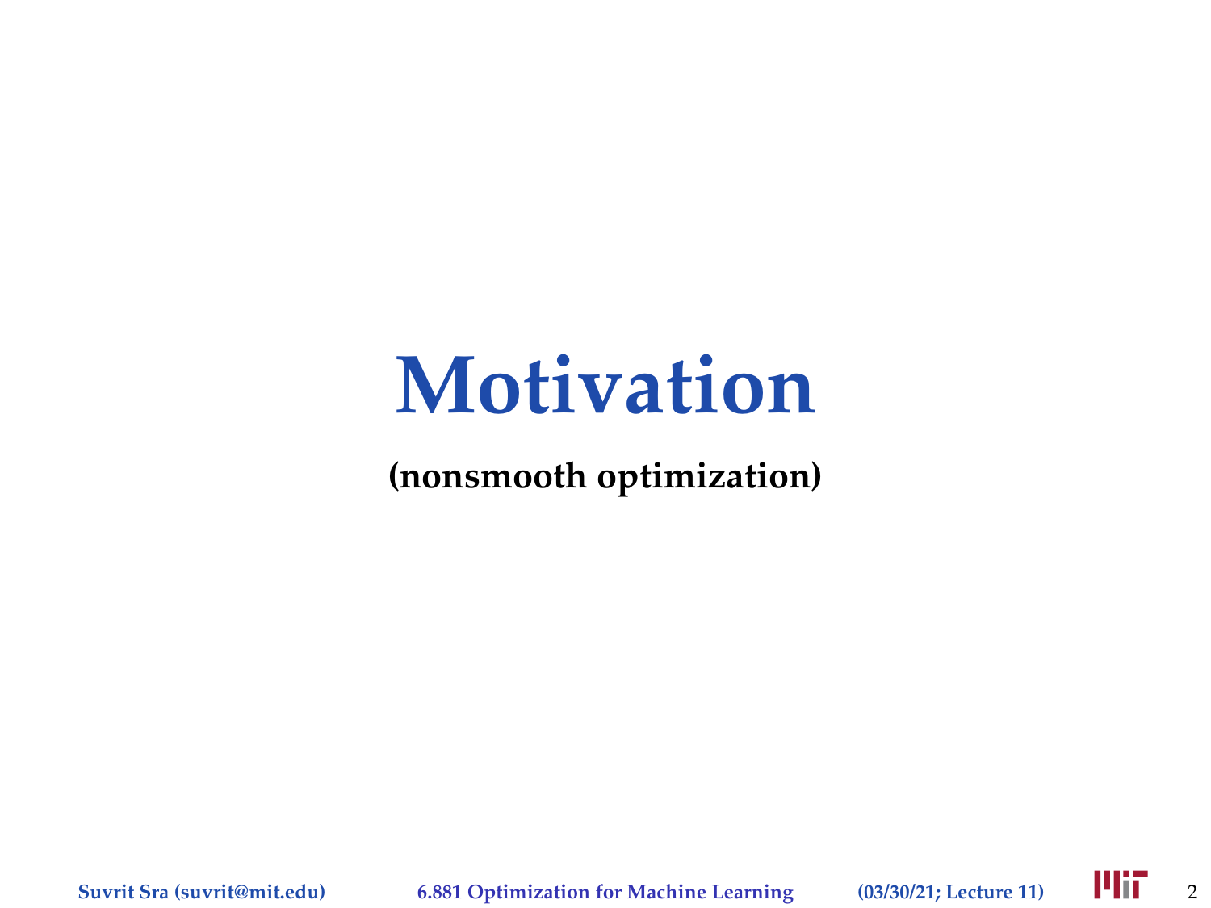# Motivation

**(nonsmooth optimization)**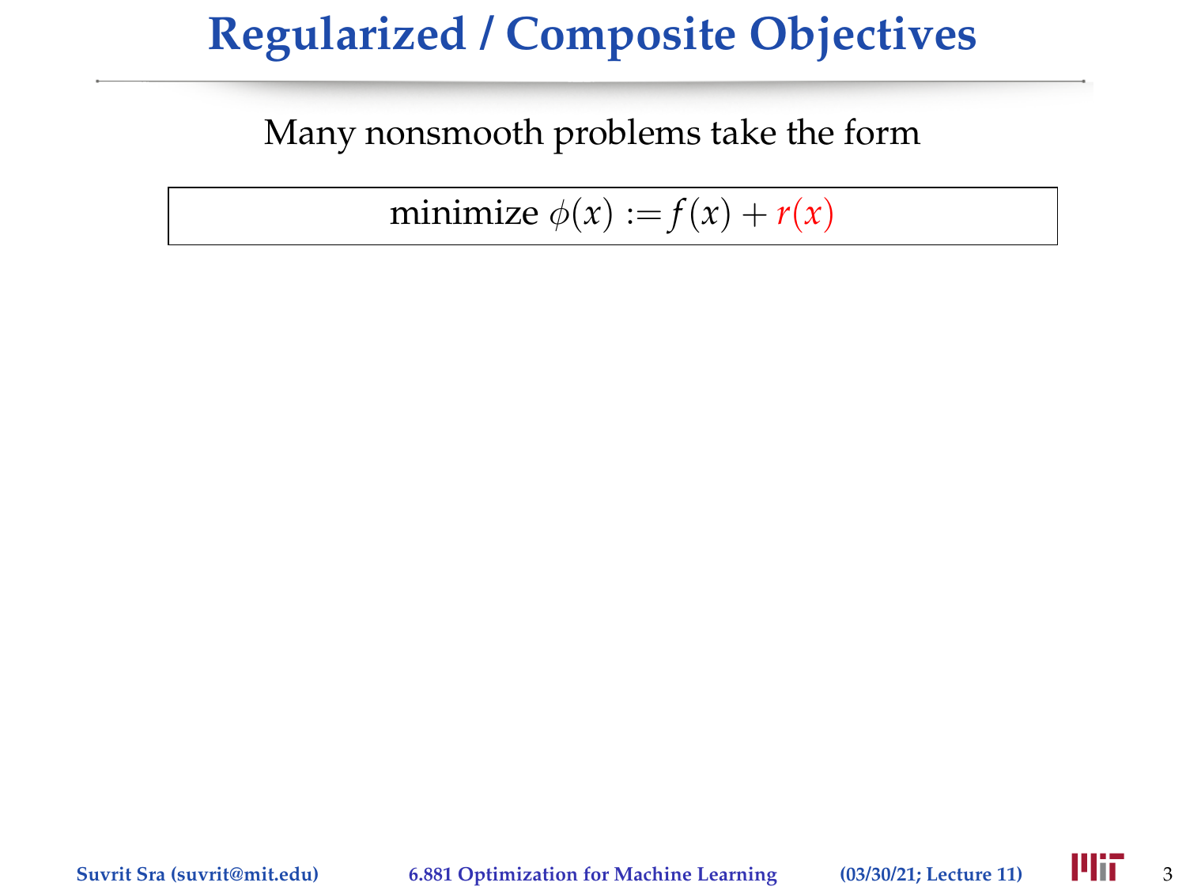# Regularized / Composite Objectives

Many nonsmooth problems take the form

$$\text{minimize } \phi(x) := f(x) + r(x)$$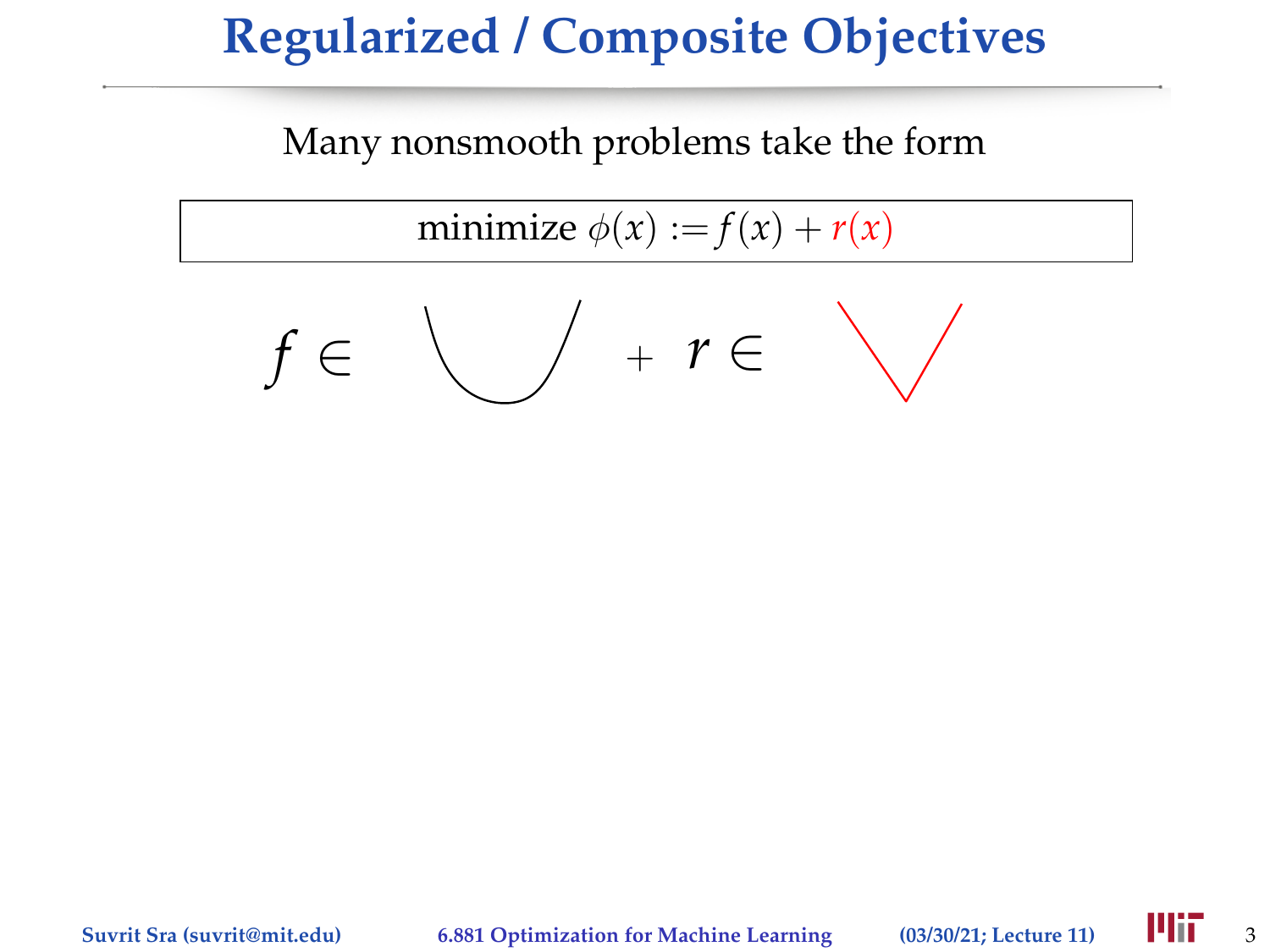# Regularized / Composite Objectives

Many nonsmooth problems take the form

$$\text{minimize } \phi(x) := f(x) + r(x)$$

$f \in$ + $r \in$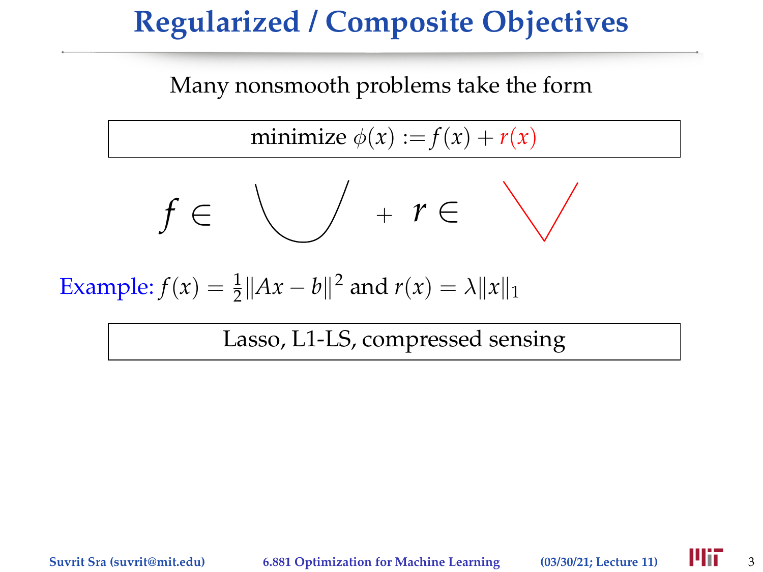# Regularized / Composite Objectives

Many nonsmooth problems take the form

$$\text{minimize } \phi(x) := f(x) + r(x)$$

$f \in$ + $r \in$

Example: $f(x) = \frac{1}{2}\|Ax - b\|^2$ and $r(x) = \lambda\|x\|_1$

Lasso, L1-LS, compressed sensing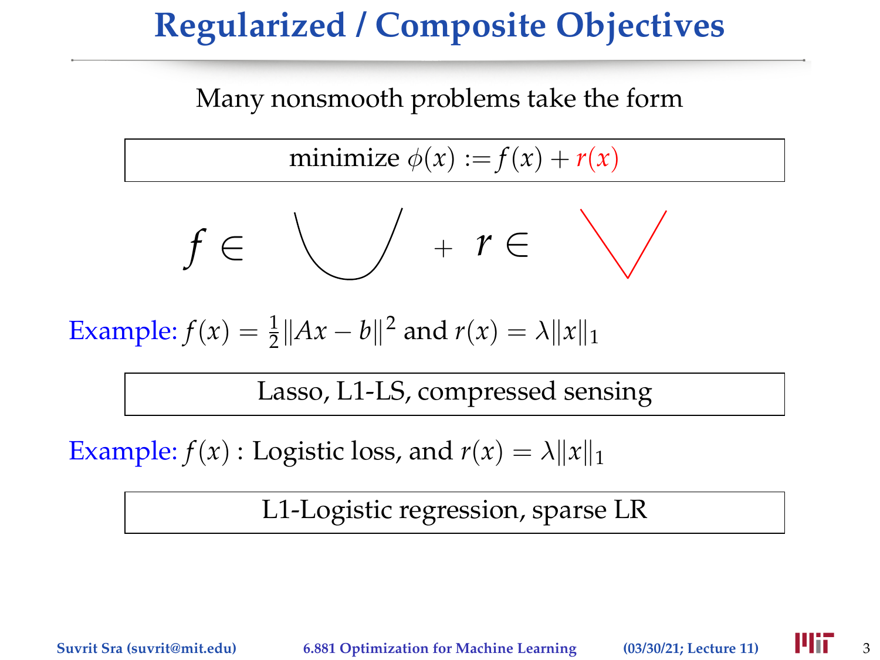# Regularized / Composite Objectives

Many nonsmooth problems take the form

$$\text{minimize } \phi(x) := f(x) + r(x)$$

$f \in$ + $r \in$

Example: $f(x) = \frac{1}{2}\|Ax - b\|^2$ and $r(x) = \lambda\|x\|_1$

Lasso, L1-LS, compressed sensing

Example: $f(x)$ : Logistic loss, and $r(x) = \lambda\|x\|_1$

L1-Logistic regression, sparse LR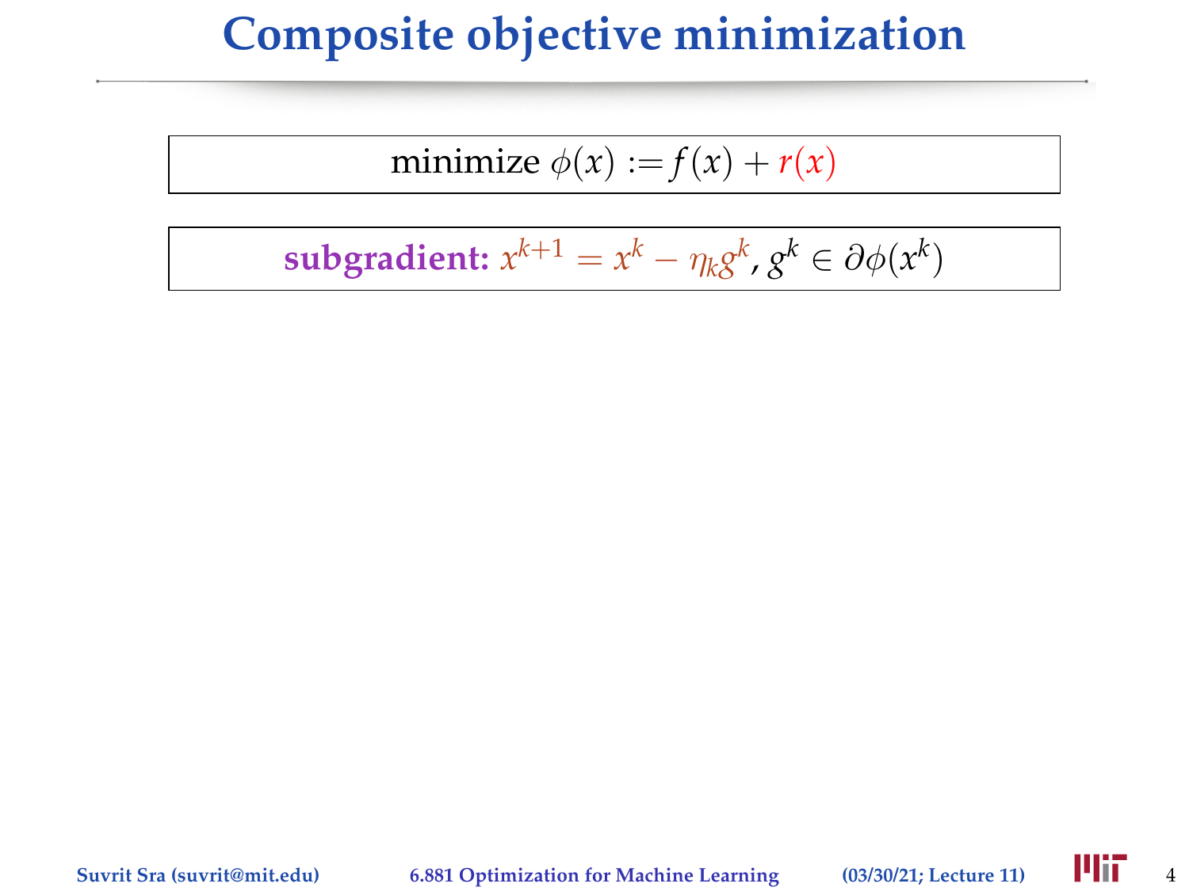# Composite objective minimization

$$\text{minimize } \phi(x) := f(x) + r(x)$$

**subgraduate:** 

$$x^{k+1} = x^k - \eta_k g^k, \; g^k \in \partial\phi(x^k)$$

# Composite objective minimization

$$\text{minimize } \phi(x) := f(x) + r(x)$$

**subgradient:** $x^{k+1} = x^k - \eta_k g^k, \; g^k \in \partial\phi(x^k)$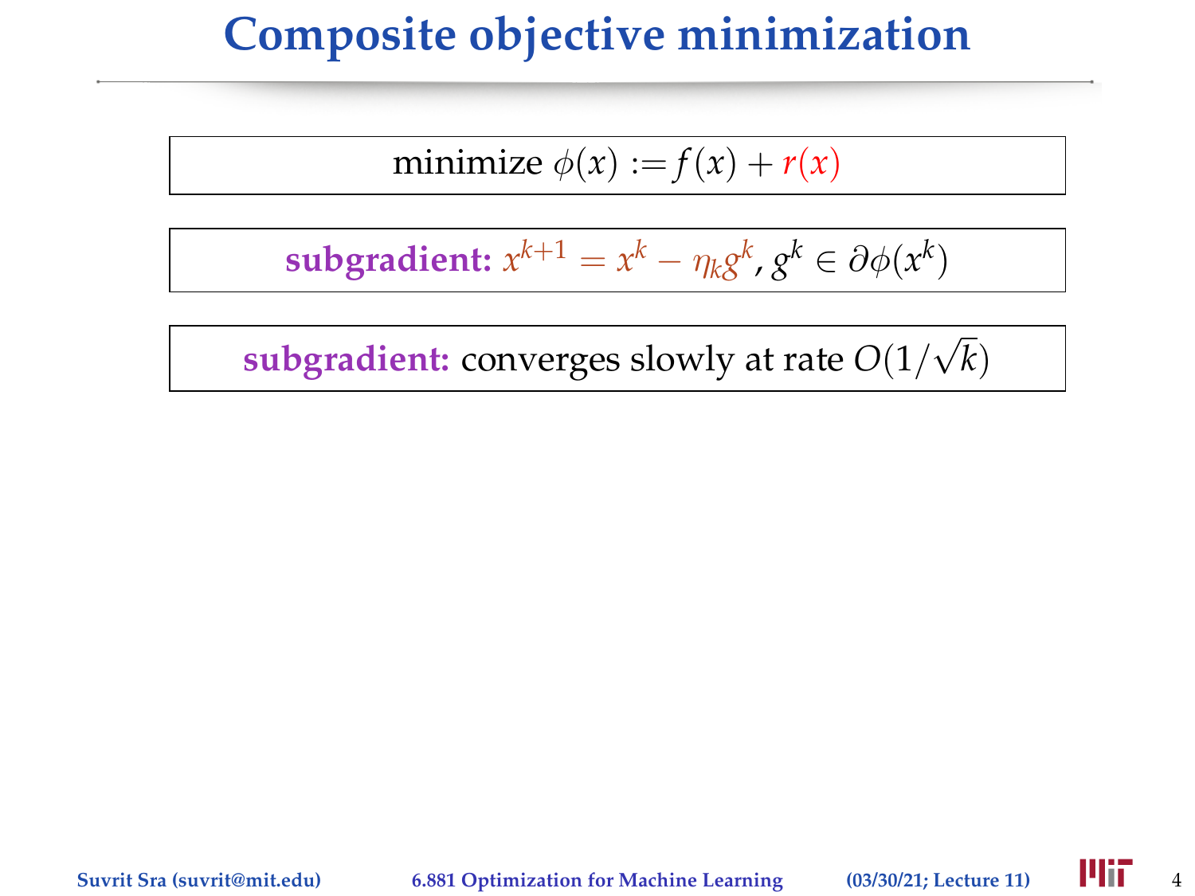# Composite objective minimization

$$\text{minimize } \phi(x) := f(x) + r(x)$$

**subgradient:** $x^{k+1} = x^k - \eta_k g^k, \, g^k \in \partial\phi(x^k)$

**subgradient:** converges slowly at rate $O(1/\sqrt{k})$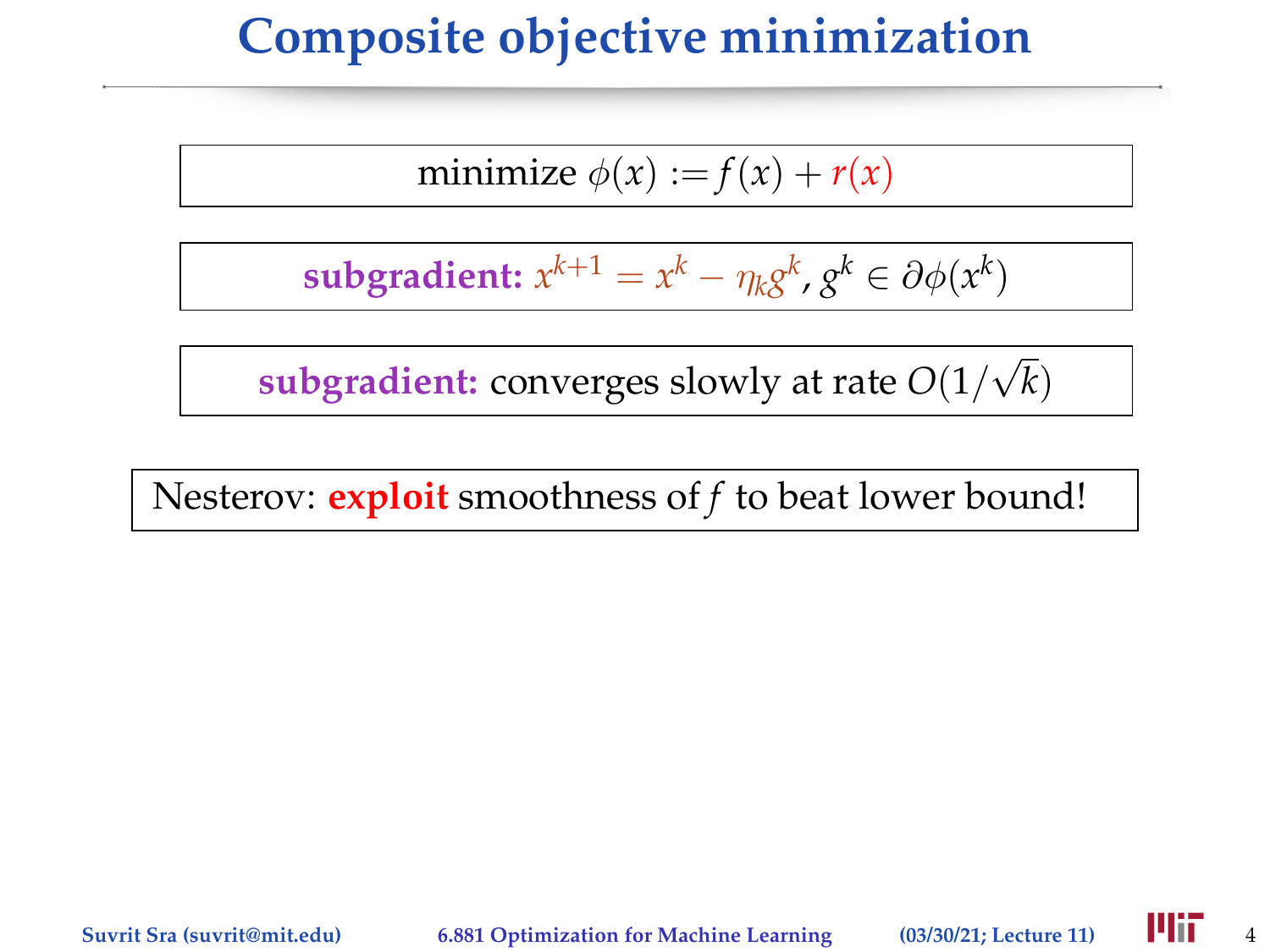# Composite objective minimization

$$\text{minimize } \phi(x) := f(x) + r(x)$$

**subgradient:** $x^{k+1} = x^k - \eta_k g^k, g^k \in \partial\phi(x^k)$

**subgradient:** converges slowly at rate $O(1/\sqrt{k})$

Nesterov: **exploit** smoothness of $f$ to beat lower bound!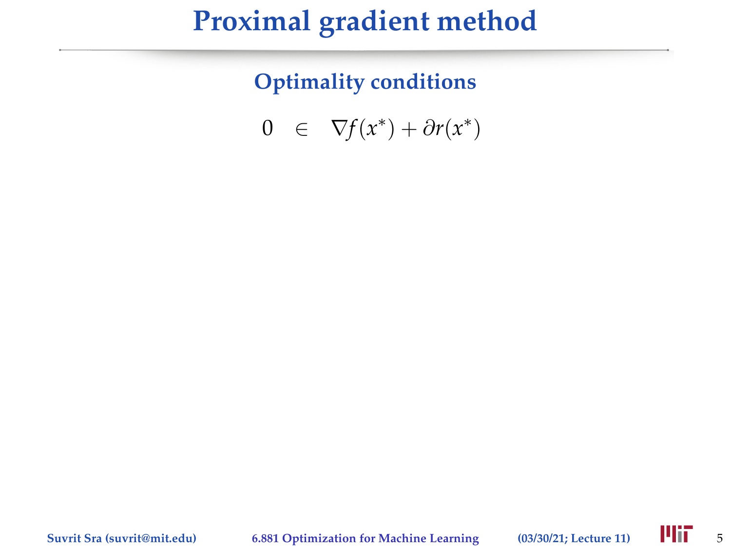# Proximal gradient method

## Optimality conditions

$$0 \in \nabla f(x^*) + \partial r(x^*)$$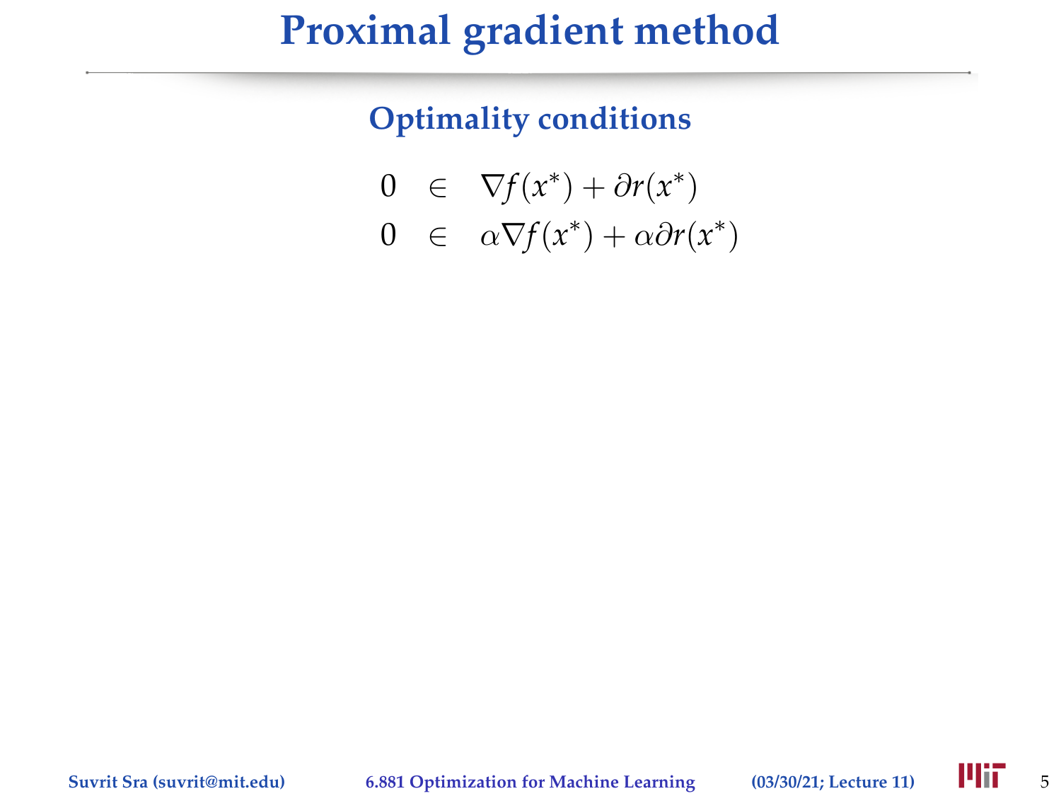# Proximal gradient method

## Optimality conditions

$$
\begin{aligned}
0 &\in \nabla f(x^*) + \partial r(x^*) \\
0 &\in \alpha \nabla f(x^*) + \alpha \partial r(x^*)
\end{aligned}
$$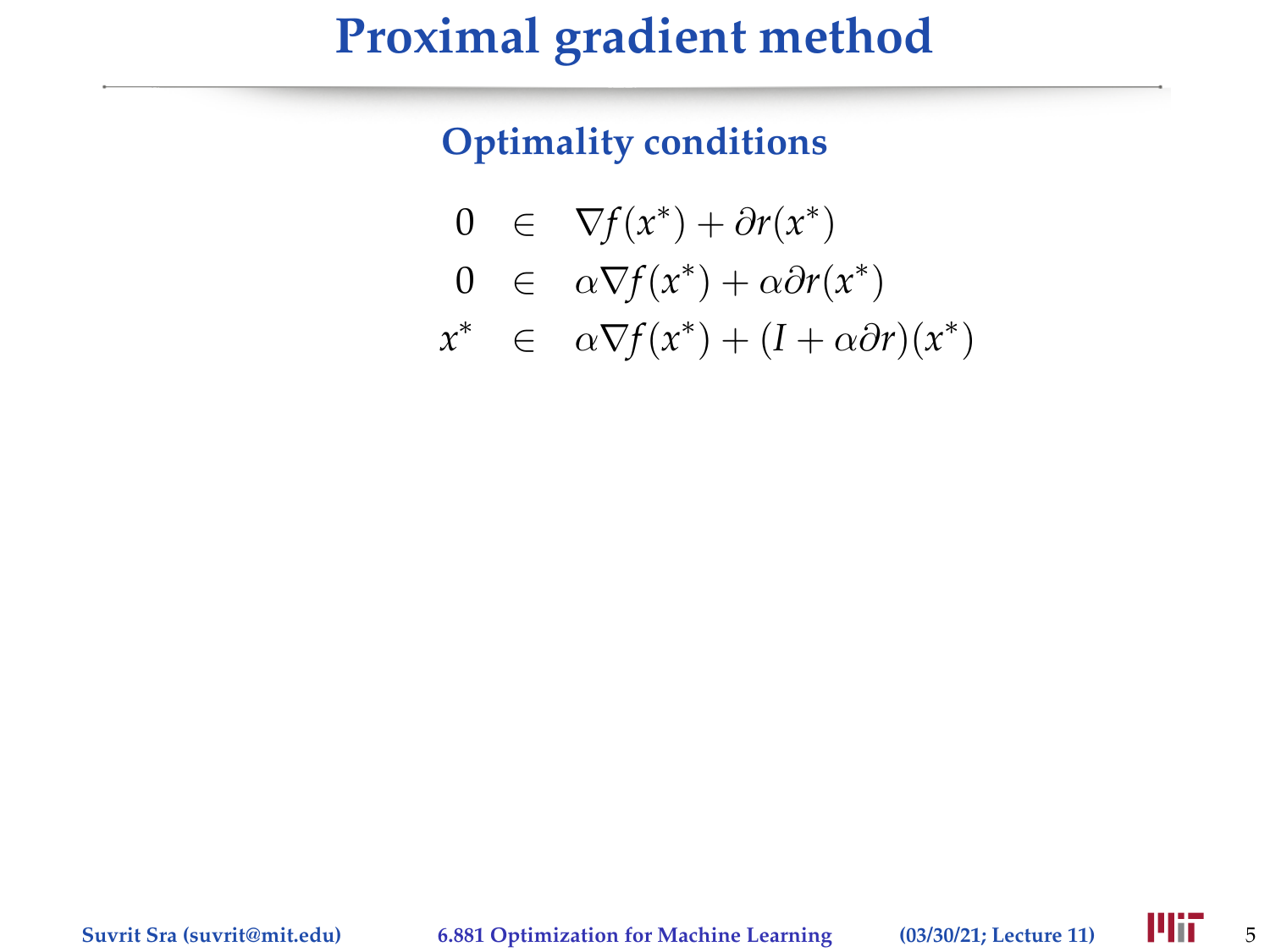# Proximal gradient method

## Optimality conditions

$$
\begin{aligned}
0 &\in \nabla f(x^*) + \partial r(x^*) \\
0 &\in \alpha \nabla f(x^*) + \alpha \partial r(x^*) \\
x^* &\in \alpha \nabla f(x^*) + (I + \alpha \partial r)(x^*)
\end{aligned}
$$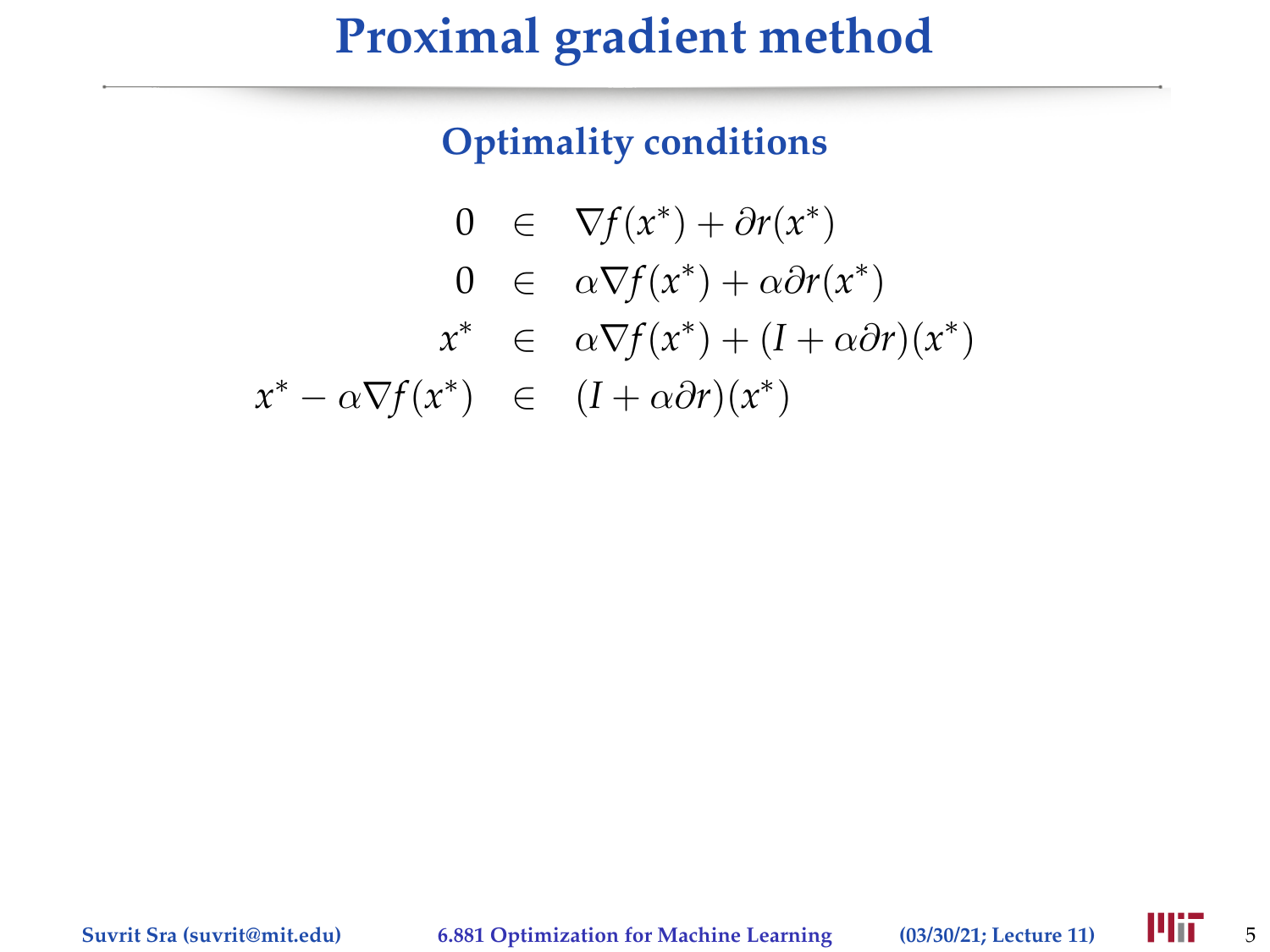# Proximal gradient method

## Optimality conditions

$$
\begin{aligned}
0 &\in \nabla f(x^*) + \partial r(x^*) \\
0 &\in \alpha \nabla f(x^*) + \alpha \partial r(x^*) \\
x^* &\in \alpha \nabla f(x^*) + (I + \alpha \partial r)(x^*) \\
x^* - \alpha \nabla f(x^*) &\in (I + \alpha \partial r)(x^*)
\end{aligned}
$$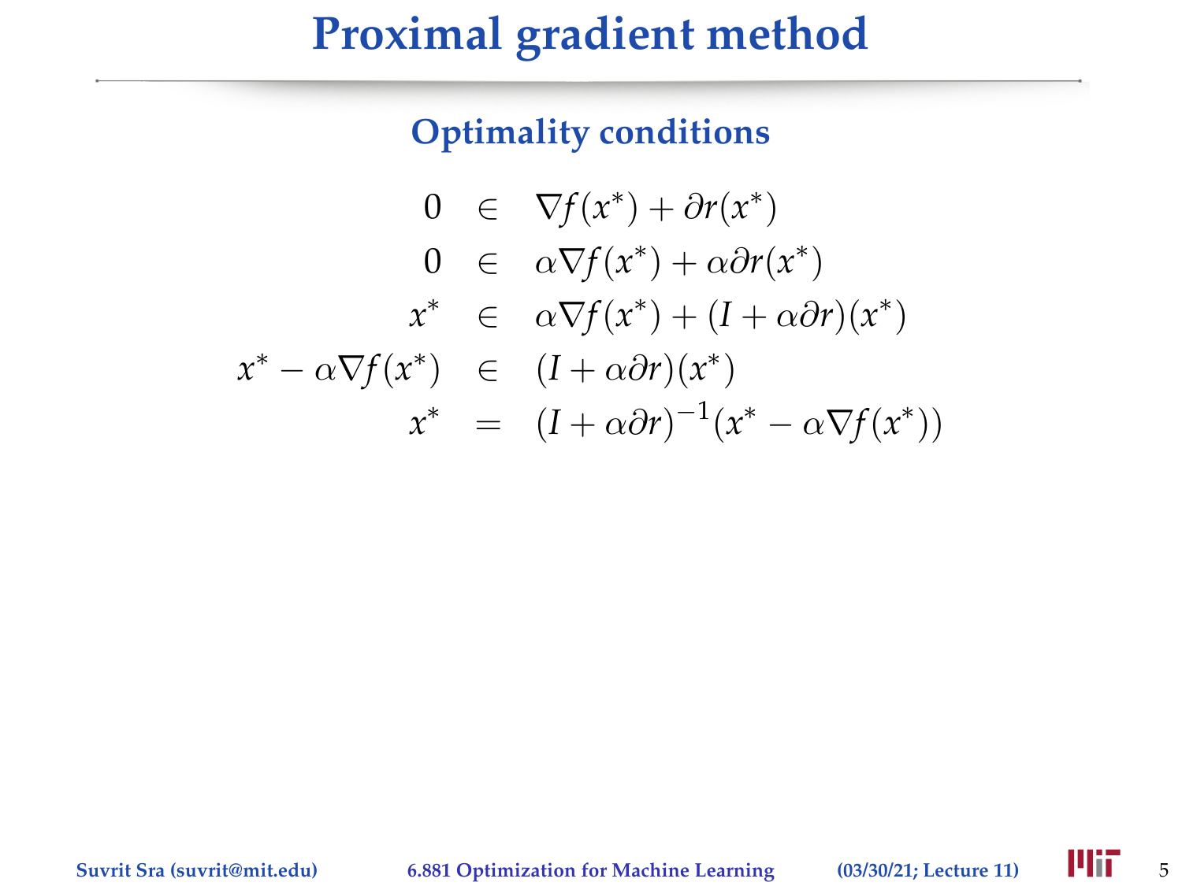# Proximal gradient method

## Optimality conditions

$$
\begin{aligned}
0 &\in \nabla f(x^*) + \partial r(x^*) \\
0 &\in \alpha \nabla f(x^*) + \alpha \partial r(x^*) \\
x^* &\in \alpha \nabla f(x^*) + (I + \alpha \partial r)(x^*) \\
x^* - \alpha \nabla f(x^*) &\in (I + \alpha \partial r)(x^*) \\
x^* &= (I + \alpha \partial r)^{-1}(x^* - \alpha \nabla f(x^*))
\end{aligned}
$$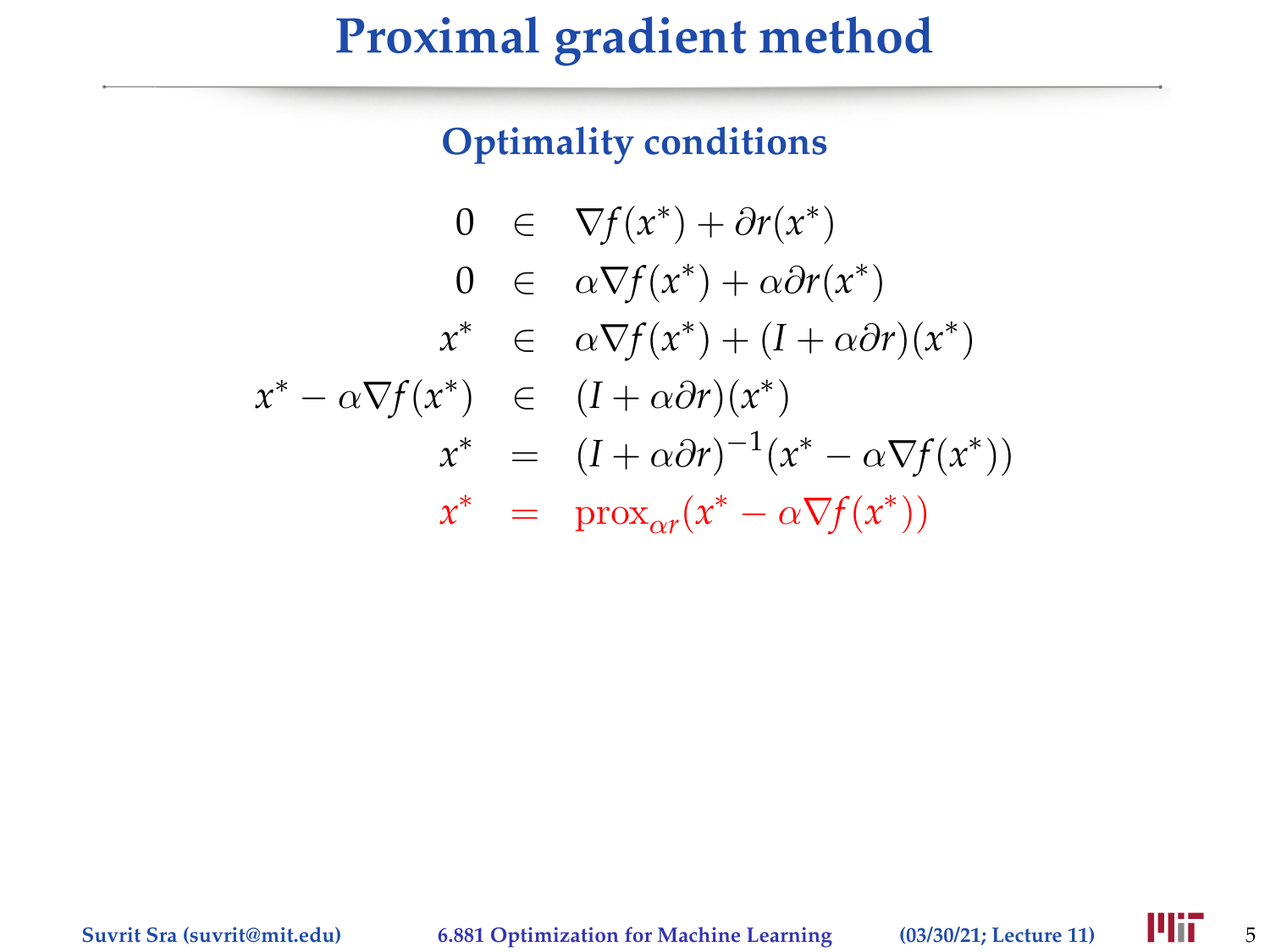# Proximal gradient method

## Optimality conditions

$$
\begin{aligned}
0 &\in \nabla f(x^*) + \partial r(x^*) \\
0 &\in \alpha \nabla f(x^*) + \alpha \partial r(x^*) \\
x^* &\in \alpha \nabla f(x^*) + (I + \alpha \partial r)(x^*) \\
x^* - \alpha \nabla f(x^*) &\in (I + \alpha \partial r)(x^*) \\
x^* &= (I + \alpha \partial r)^{-1}(x^* - \alpha \nabla f(x^*)) \\
x^* &= \operatorname{prox}_{\alpha r}(x^* - \alpha \nabla f(x^*))
\end{aligned}
$$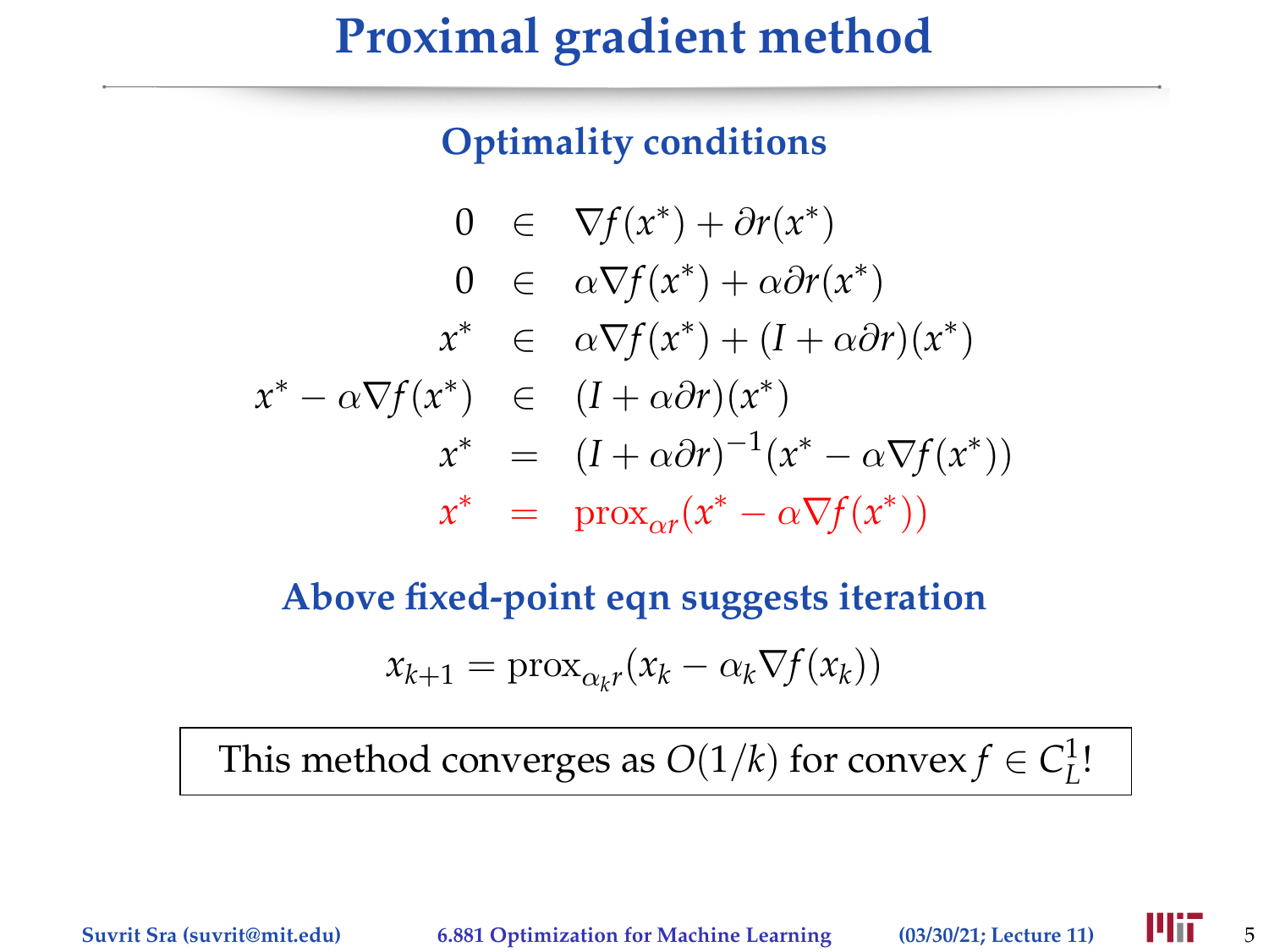# Proximal gradient method

### Optimality conditions

$$
\begin{aligned}
0 &\in \nabla f(x^*) + \partial r(x^*) \\
0 &\in \alpha \nabla f(x^*) + \alpha \partial r(x^*) \\
x^* &\in \alpha \nabla f(x^*) + (I + \alpha \partial r)(x^*) \\
x^* - \alpha \nabla f(x^*) &\in (I + \alpha \partial r)(x^*) \\
x^* &= (I + \alpha \partial r)^{-1}(x^* - \alpha \nabla f(x^*)) \\
x^* &= \mathrm{prox}_{\alpha r}(x^* - \alpha \nabla f(x^*))
\end{aligned}
$$

### Above fixed-point eqn suggests iteration

$$
x_{k+1} = \mathrm{prox}_{\alpha_k r}(x_k - \alpha_k \nabla f(x_k))
$$

This method converges as $O(1/k)$ for convex $f \in C_L^1$!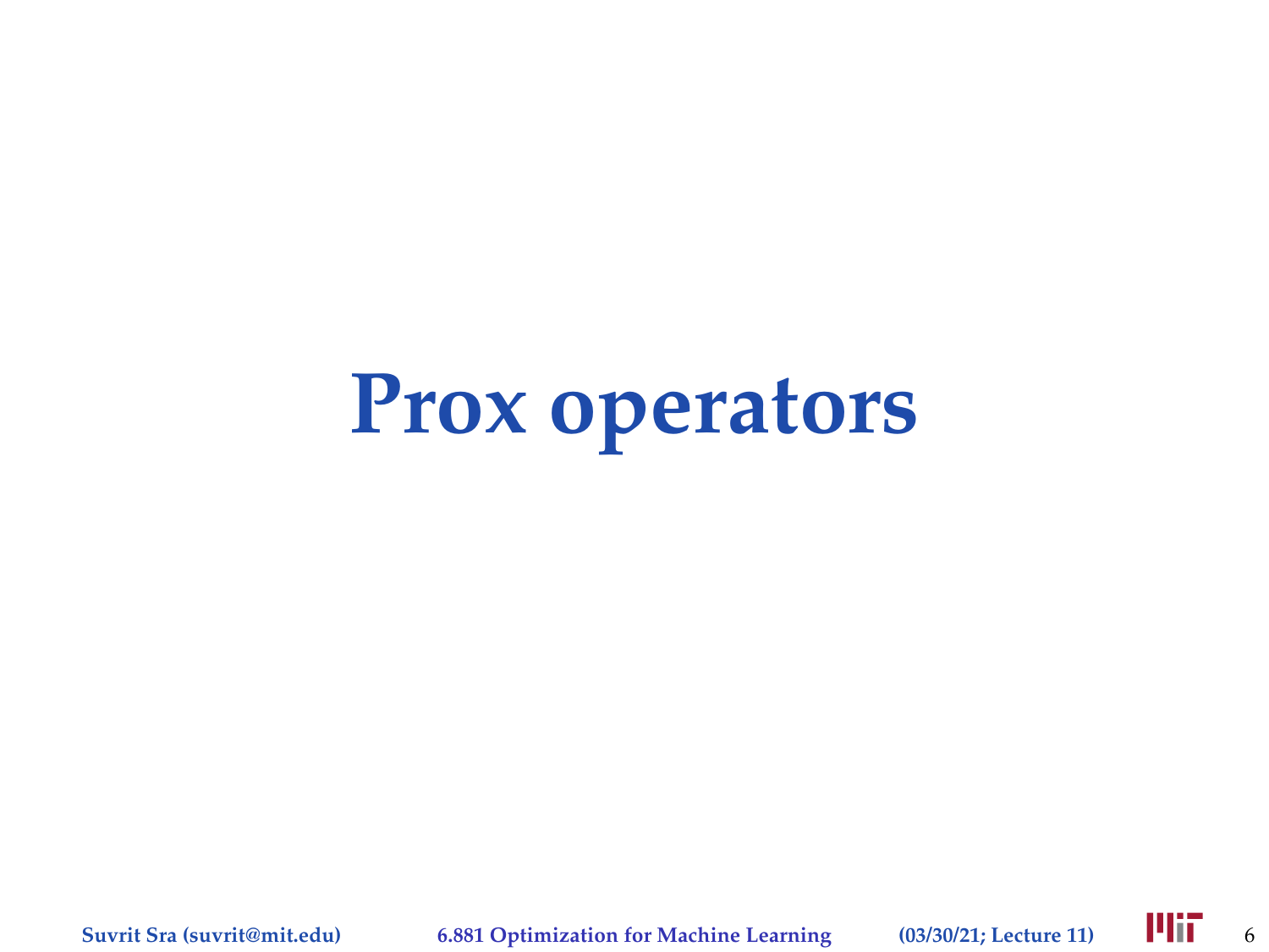# Prox operators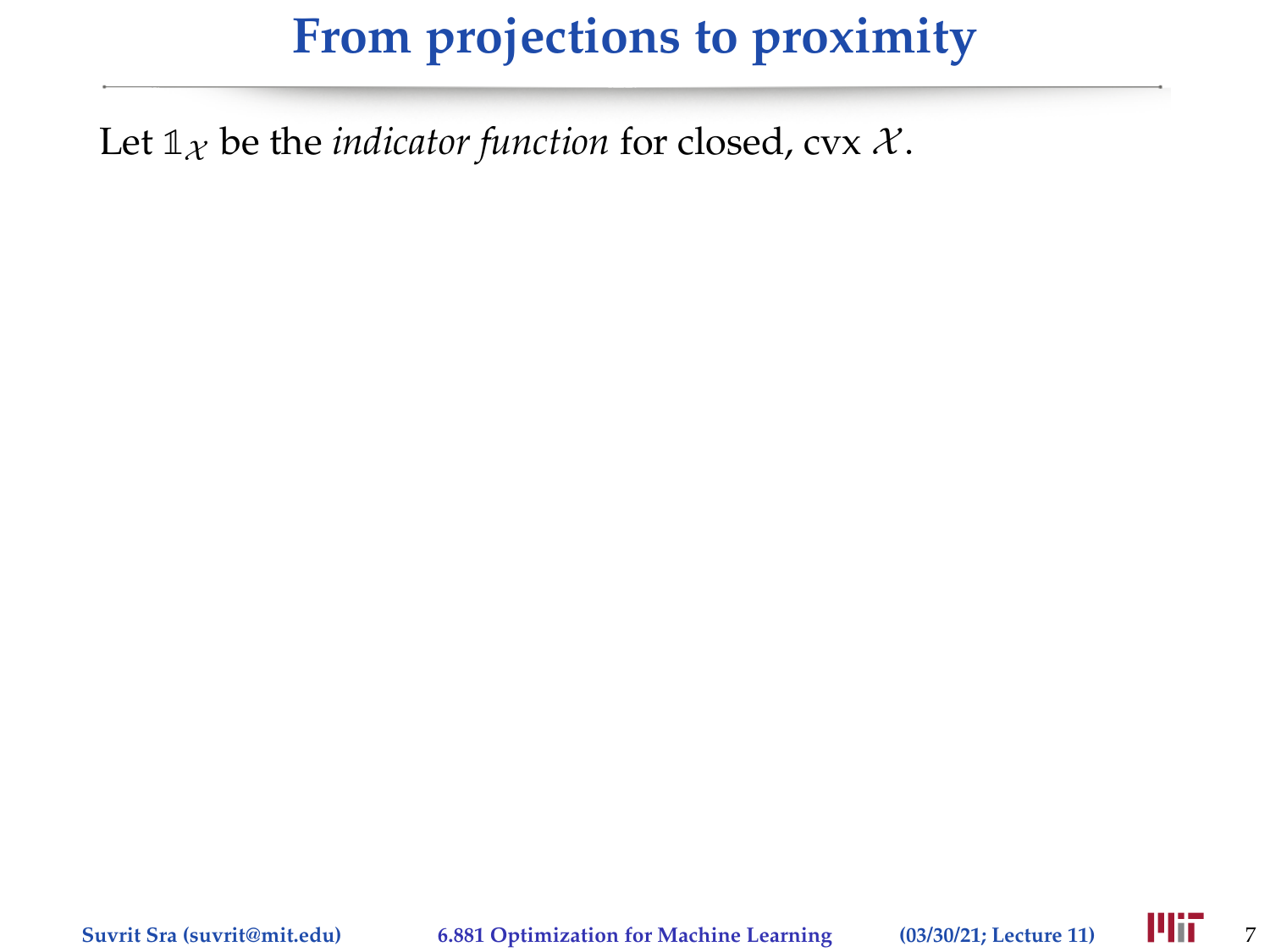# From projections to proximity

Let $\mathbb{1}_{\mathcal{X}}$ be the *indicator function* for closed, cvx $\mathcal{X}$.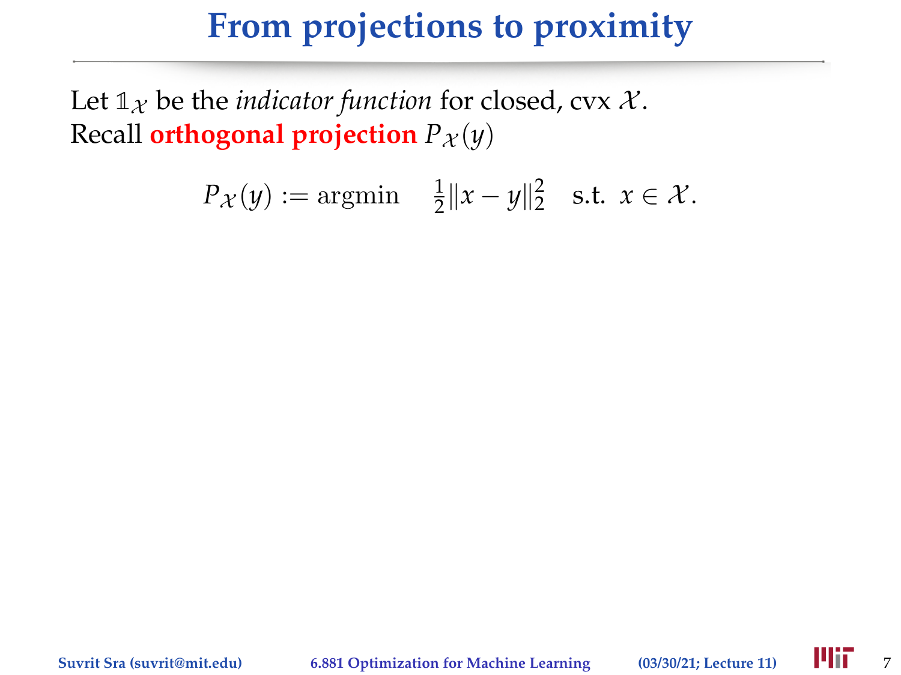# From projections to proximity

Let $\mathbb{1}_{\mathcal{X}}$ be the *indicator function* for closed, cvx $\mathcal{X}$.
Recall **orthogonal projection** $P_{\mathcal{X}}(y)$

$$P_{\mathcal{X}}(y) := \operatorname{argmin} \quad \tfrac{1}{2}\|x - y\|_2^2 \quad \text{s.t. } x \in \mathcal{X}.$$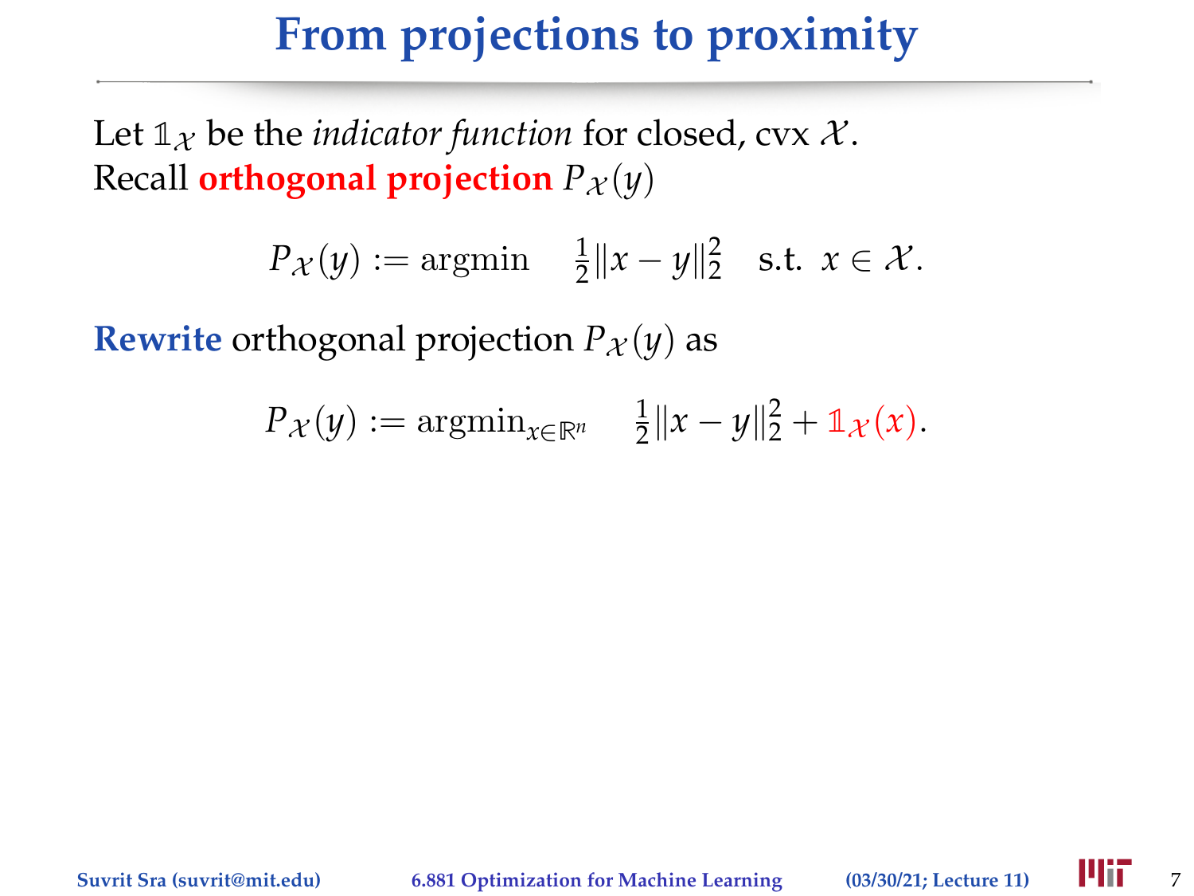# From projections to proximity

Let $\mathbb{1}_{\mathcal{X}}$ be the *indicator function* for closed, cvx $\mathcal{X}$.
Recall **orthogonal projection** $P_{\mathcal{X}}(y)$

$$P_{\mathcal{X}}(y) := \text{argmin} \quad \tfrac{1}{2}\|x - y\|_2^2 \quad \text{s.t. } x \in \mathcal{X}.$$

**Rewrite** orthogonal projection $P_{\mathcal{X}}(y)$ as

$$P_{\mathcal{X}}(y) := \text{argmin}_{x \in \mathbb{R}^n} \quad \tfrac{1}{2}\|x - y\|_2^2 + \mathbb{1}_{\mathcal{X}}(x).$$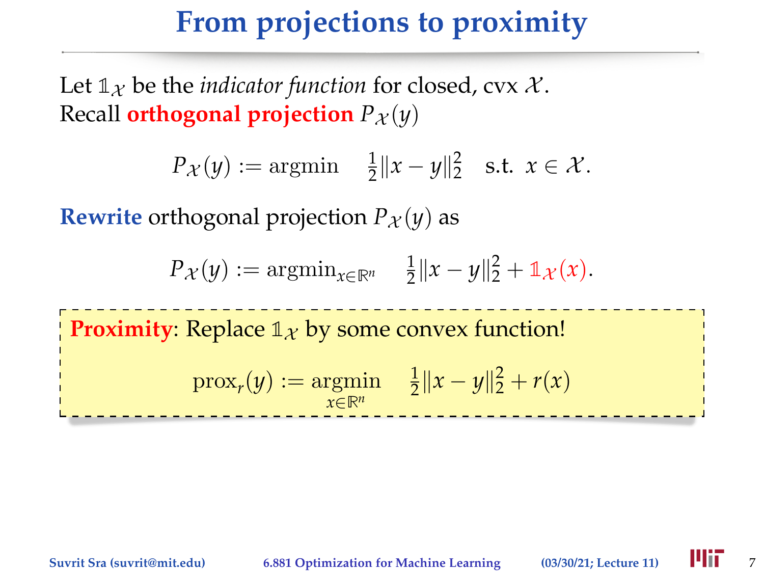# From projections to proximity

Let $\mathbb{1}_{\mathcal{X}}$ be the *indicator function* for closed, cvx $\mathcal{X}$.
Recall **orthogonal projection** $P_{\mathcal{X}}(y)$

$$P_{\mathcal{X}}(y) := \operatorname{argmin} \quad \tfrac{1}{2}\|x - y\|_2^2 \quad \text{s.t. } x \in \mathcal{X}.$$

**Rewrite** orthogonal projection $P_{\mathcal{X}}(y)$ as

$$P_{\mathcal{X}}(y) := \operatorname{argmin}_{x \in \mathbb{R}^n} \quad \tfrac{1}{2}\|x - y\|_2^2 + \mathbb{1}_{\mathcal{X}}(x).$$

**Proximity**: Replace $\mathbb{1}_{\mathcal{X}}$ by some convex function!

$$\operatorname{prox}_r(y) := \operatorname*{argmin}_{x \in \mathbb{R}^n} \quad \tfrac{1}{2}\|x - y\|_2^2 + r(x)$$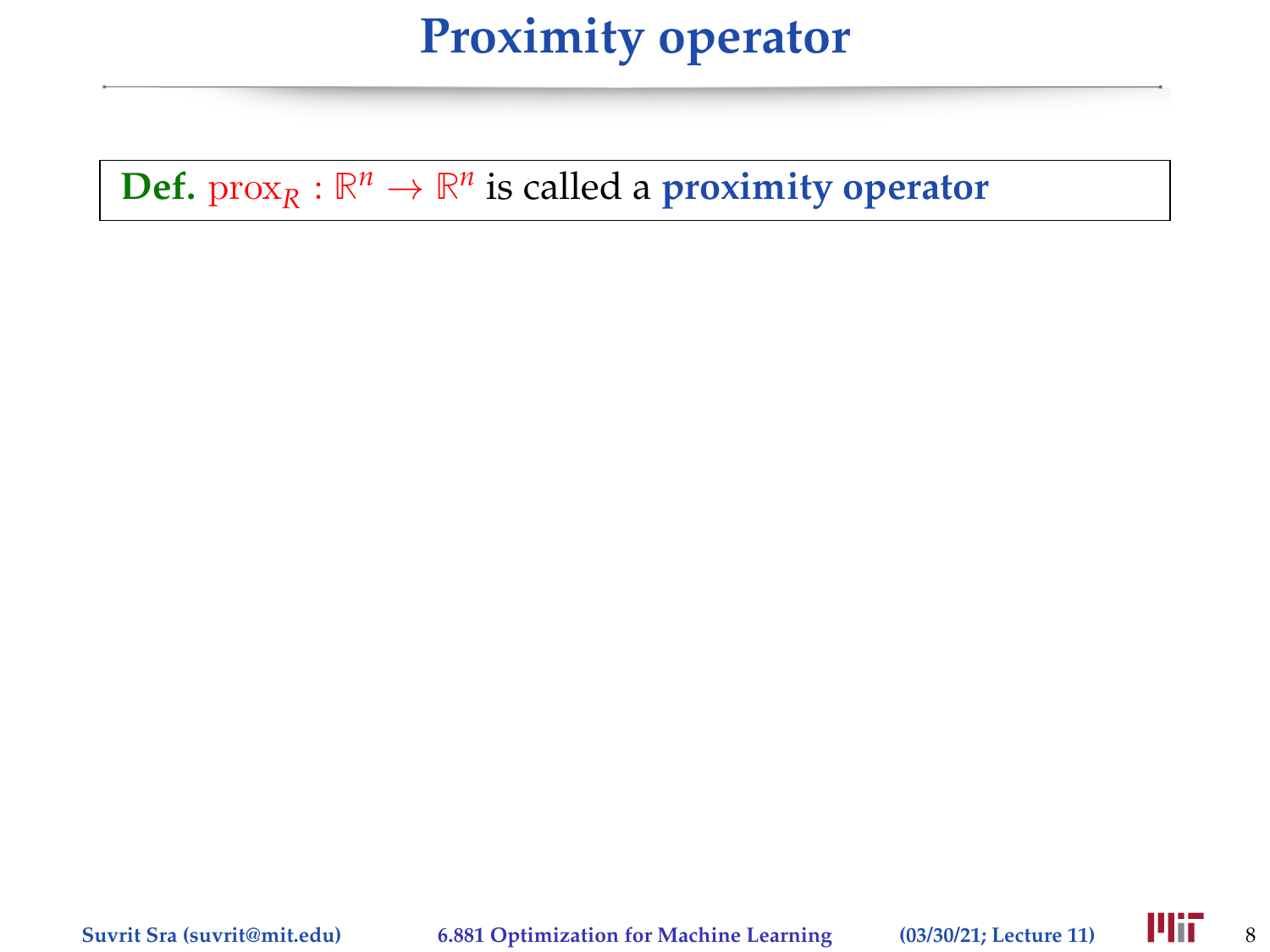# Proximity operator

**Def.** $\text{prox}_R : \mathbb{R}^n \to \mathbb{R}^n$ is called a **proximity operator**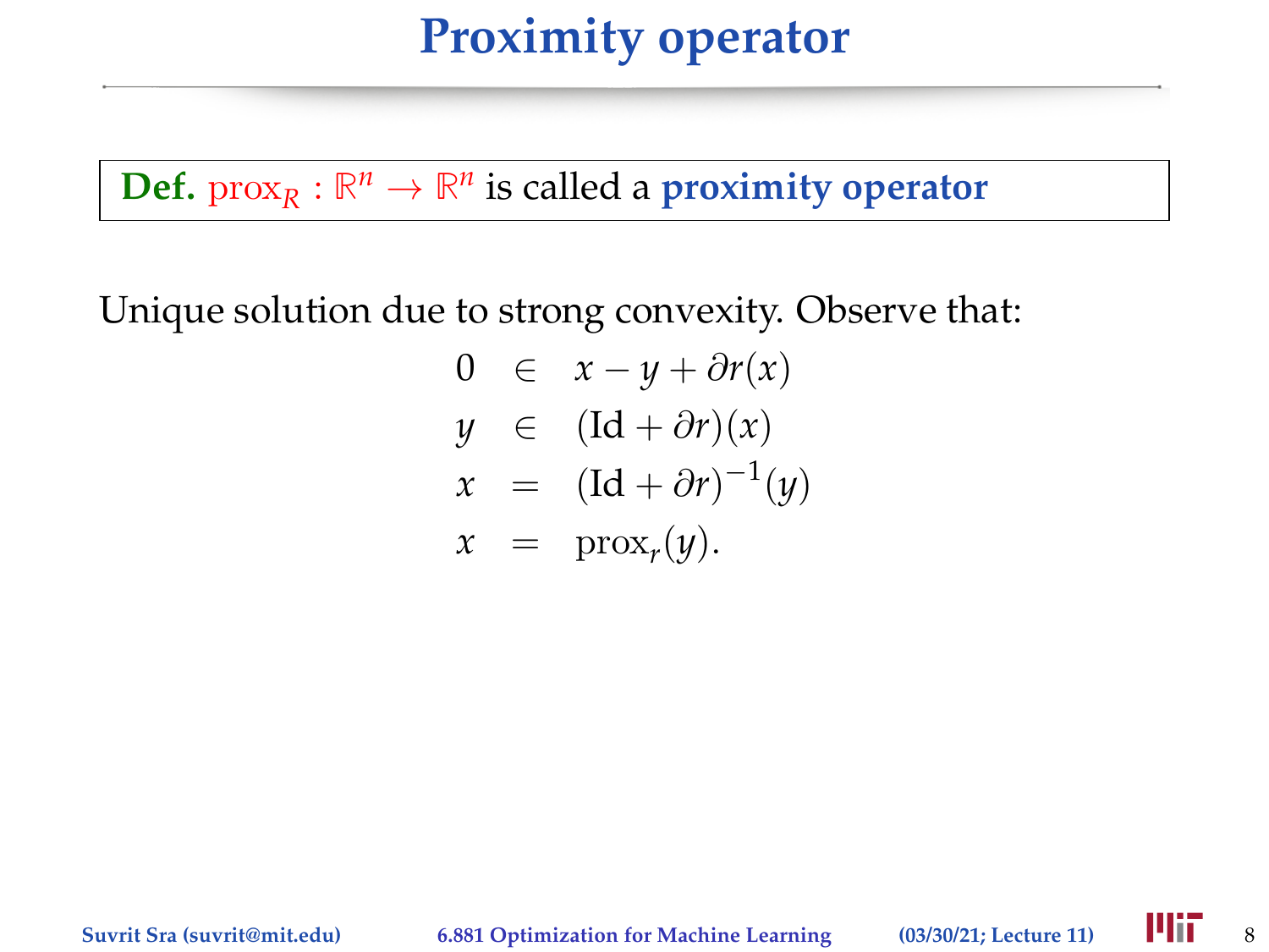# Proximity operator

**Def.** $\text{prox}_R : \mathbb{R}^n \to \mathbb{R}^n$ is called a **proximity operator**

Unique solution due to strong convexity. Observe that:

$$
\begin{aligned}
0 &\in x - y + \partial r(x) \\
y &\in (\text{Id} + \partial r)(x) \\
x &= (\text{Id} + \partial r)^{-1}(y) \\
x &= \text{prox}_r(y).
\end{aligned}
$$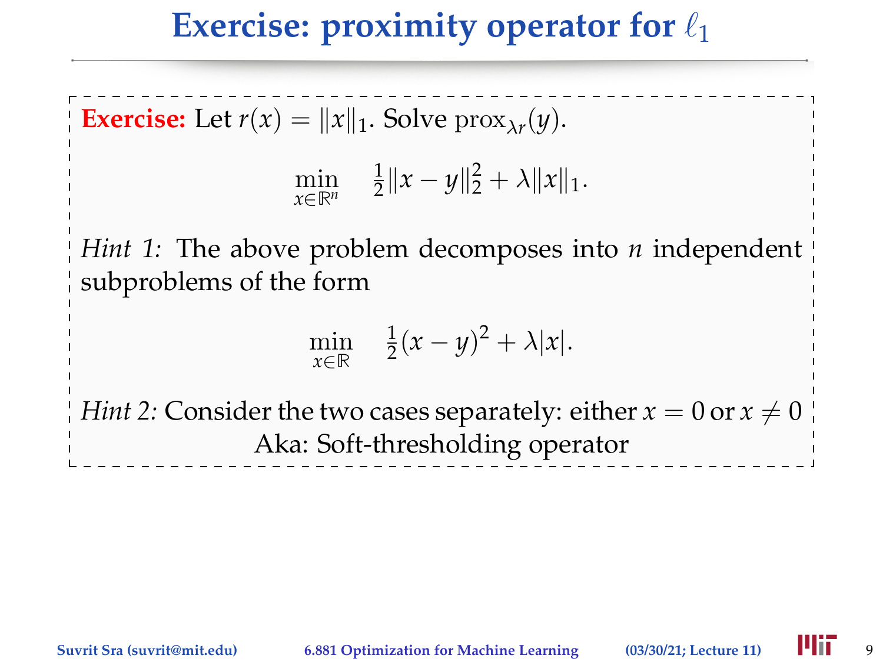# Exercise: proximity operator for $\ell_1$

**Exercise:** Let $r(x) = \|x\|_1$. Solve $\mathrm{prox}_{\lambda r}(y)$.

$$\min_{x \in \mathbb{R}^n} \quad \tfrac{1}{2}\|x - y\|_2^2 + \lambda \|x\|_1.$$

*Hint 1:* The above problem decomposes into $n$ independent subproblems of the form

$$\min_{x \in \mathbb{R}} \quad \tfrac{1}{2}(x - y)^2 + \lambda |x|.$$

*Hint 2:* Consider the two cases separately: either $x = 0$ or $x \neq 0$

Aka: Soft-thresholding operator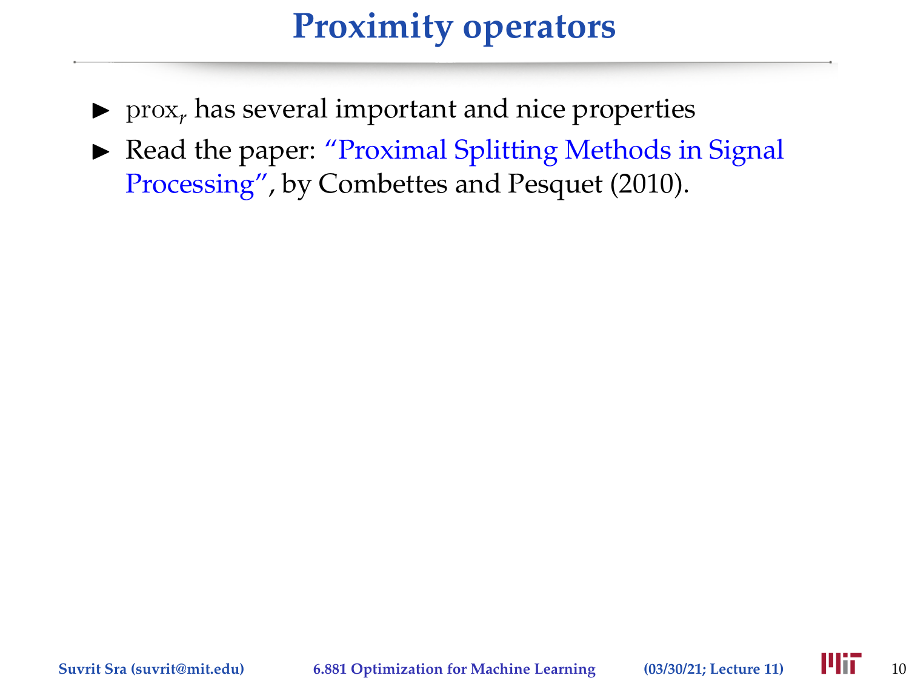# Proximity operators

- $\text{prox}_r$ has several important and nice properties
- Read the paper: "Proximal Splitting Methods in Signal Processing", by Combettes and Pesquet (2010).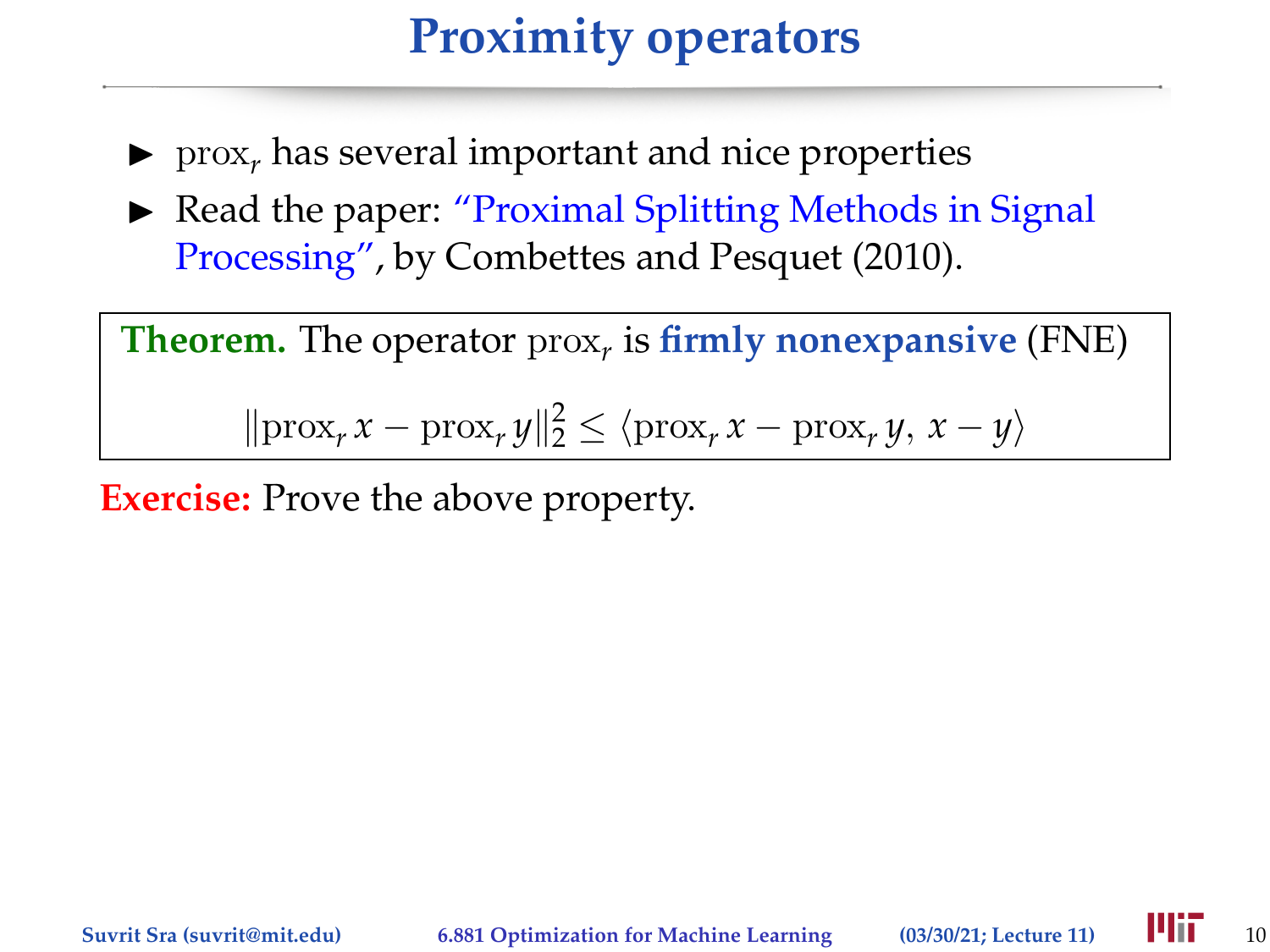# Proximity operators

- $\mathrm{prox}_r$ has several important and nice properties
- Read the paper: "Proximal Splitting Methods in Signal Processing", by Combettes and Pesquet (2010).

**Theorem.** The operator $\mathrm{prox}_r$ is **firmly nonexpansive** (FNE)

$$\|\mathrm{prox}_r\, x - \mathrm{prox}_r\, y\|_2^2 \leq \langle \mathrm{prox}_r\, x - \mathrm{prox}_r\, y,\, x - y \rangle$$

**Exercise:** Prove the above property.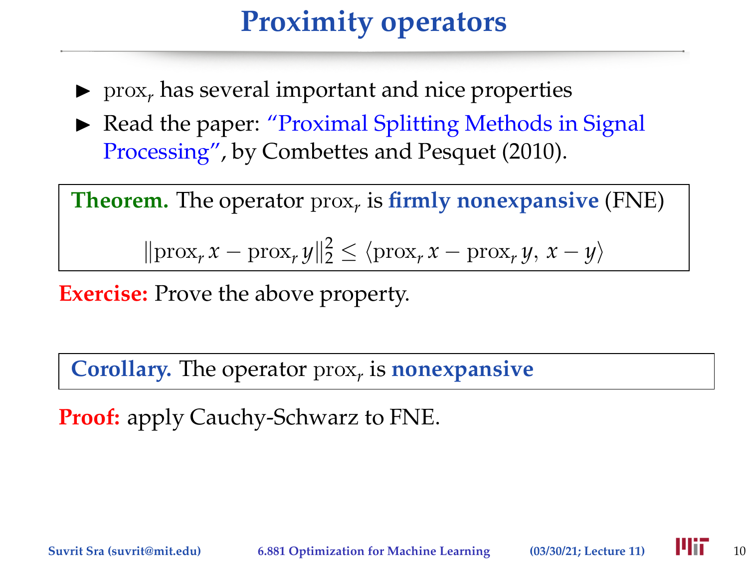# Proximity operators

- $\text{prox}_r$ has several important and nice properties
- Read the paper: "Proximal Splitting Methods in Signal Processing", by Combettes and Pesquet (2010).

**Theorem.** The operator $\text{prox}_r$ is **firmly nonexpansive** (FNE)

$$\|\text{prox}_r x - \text{prox}_r y\|_2^2 \leq \langle \text{prox}_r x - \text{prox}_r y,\, x - y \rangle$$

**Exercise:** Prove the above property.

**Corollary.** The operator $\text{prox}_r$ is **nonexpansive**

**Proof:** apply Cauchy-Schwarz to FNE.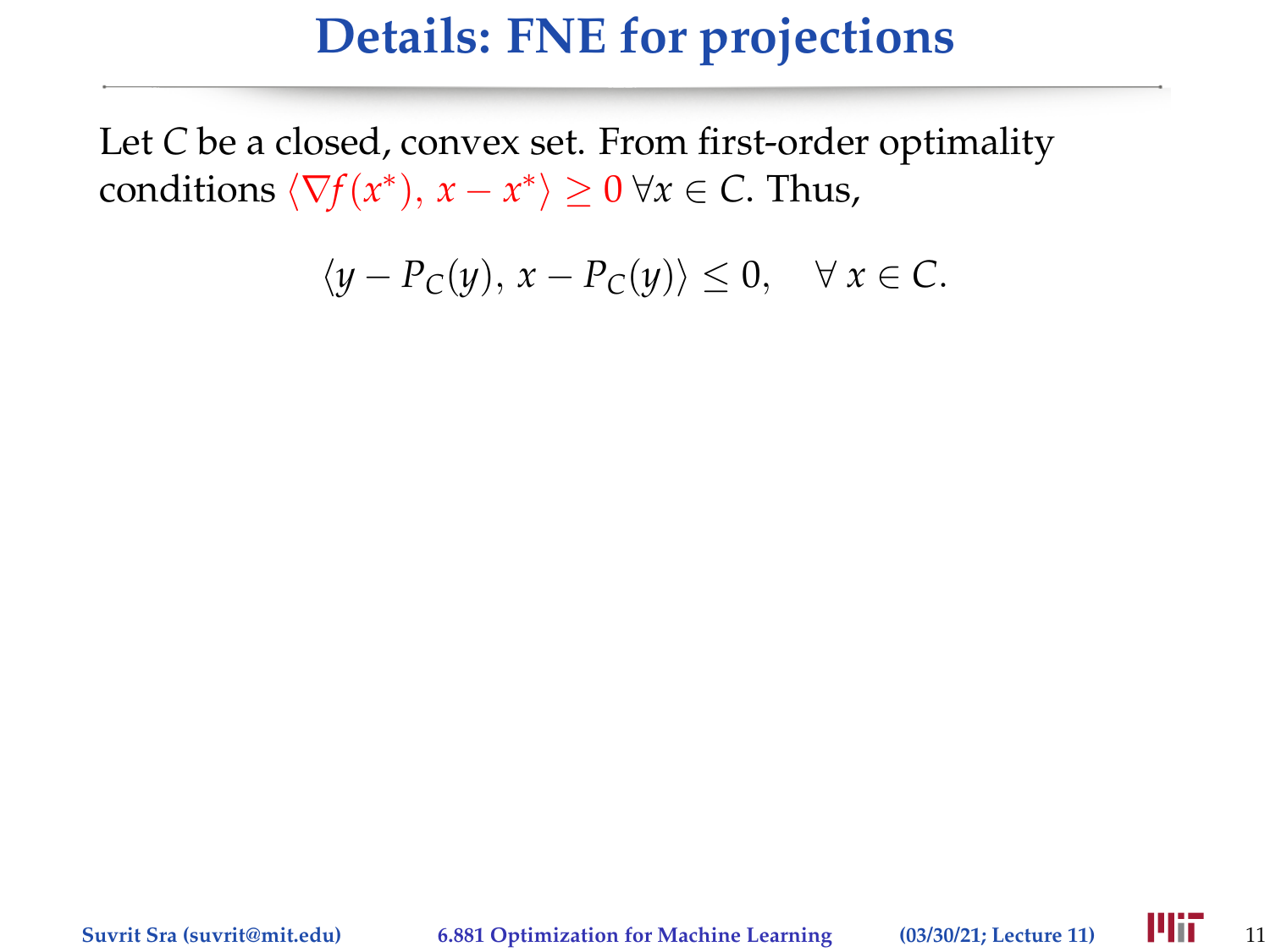# Details: FNE for projections

Let $C$ be a closed, convex set. From first-order optimality conditions $\langle \nabla f(x^*), x - x^* \rangle \geq 0$ $\forall x \in C$. Thus,

$$\langle y - P_C(y), x - P_C(y) \rangle \leq 0, \quad \forall\, x \in C.$$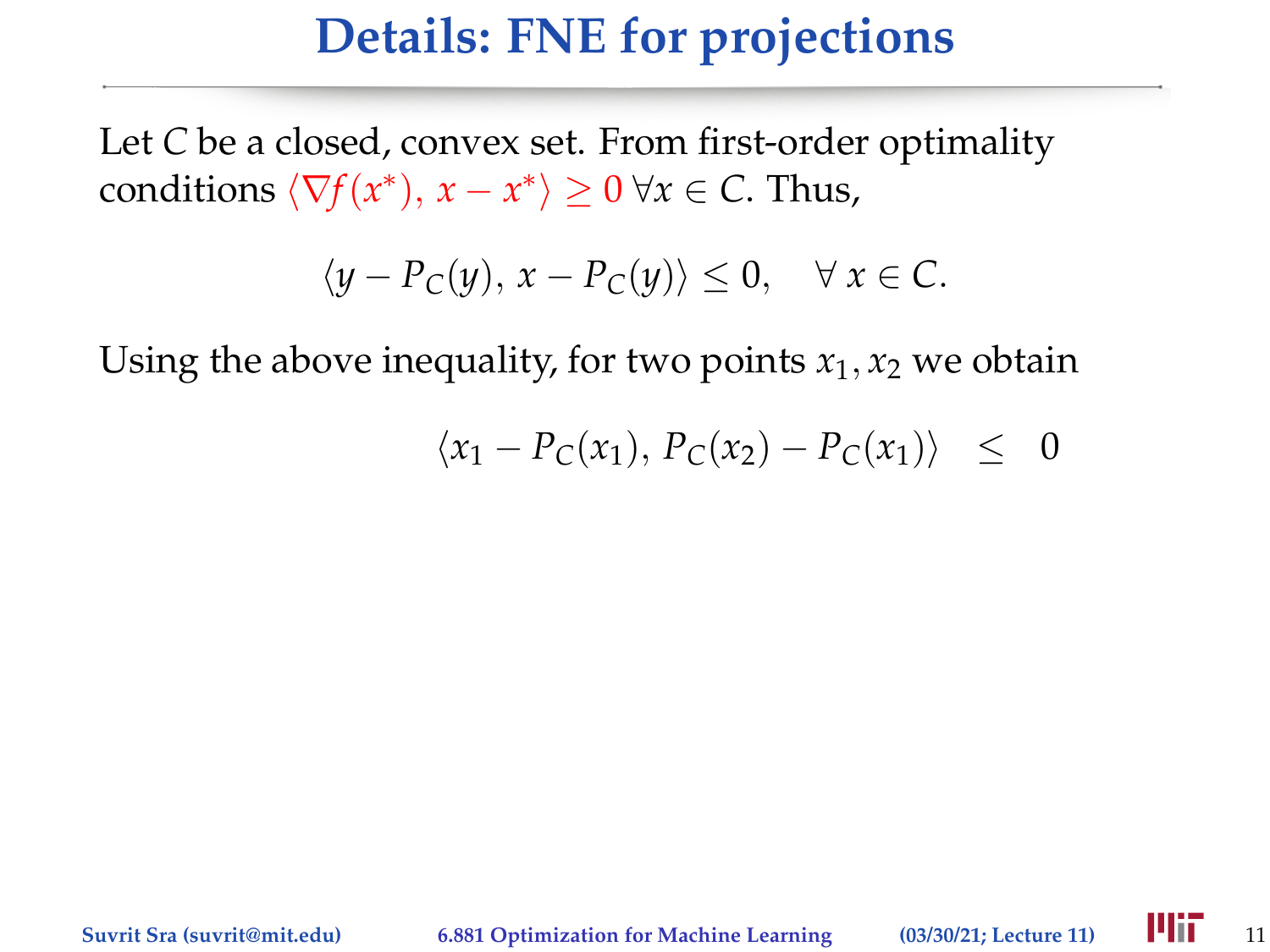# Details: FNE for projections

Let $C$ be a closed, convex set. From first-order optimality conditions $\langle \nabla f(x^*), x - x^* \rangle \geq 0 \; \forall x \in C$. Thus,

$$\langle y - P_C(y), x - P_C(y) \rangle \leq 0, \quad \forall x \in C.$$

Using the above inequality, for two points $x_1, x_2$ we obtain

$$\langle x_1 - P_C(x_1), P_C(x_2) - P_C(x_1) \rangle \quad \leq \quad 0$$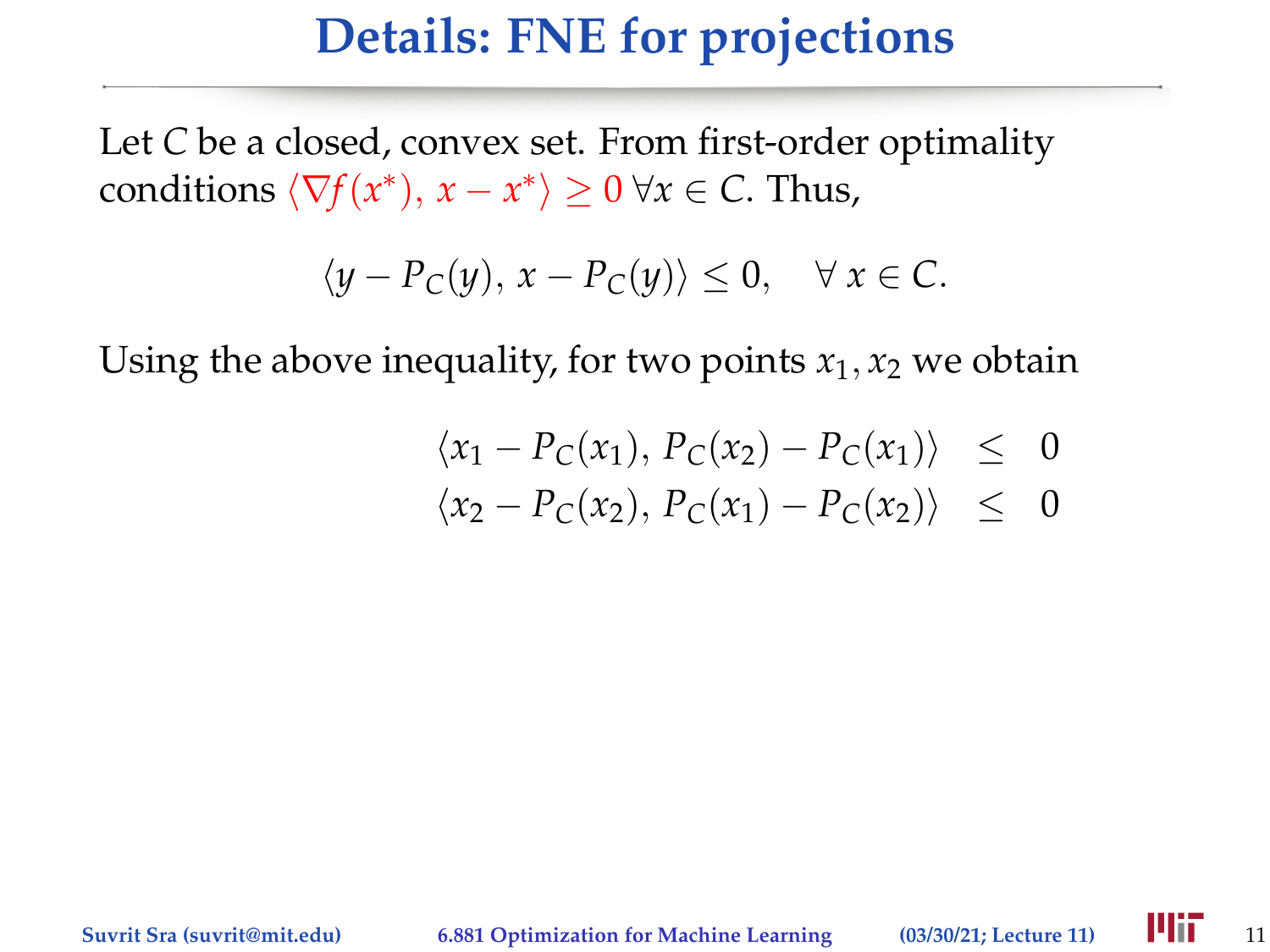# Details: FNE for projections

Let $C$ be a closed, convex set. From first-order optimality conditions $\langle \nabla f(x^*),\, x - x^* \rangle \geq 0$ $\forall x \in C$. Thus,

$$\langle y - P_C(y),\, x - P_C(y) \rangle \leq 0, \quad \forall\, x \in C.$$

Using the above inequality, for two points $x_1, x_2$ we obtain

$$\begin{aligned}
\langle x_1 - P_C(x_1),\, P_C(x_2) - P_C(x_1) \rangle &\leq 0 \\
\langle x_2 - P_C(x_2),\, P_C(x_1) - P_C(x_2) \rangle &\leq 0
\end{aligned}$$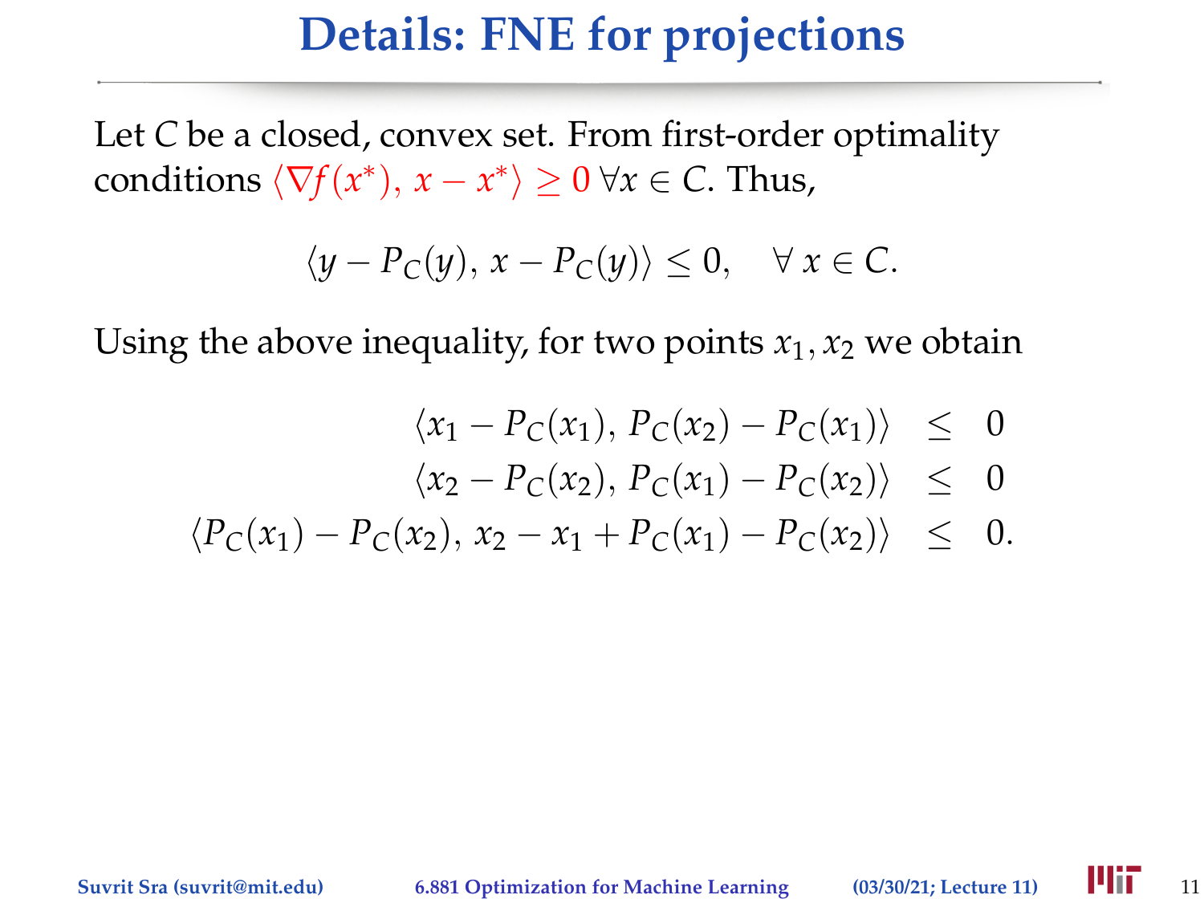# Details: FNE for projections

Let $C$ be a closed, convex set. From first-order optimality conditions $\langle \nabla f(x^*), x - x^* \rangle \geq 0 \; \forall x \in C$. Thus,

$$\langle y - P_C(y), x - P_C(y) \rangle \leq 0, \quad \forall\, x \in C.$$

Using the above inequality, for two points $x_1, x_2$ we obtain

$$\begin{aligned}
\langle x_1 - P_C(x_1), P_C(x_2) - P_C(x_1) \rangle &\leq 0 \\
\langle x_2 - P_C(x_2), P_C(x_1) - P_C(x_2) \rangle &\leq 0 \\
\langle P_C(x_1) - P_C(x_2), x_2 - x_1 + P_C(x_1) - P_C(x_2) \rangle &\leq 0.
\end{aligned}$$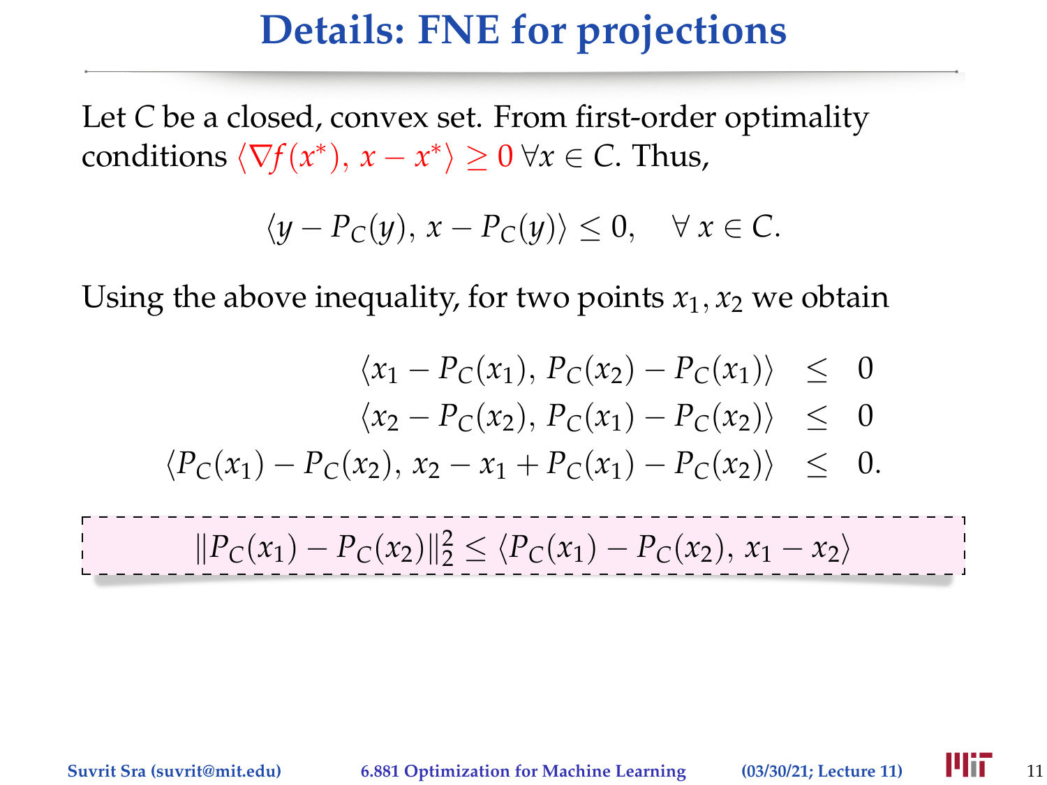# Details: FNE for projections

Let $C$ be a closed, convex set. From first-order optimality conditions $\langle \nabla f(x^*), x - x^* \rangle \geq 0$ $\forall x \in C$. Thus,

$$\langle y - P_C(y), x - P_C(y) \rangle \leq 0, \quad \forall\, x \in C.$$

Using the above inequality, for two points $x_1, x_2$ we obtain

$$\begin{aligned}
\langle x_1 - P_C(x_1), P_C(x_2) - P_C(x_1) \rangle &\leq 0 \\
\langle x_2 - P_C(x_2), P_C(x_1) - P_C(x_2) \rangle &\leq 0 \\
\langle P_C(x_1) - P_C(x_2), x_2 - x_1 + P_C(x_1) - P_C(x_2) \rangle &\leq 0.
\end{aligned}$$

$$\|P_C(x_1) - P_C(x_2)\|_2^2 \leq \langle P_C(x_1) - P_C(x_2), x_1 - x_2 \rangle$$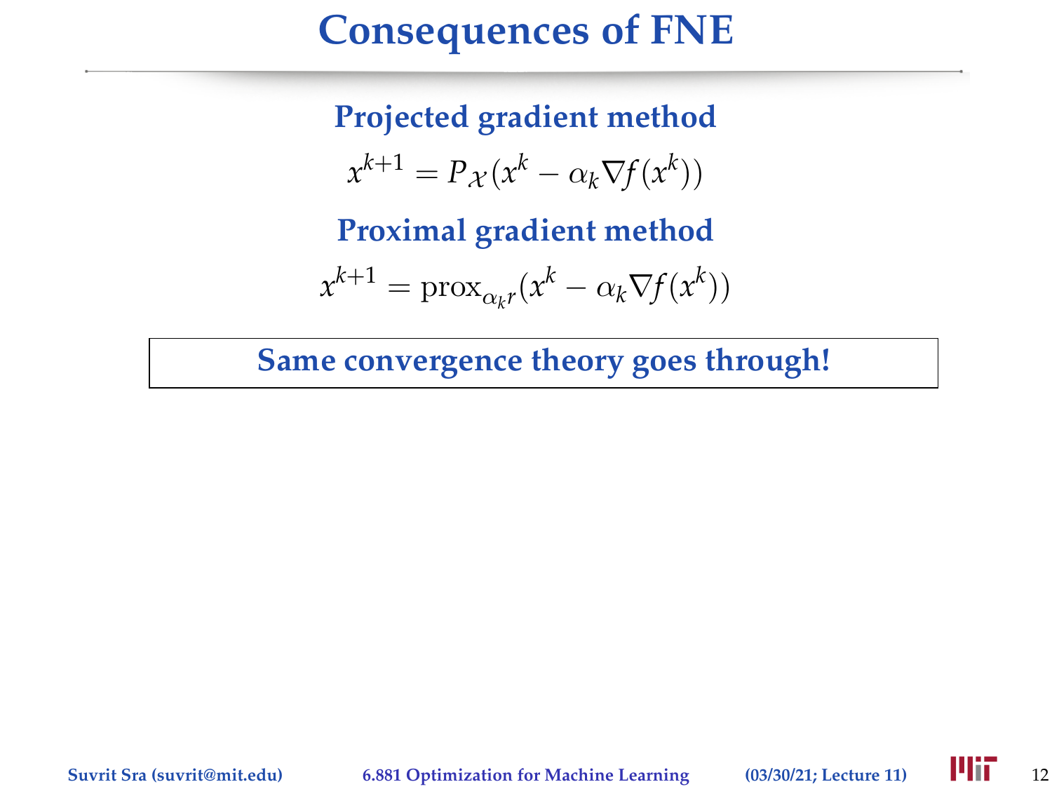# Consequences of FNE

**Projected gradient method**

$$x^{k+1} = P_{\mathcal{X}}(x^k - \alpha_k \nabla f(x^k))$$

**Proximal gradient method**

$$x^{k+1} = \mathrm{prox}_{\alpha_k r}(x^k - \alpha_k \nabla f(x^k))$$

**Same convergence theory goes through!**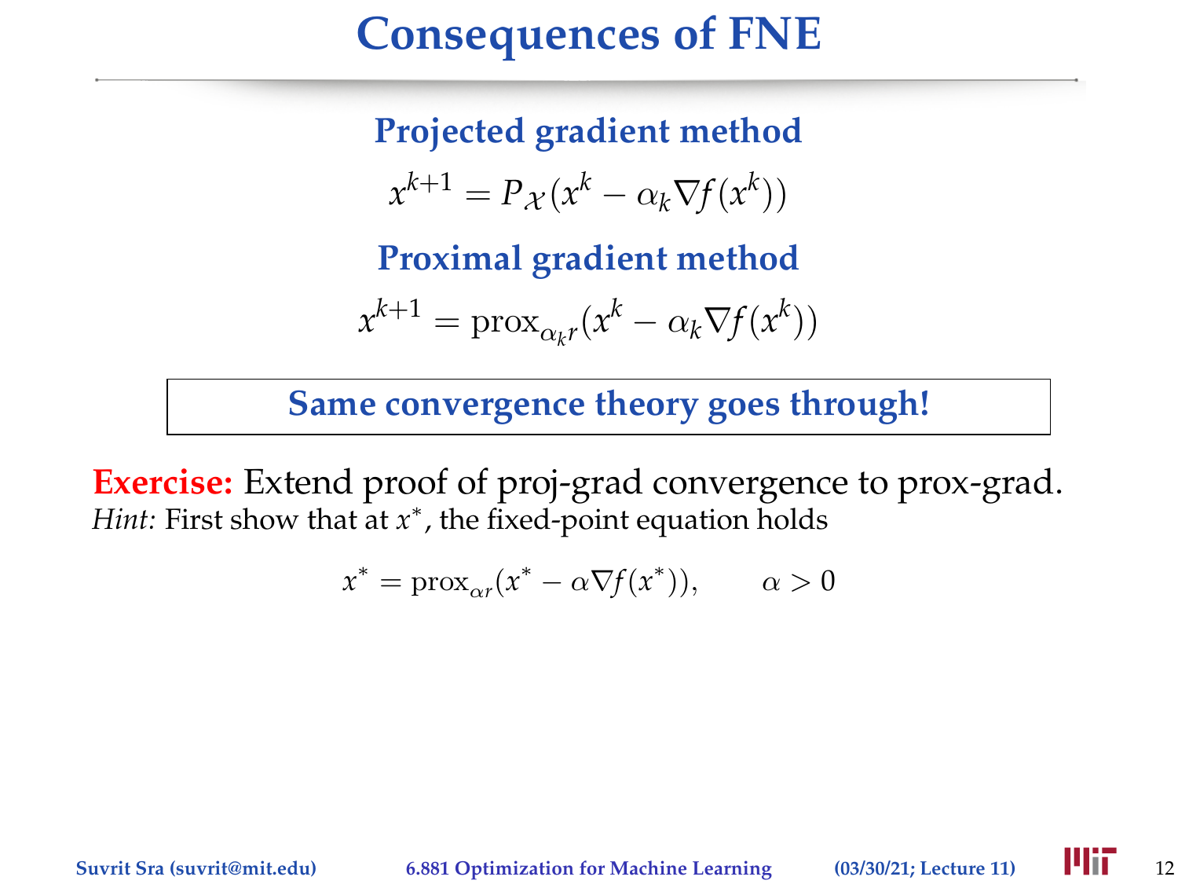# Consequences of FNE

**Projected gradient method**

$$x^{k+1} = P_{\mathcal{X}}(x^k - \alpha_k \nabla f(x^k))$$

**Proximal gradient method**

$$x^{k+1} = \operatorname{prox}_{\alpha_k r}(x^k - \alpha_k \nabla f(x^k))$$

**Same convergence theory goes through!**

**Exercise:** Extend proof of proj-grad convergence to prox-grad.
*Hint:* First show that at $x^*$, the fixed-point equation holds

$$x^* = \operatorname{prox}_{\alpha r}(x^* - \alpha \nabla f(x^*)), \qquad \alpha > 0$$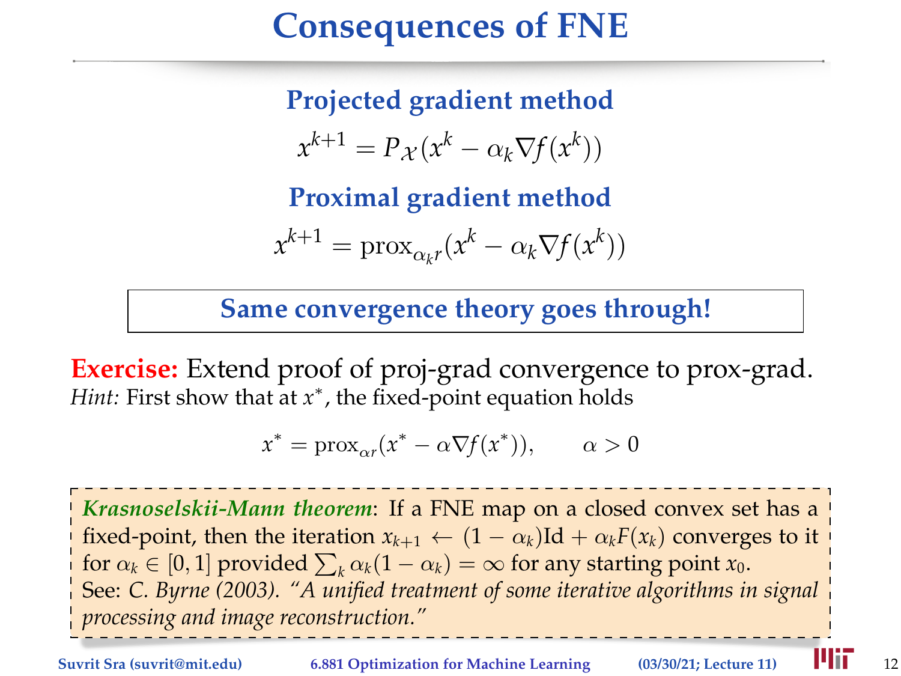# Consequences of FNE

### Projected gradient method

$$x^{k+1} = P_{\mathcal{X}}(x^k - \alpha_k \nabla f(x^k))$$

### Proximal gradient method

$$x^{k+1} = \mathrm{prox}_{\alpha_k r}(x^k - \alpha_k \nabla f(x^k))$$

**Same convergence theory goes through!**

**Exercise:** Extend proof of proj-grad convergence to prox-grad.
*Hint:* First show that at $x^*$, the fixed-point equation holds

$$x^* = \mathrm{prox}_{\alpha r}(x^* - \alpha \nabla f(x^*)), \qquad \alpha > 0$$

***Krasnoselskii-Mann theorem***: If a FNE map on a closed convex set has a fixed-point, then the iteration $x_{k+1} \leftarrow (1-\alpha_k)\mathrm{Id} + \alpha_k F(x_k)$ converges to it for $\alpha_k \in [0,1]$ provided $\sum_k \alpha_k(1-\alpha_k) = \infty$ for any starting point $x_0$.
See: *C. Byrne (2003). "A unified treatment of some iterative algorithms in signal processing and image reconstruction."*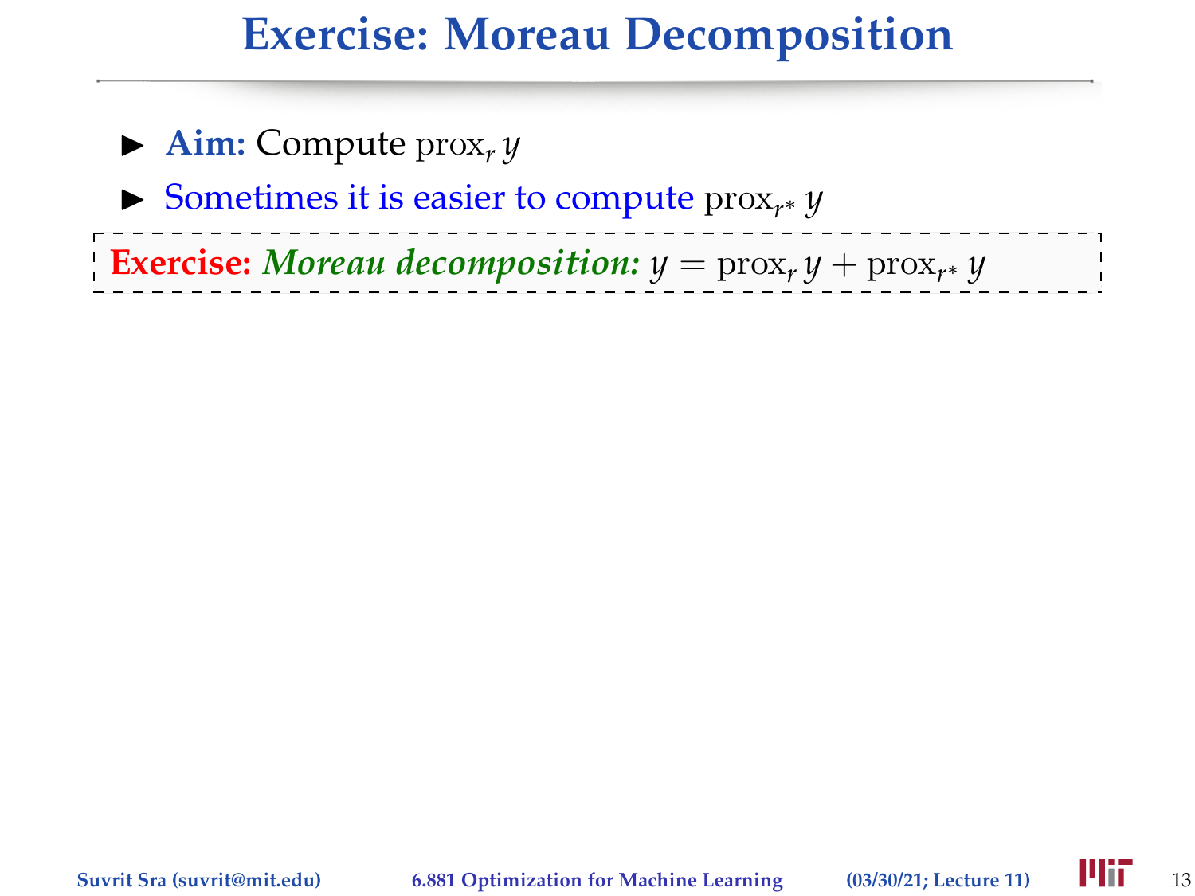# Exercise: Moreau Decomposition

- **Aim:** Compute $\mathrm{prox}_r\, y$
- Sometimes it is easier to compute $\mathrm{prox}_{r^*}\, y$

**Exercise:** ***Moreau decomposition:*** $y = \mathrm{prox}_r\, y + \mathrm{prox}_{r^*}\, y$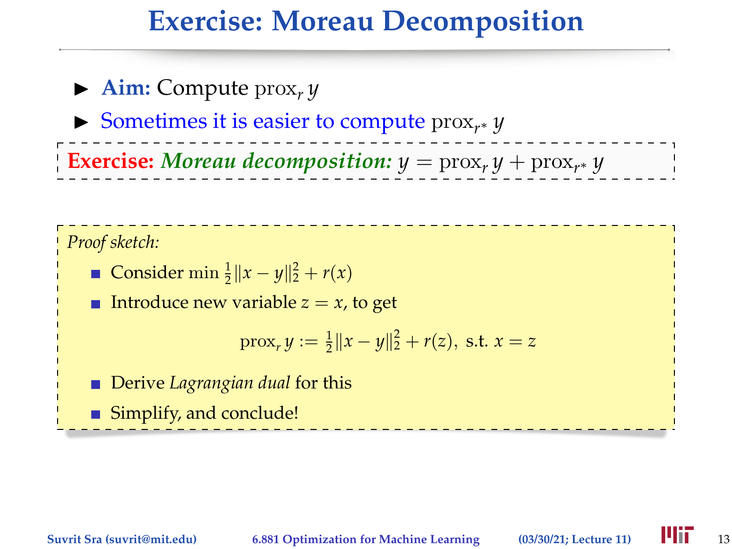# Exercise: Moreau Decomposition

- **Aim:** Compute $\operatorname{prox}_r y$
- Sometimes it is easier to compute $\operatorname{prox}_{r^*} y$

**Exercise:** ***Moreau decomposition:*** $y = \operatorname{prox}_r y + \operatorname{prox}_{r^*} y$

*Proof sketch:*

- Consider $\min \frac{1}{2}\|x - y\|_2^2 + r(x)$
- Introduce new variable $z = x$, to get

$$\operatorname{prox}_r y := \frac{1}{2}\|x - y\|_2^2 + r(z), \text{ s.t. } x = z$$

- Derive *Lagrangian dual* for this
- Simplify, and conclude!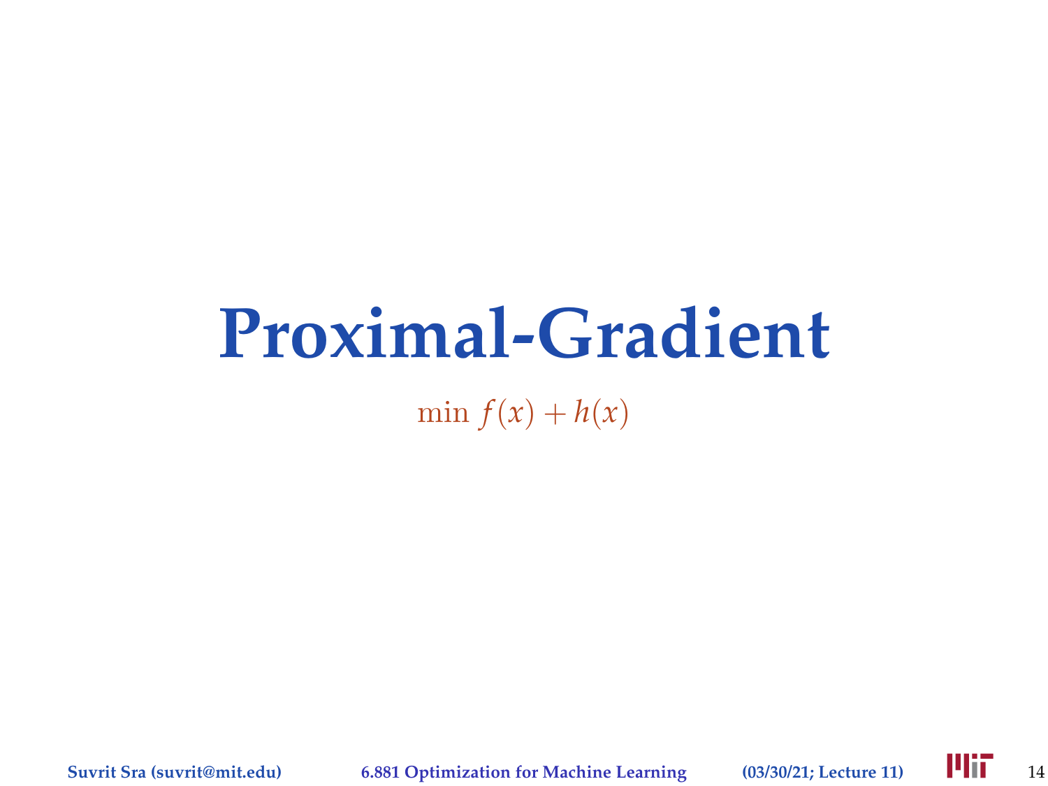# Proximal-Gradient

$$\min f(x) + h(x)$$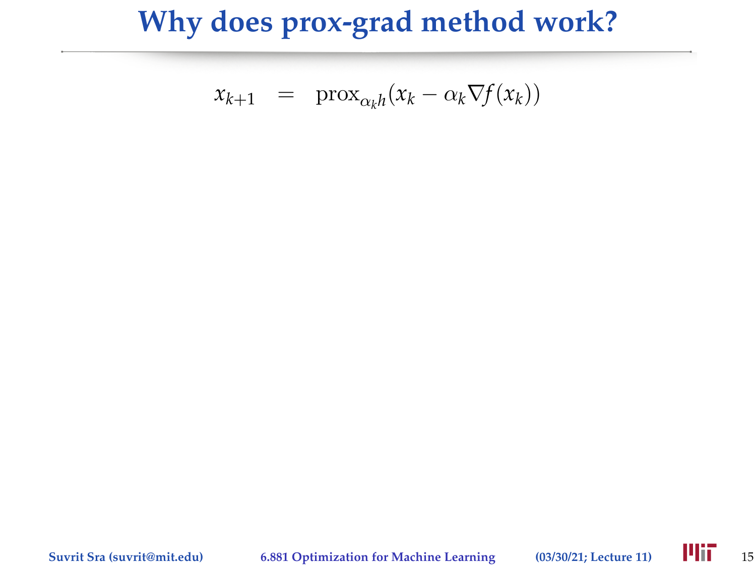# Why does prox-grad method work?

$$x_{k+1} \quad = \quad \mathrm{prox}_{\alpha_k h}(x_k - \alpha_k \nabla f(x_k))$$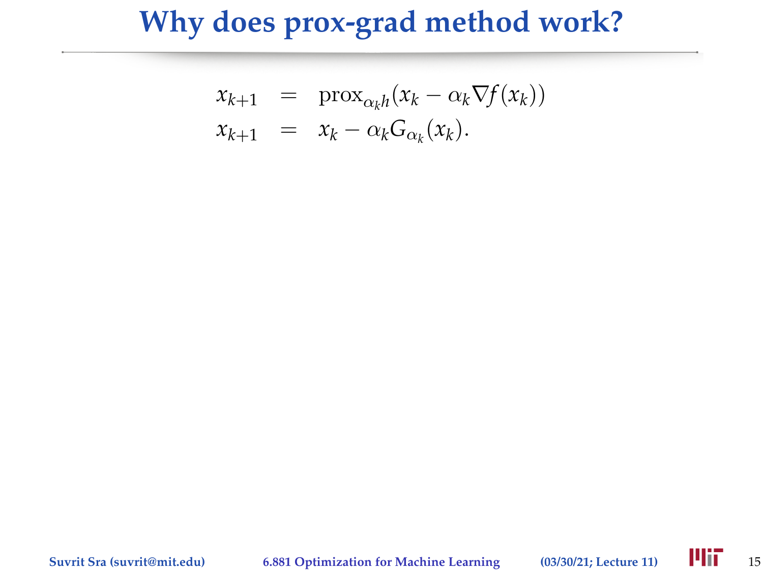# Why does prox-grad method work?

$$
\begin{aligned}
x_{k+1} &= \operatorname{prox}_{\alpha_k h}(x_k - \alpha_k \nabla f(x_k)) \\
x_{k+1} &= x_k - \alpha_k G_{\alpha_k}(x_k).
\end{aligned}
$$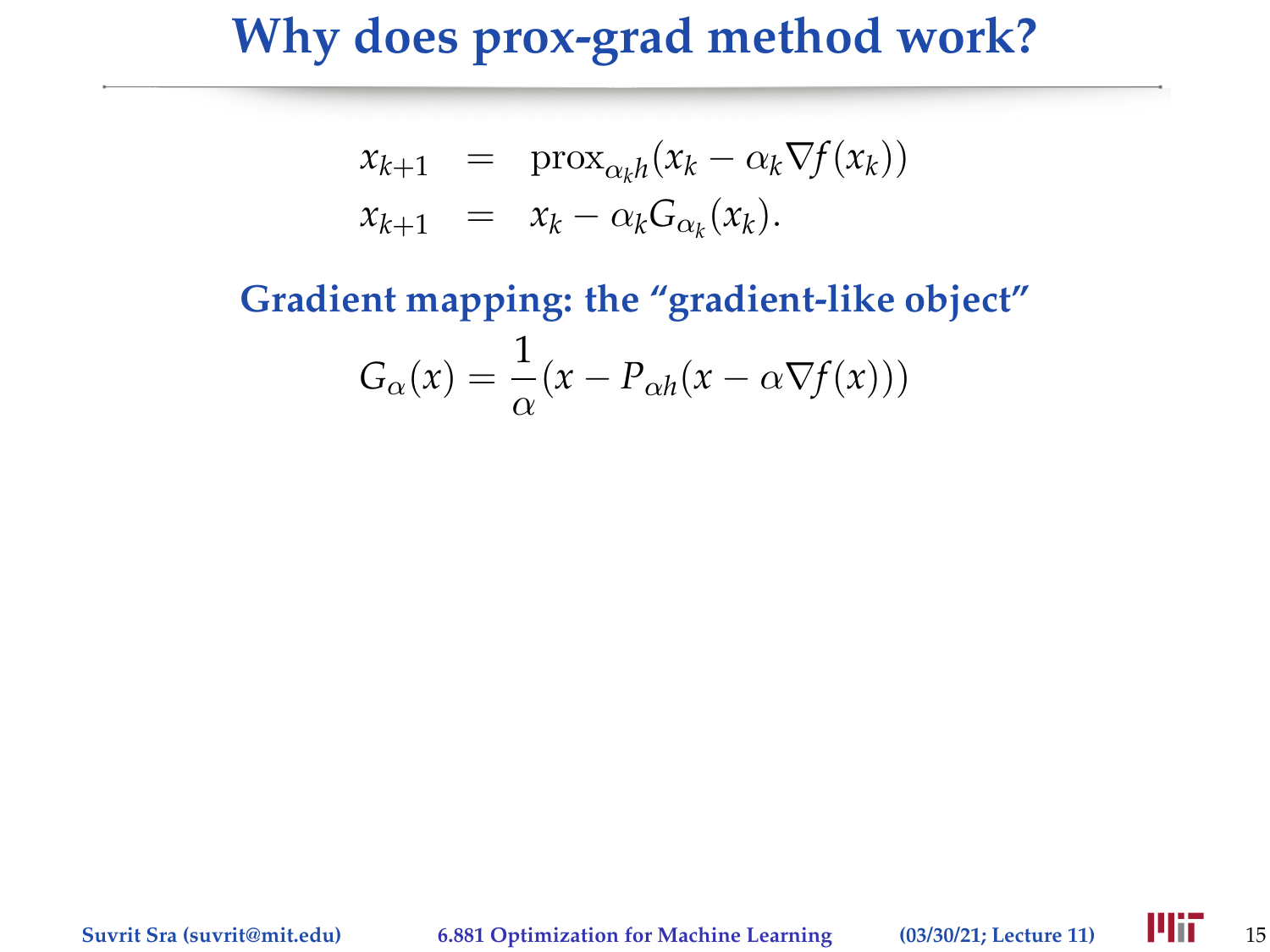# Why does prox-grad method work?

$$
\begin{aligned}
x_{k+1} &= \operatorname{prox}_{\alpha_k h}(x_k - \alpha_k \nabla f(x_k)) \\
x_{k+1} &= x_k - \alpha_k G_{\alpha_k}(x_k).
\end{aligned}
$$

**Gradient mapping: the "gradient-like object"**

$$
G_\alpha(x) = \frac{1}{\alpha}(x - P_{\alpha h}(x - \alpha \nabla f(x)))
$$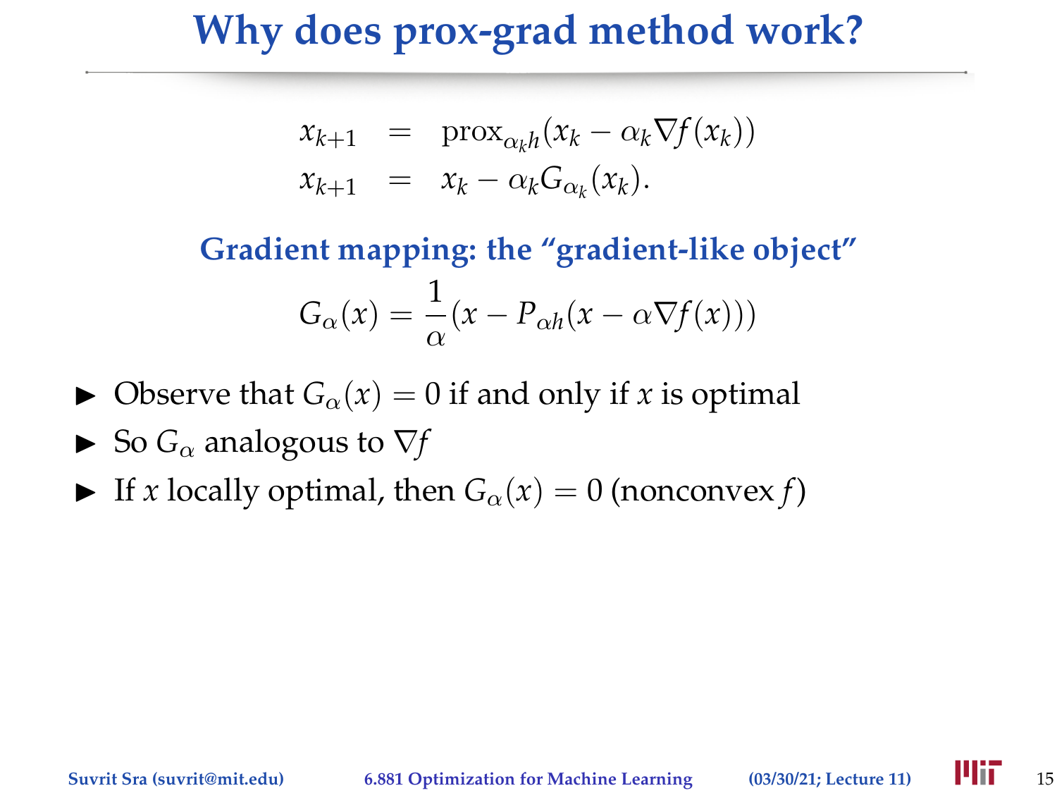# Why does prox-grad method work?

$$
\begin{aligned}
x_{k+1} &= \operatorname{prox}_{\alpha_k h}(x_k - \alpha_k \nabla f(x_k)) \\
x_{k+1} &= x_k - \alpha_k G_{\alpha_k}(x_k).
\end{aligned}
$$

**Gradient mapping: the "gradient-like object"**

$$
G_\alpha(x) = \frac{1}{\alpha}(x - P_{\alpha h}(x - \alpha \nabla f(x)))
$$

- Observe that $G_\alpha(x) = 0$ if and only if $x$ is optimal
- So $G_\alpha$ analogous to $\nabla f$
- If $x$ locally optimal, then $G_\alpha(x) = 0$ (nonconvex $f$)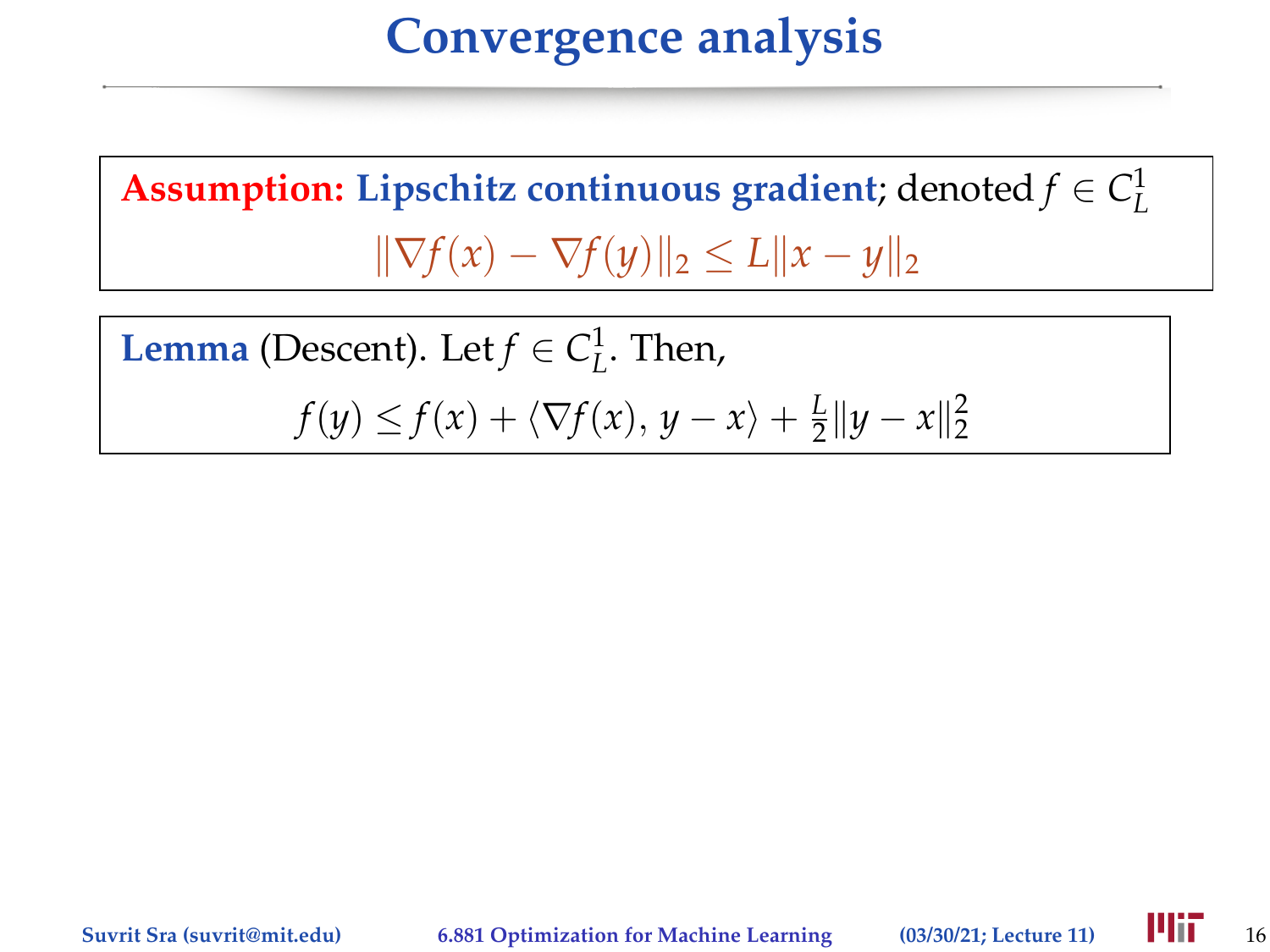# Convergence analysis

**Assumption:** **Lipschitz continuous gradient**; denoted $f \in C_L^1$

$$\|\nabla f(x) - \nabla f(y)\|_2 \leq L\|x - y\|_2$$

**Lemma** (Descent). Let $f \in C_L^1$. Then,

$$f(y) \leq f(x) + \langle \nabla f(x), y - x \rangle + \frac{L}{2}\|y - x\|_2^2$$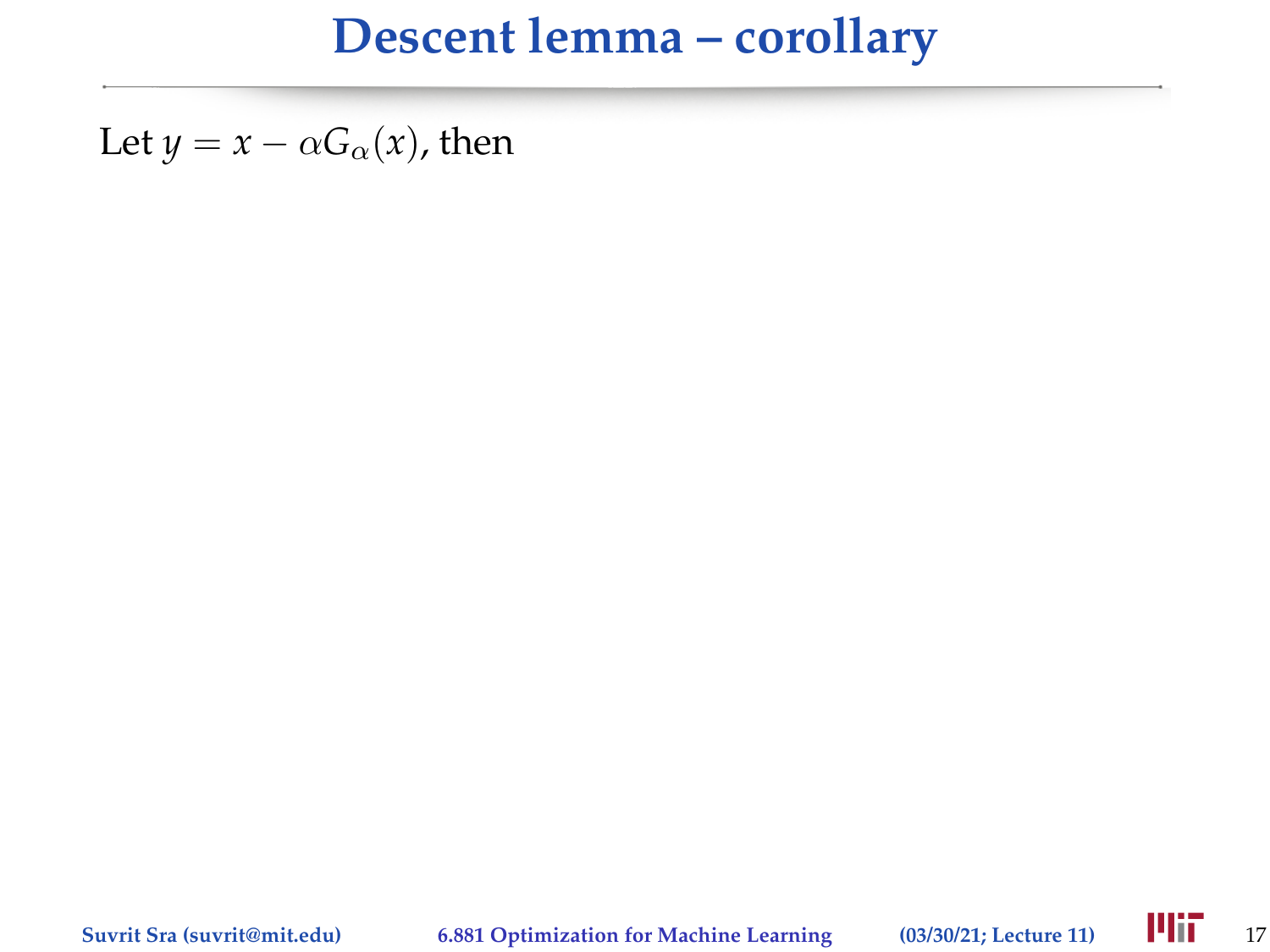# Descent lemma – corollary

Let $y = x - \alpha G_\alpha(x)$, then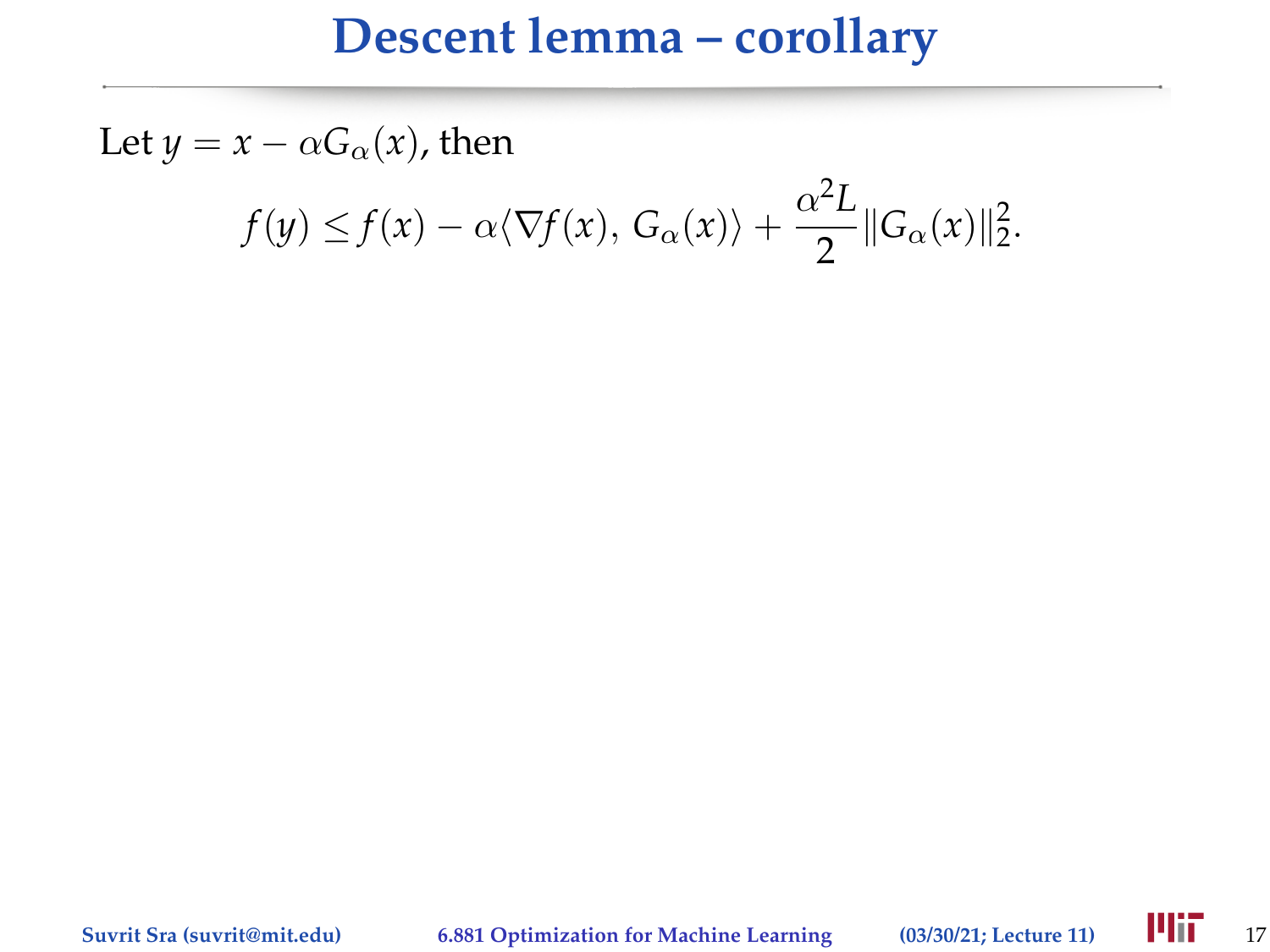# Descent lemma – corollary

Let $y = x - \alpha G_\alpha(x)$, then

$$f(y) \leq f(x) - \alpha\langle \nabla f(x), G_\alpha(x)\rangle + \frac{\alpha^2 L}{2}\|G_\alpha(x)\|_2^2.$$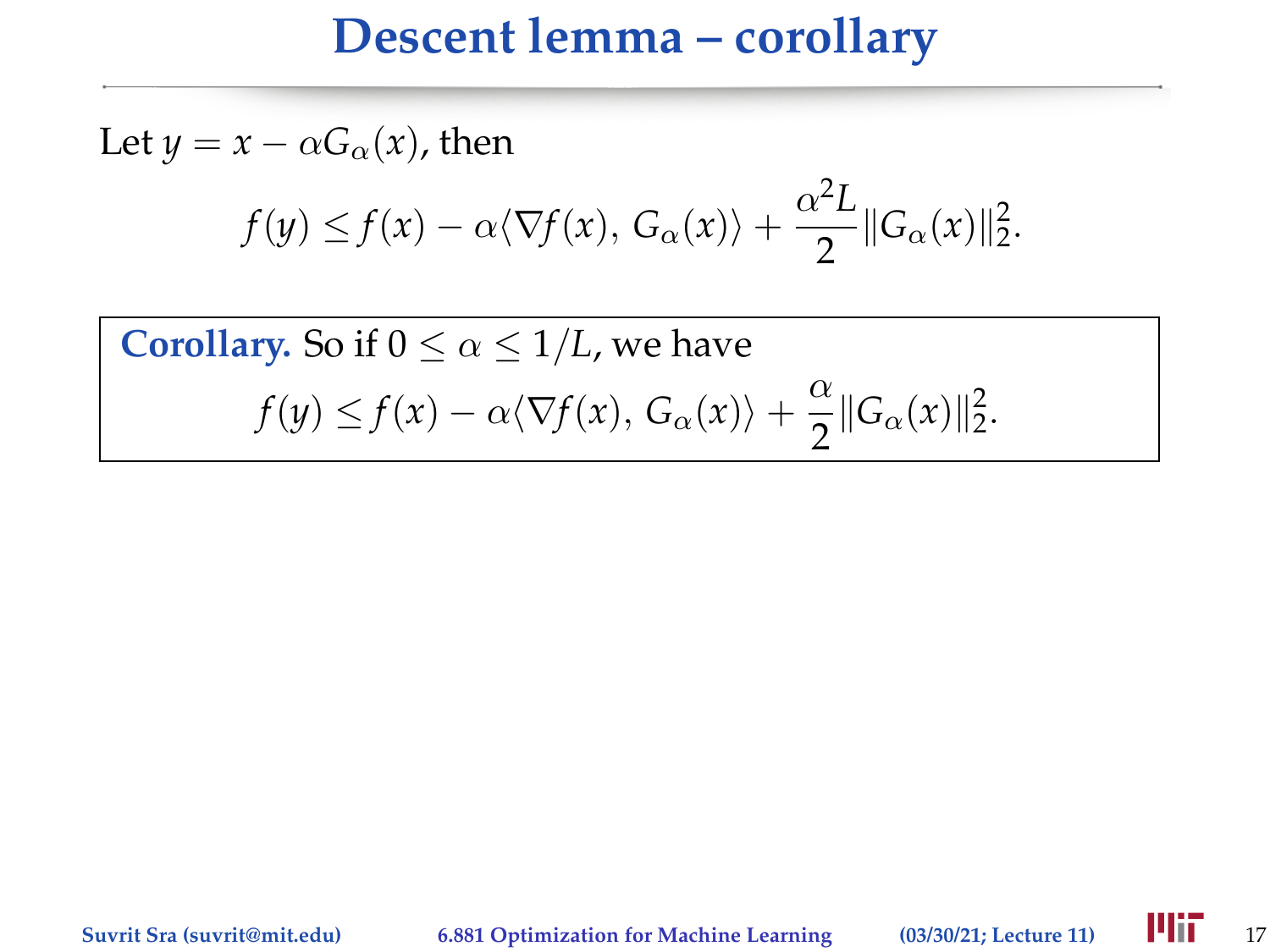# Descent lemma – corollary

Let $y = x - \alpha G_\alpha(x)$, then

$$f(y) \leq f(x) - \alpha \langle \nabla f(x), G_\alpha(x) \rangle + \frac{\alpha^2 L}{2} \|G_\alpha(x)\|_2^2.$$

**Corollary.** So if $0 \leq \alpha \leq 1/L$, we have

$$f(y) \leq f(x) - \alpha \langle \nabla f(x), G_\alpha(x) \rangle + \frac{\alpha}{2} \|G_\alpha(x)\|_2^2.$$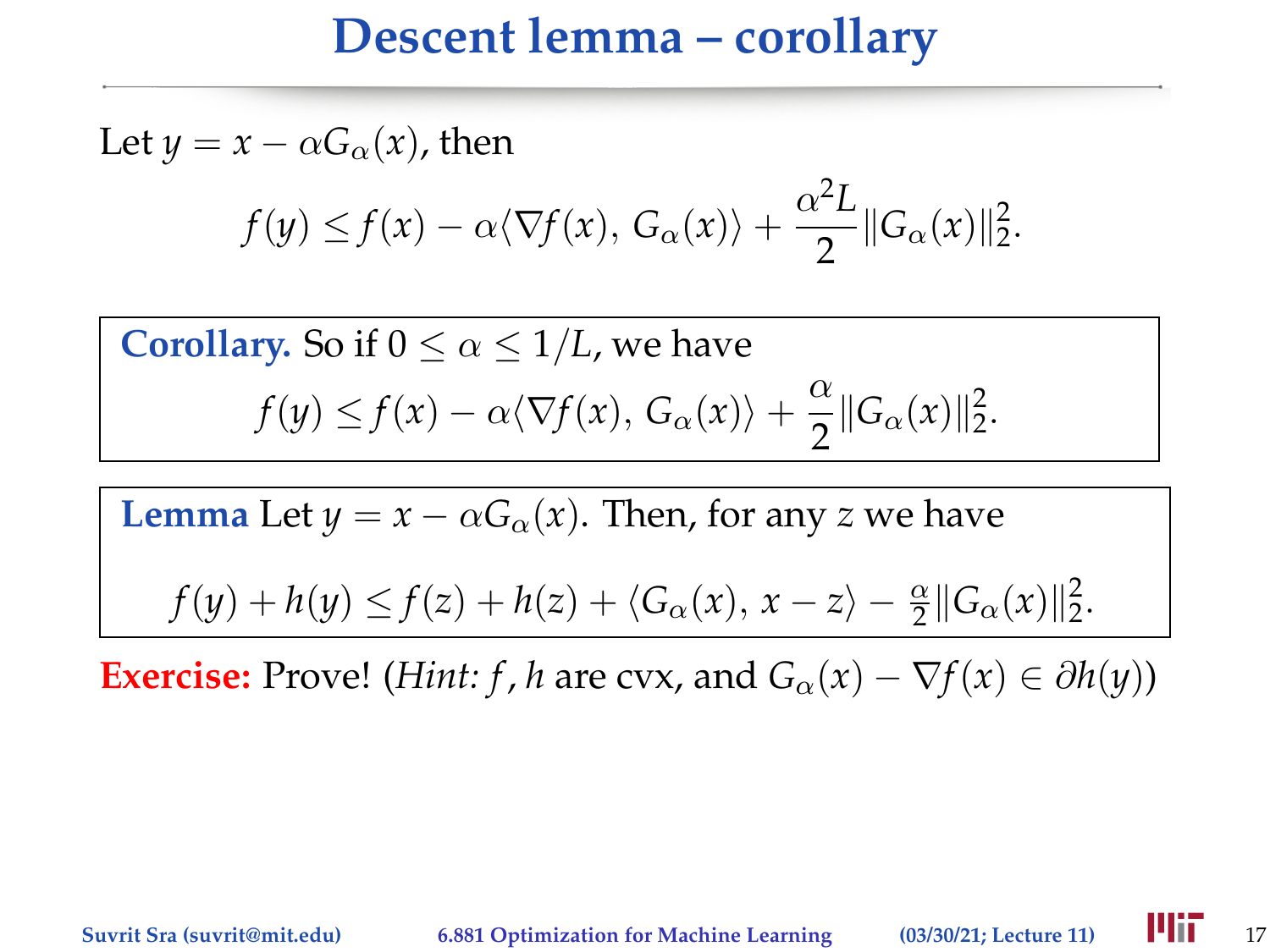# Descent lemma – corollary

Let $y = x - \alpha G_\alpha(x)$, then

$$f(y) \leq f(x) - \alpha\langle \nabla f(x),\, G_\alpha(x)\rangle + \frac{\alpha^2 L}{2}\|G_\alpha(x)\|_2^2.$$

**Corollary.** So if $0 \leq \alpha \leq 1/L$, we have

$$f(y) \leq f(x) - \alpha\langle \nabla f(x),\, G_\alpha(x)\rangle + \frac{\alpha}{2}\|G_\alpha(x)\|_2^2.$$

**Lemma** Let $y = x - \alpha G_\alpha(x)$. Then, for any $z$ we have

$$f(y) + h(y) \leq f(z) + h(z) + \langle G_\alpha(x),\, x - z\rangle - \tfrac{\alpha}{2}\|G_\alpha(x)\|_2^2.$$

**Exercise:** Prove! (*Hint:* $f, h$ are cvx, and $G_\alpha(x) - \nabla f(x) \in \partial h(y)$)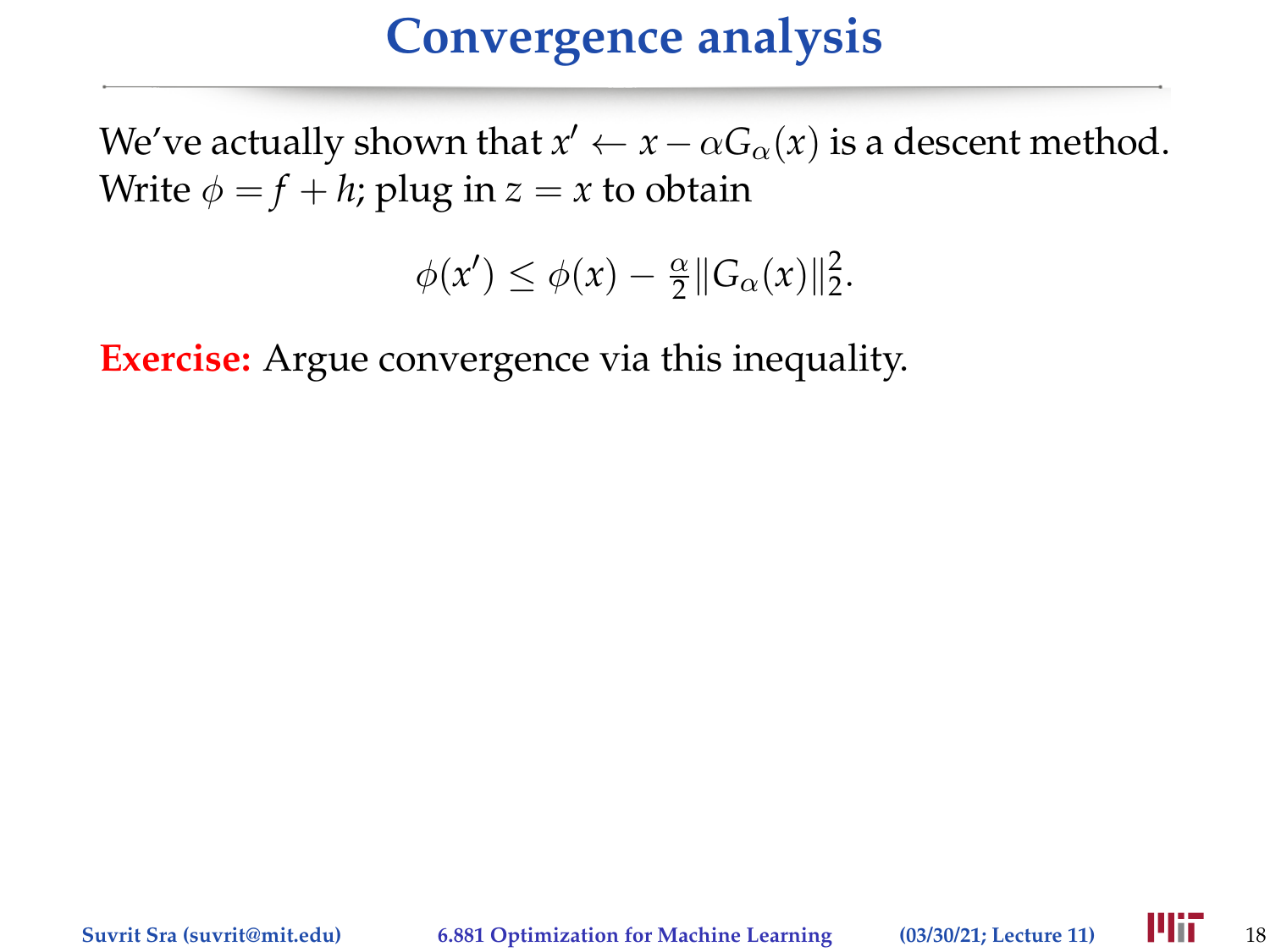# Convergence analysis

We've actually shown that $x' \leftarrow x - \alpha G_\alpha(x)$ is a descent method. Write $\phi = f + h$; plug in $z = x$ to obtain

$$\phi(x') \leq \phi(x) - \tfrac{\alpha}{2}\|G_\alpha(x)\|_2^2.$$

**Exercise:** Argue convergence via this inequality.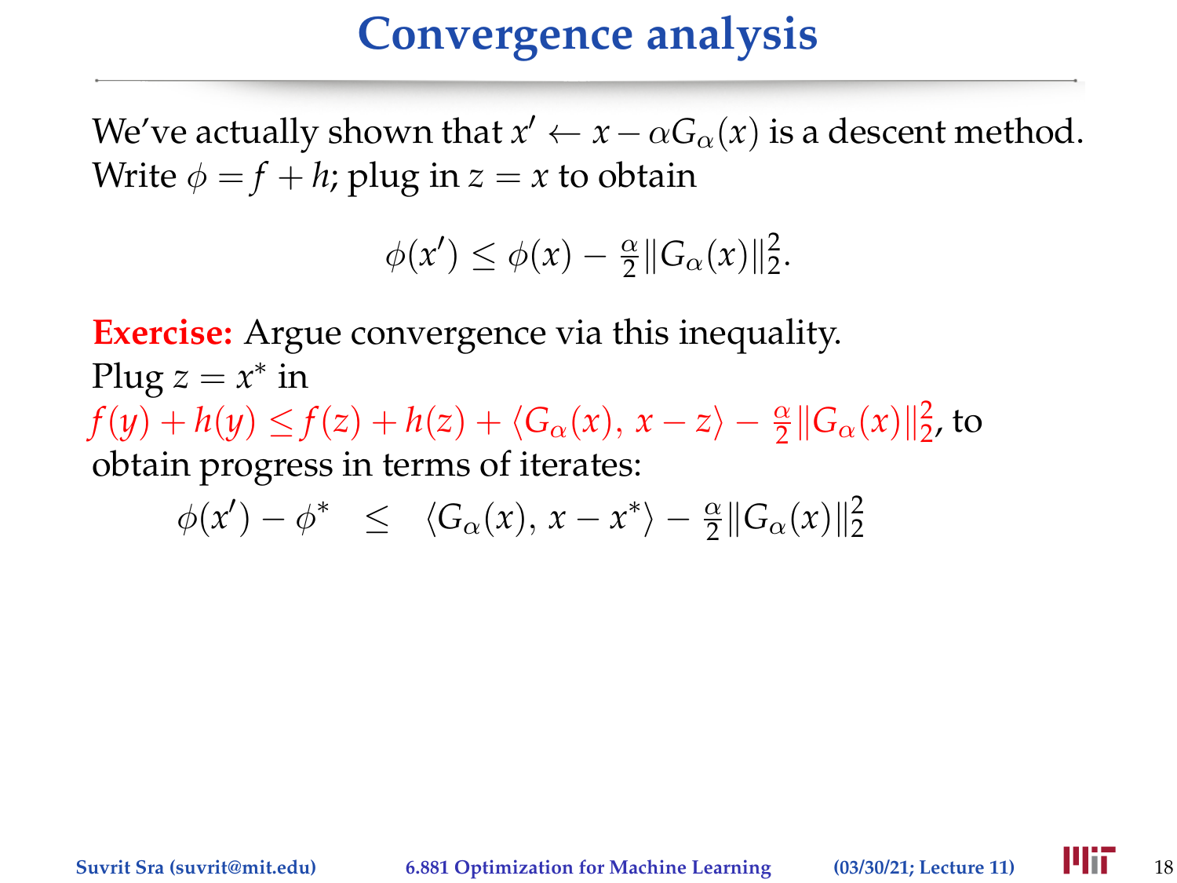# Convergence analysis

We've actually shown that $x' \leftarrow x - \alpha G_\alpha(x)$ is a descent method. Write $\phi = f + h$; plug in $z = x$ to obtain

$$\phi(x') \leq \phi(x) - \tfrac{\alpha}{2}\|G_\alpha(x)\|_2^2.$$

**Exercise:** Argue convergence via this inequality.
Plug $z = x^*$ in
$f(y) + h(y) \leq f(z) + h(z) + \langle G_\alpha(x),\, x - z\rangle - \frac{\alpha}{2}\|G_\alpha(x)\|_2^2$, to obtain progress in terms of iterates:

$$\phi(x') - \phi^* \quad \leq \quad \langle G_\alpha(x),\, x - x^*\rangle - \tfrac{\alpha}{2}\|G_\alpha(x)\|_2^2$$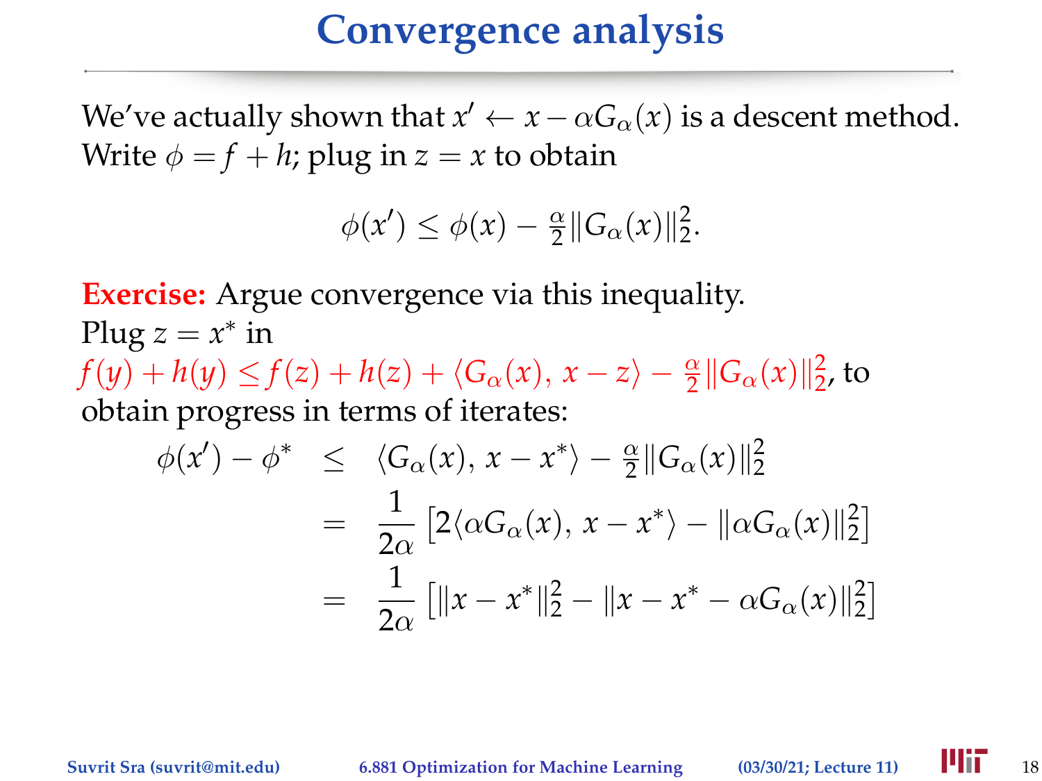# Convergence analysis

We've actually shown that $x' \leftarrow x - \alpha G_\alpha(x)$ is a descent method. Write $\phi = f + h$; plug in $z = x$ to obtain

$$\phi(x') \leq \phi(x) - \tfrac{\alpha}{2}\|G_\alpha(x)\|_2^2.$$

**Exercise:** Argue convergence via this inequality.
Plug $z = x^*$ in
$f(y) + h(y) \leq f(z) + h(z) + \langle G_\alpha(x),\, x - z\rangle - \frac{\alpha}{2}\|G_\alpha(x)\|_2^2$, to obtain progress in terms of iterates:

$$
\begin{aligned}
\phi(x') - \phi^* &\leq \langle G_\alpha(x),\, x - x^*\rangle - \tfrac{\alpha}{2}\|G_\alpha(x)\|_2^2 \\
&= \frac{1}{2\alpha}\left[2\langle \alpha G_\alpha(x),\, x - x^*\rangle - \|\alpha G_\alpha(x)\|_2^2\right] \\
&= \frac{1}{2\alpha}\left[\|x - x^*\|_2^2 - \|x - x^* - \alpha G_\alpha(x)\|_2^2\right]
\end{aligned}
$$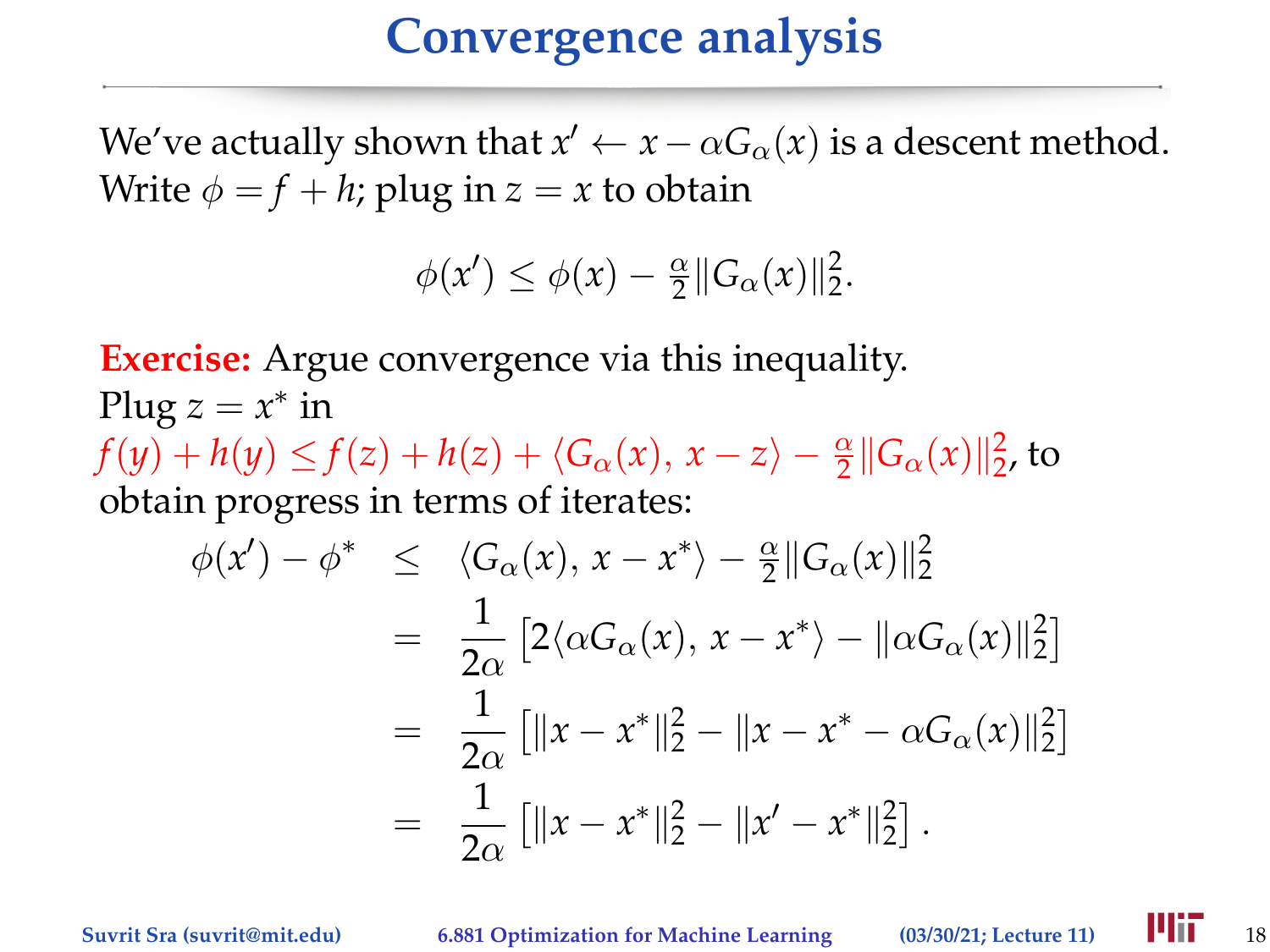# Convergence analysis

We've actually shown that $x' \leftarrow x - \alpha G_\alpha(x)$ is a descent method. Write $\phi = f + h$; plug in $z = x$ to obtain

$$\phi(x') \leq \phi(x) - \tfrac{\alpha}{2}\|G_\alpha(x)\|_2^2.$$

**Exercise:** Argue convergence via this inequality.

Plug $z = x^*$ in

$f(y) + h(y) \leq f(z) + h(z) + \langle G_\alpha(x),\, x - z\rangle - \frac{\alpha}{2}\|G_\alpha(x)\|_2^2$, to obtain progress in terms of iterates:

$$\begin{aligned}
\phi(x') - \phi^* &\leq \langle G_\alpha(x),\, x - x^*\rangle - \tfrac{\alpha}{2}\|G_\alpha(x)\|_2^2 \\
&= \frac{1}{2\alpha}\left[2\langle \alpha G_\alpha(x),\, x - x^*\rangle - \|\alpha G_\alpha(x)\|_2^2\right] \\
&= \frac{1}{2\alpha}\left[\|x - x^*\|_2^2 - \|x - x^* - \alpha G_\alpha(x)\|_2^2\right] \\
&= \frac{1}{2\alpha}\left[\|x - x^*\|_2^2 - \|x' - x^*\|_2^2\right].
\end{aligned}$$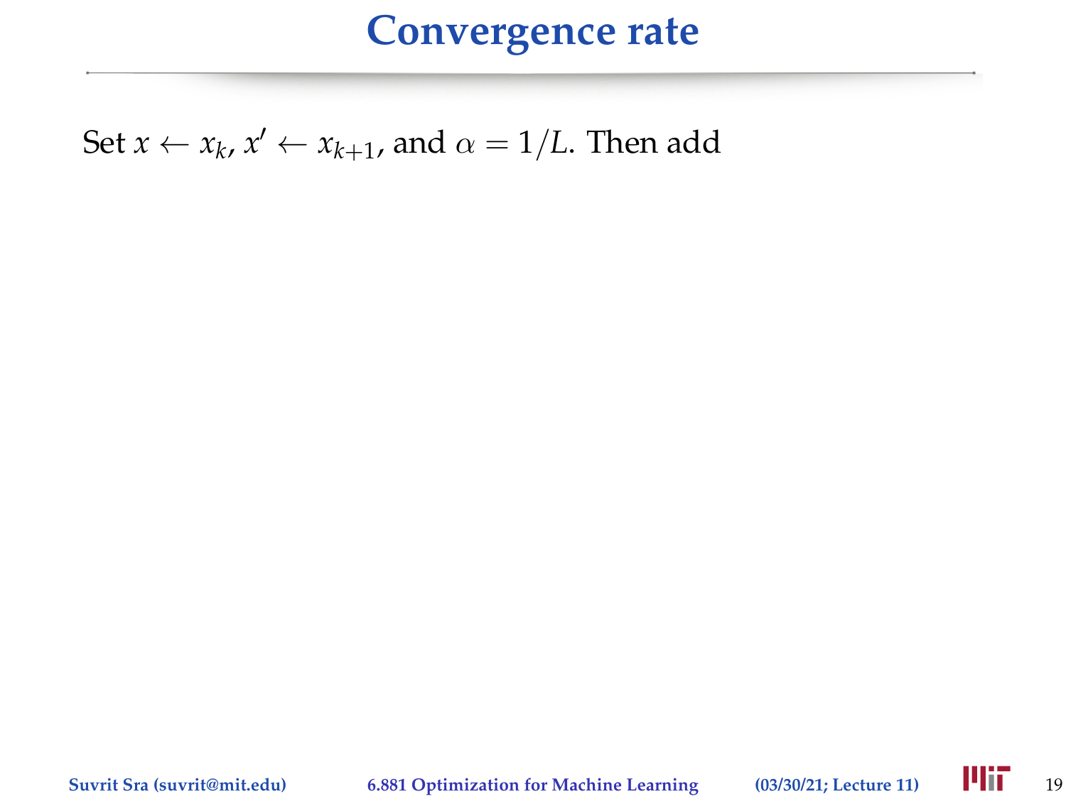# Convergence rate

Set $x \leftarrow x_k$, $x' \leftarrow x_{k+1}$, and $\alpha = 1/L$. Then add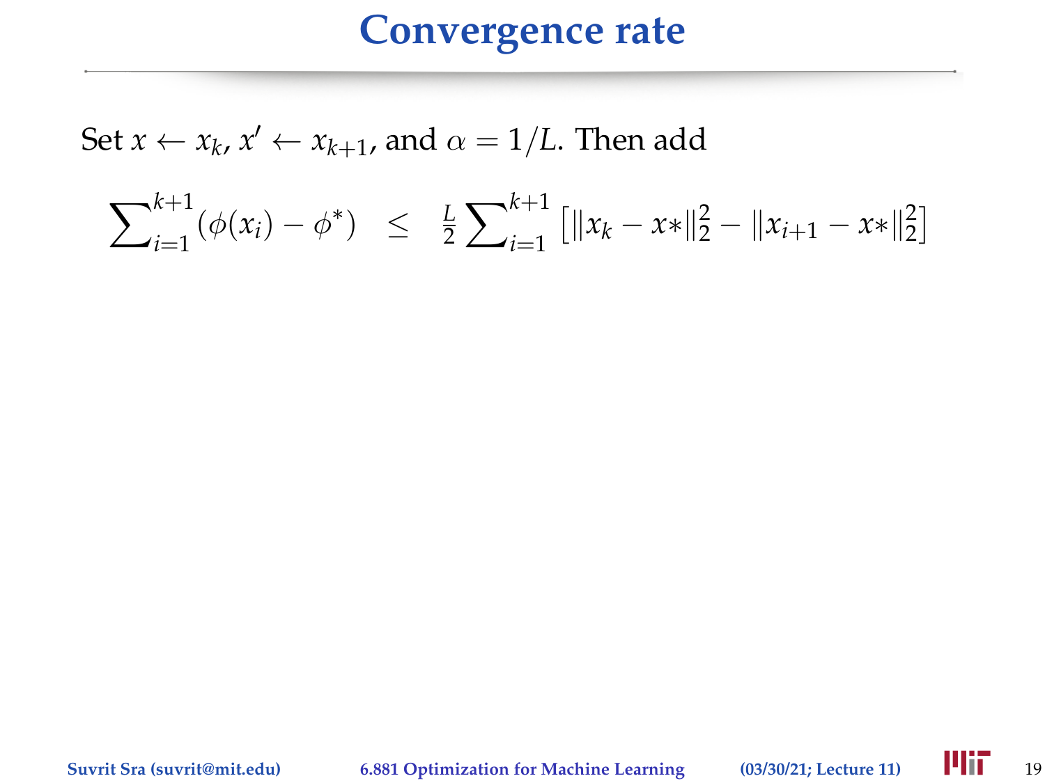# Convergence rate

Set $x \leftarrow x_k$, $x' \leftarrow x_{k+1}$, and $\alpha = 1/L$. Then add

$$\sum_{i=1}^{k+1} (\phi(x_i) - \phi^*) \quad \leq \quad \tfrac{L}{2} \sum_{i=1}^{k+1} \left[ \|x_k - x*\|_2^2 - \|x_{i+1} - x*\|_2^2 \right]$$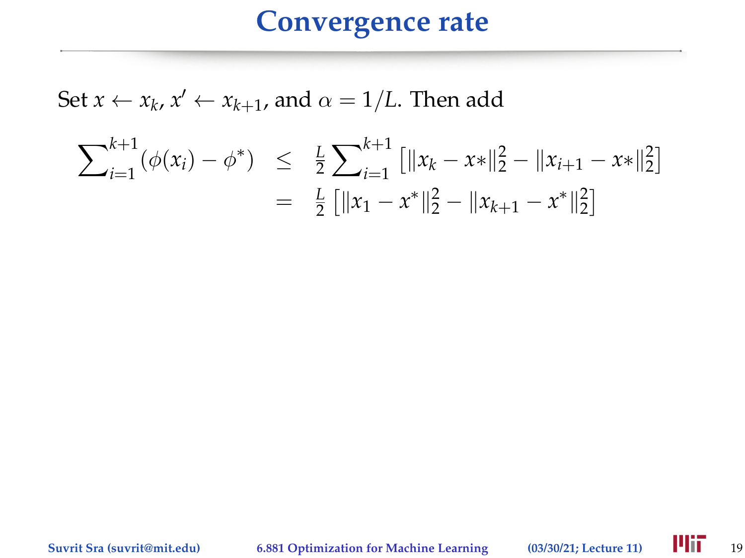# Convergence rate

Set $x \leftarrow x_k$, $x' \leftarrow x_{k+1}$, and $\alpha = 1/L$. Then add

$$
\begin{aligned}
\sum\nolimits_{i=1}^{k+1} (\phi(x_i) - \phi^*) &\leq \frac{L}{2} \sum\nolimits_{i=1}^{k+1} \left[ \|x_k - x*\|_2^2 - \|x_{i+1} - x*\|_2^2 \right] \\
&= \frac{L}{2} \left[ \|x_1 - x^*\|_2^2 - \|x_{k+1} - x^*\|_2^2 \right]
\end{aligned}
$$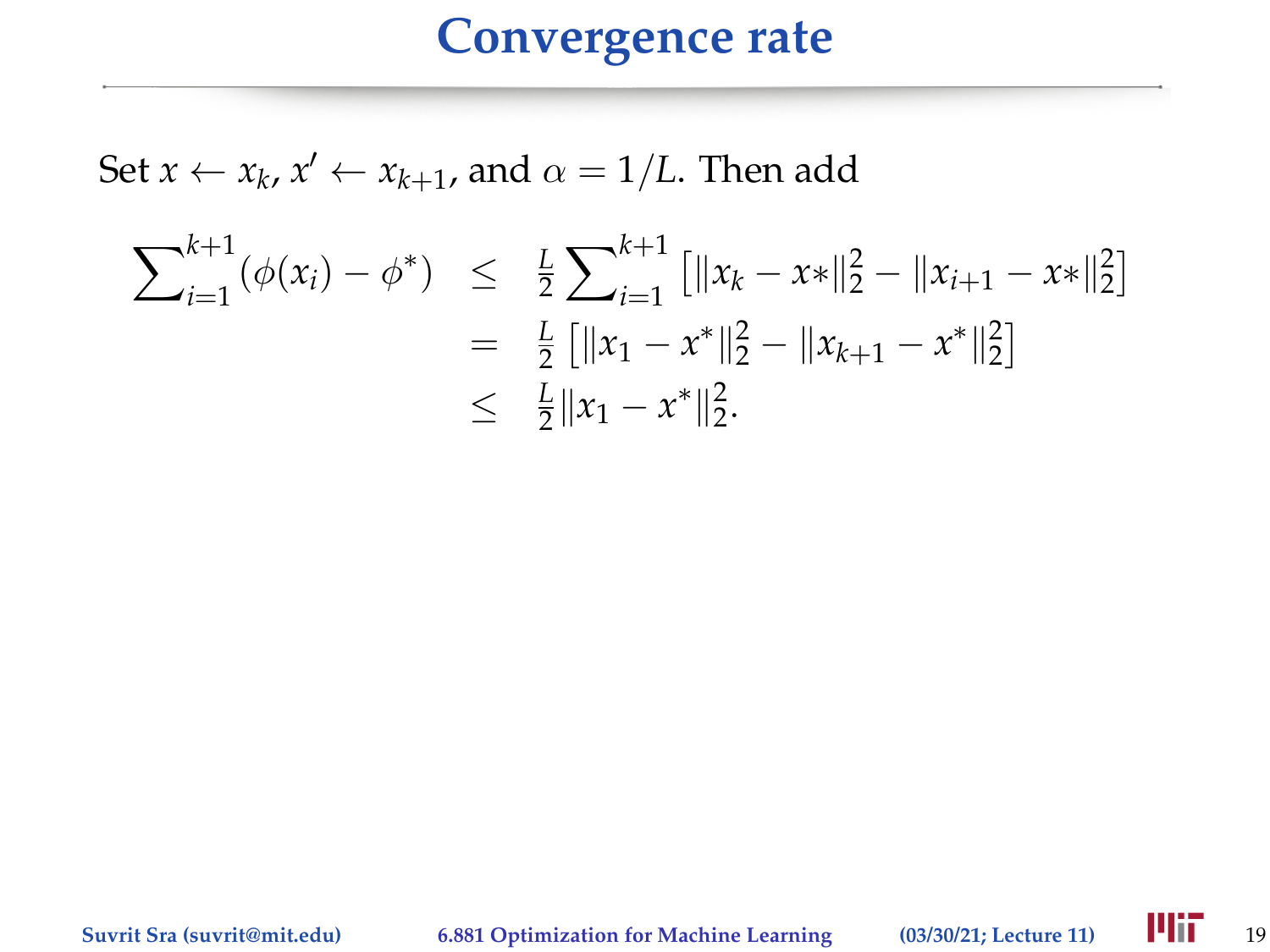# Convergence rate

Set $x \leftarrow x_k$, $x' \leftarrow x_{k+1}$, and $\alpha = 1/L$. Then add

$$
\begin{aligned}
\sum_{i=1}^{k+1} (\phi(x_i) - \phi^*) &\leq \tfrac{L}{2} \sum_{i=1}^{k+1} \left[ \|x_k - x*\|_2^2 - \|x_{i+1} - x*\|_2^2 \right] \\
&= \tfrac{L}{2} \left[ \|x_1 - x^*\|_2^2 - \|x_{k+1} - x^*\|_2^2 \right] \\
&\leq \tfrac{L}{2} \|x_1 - x^*\|_2^2.
\end{aligned}
$$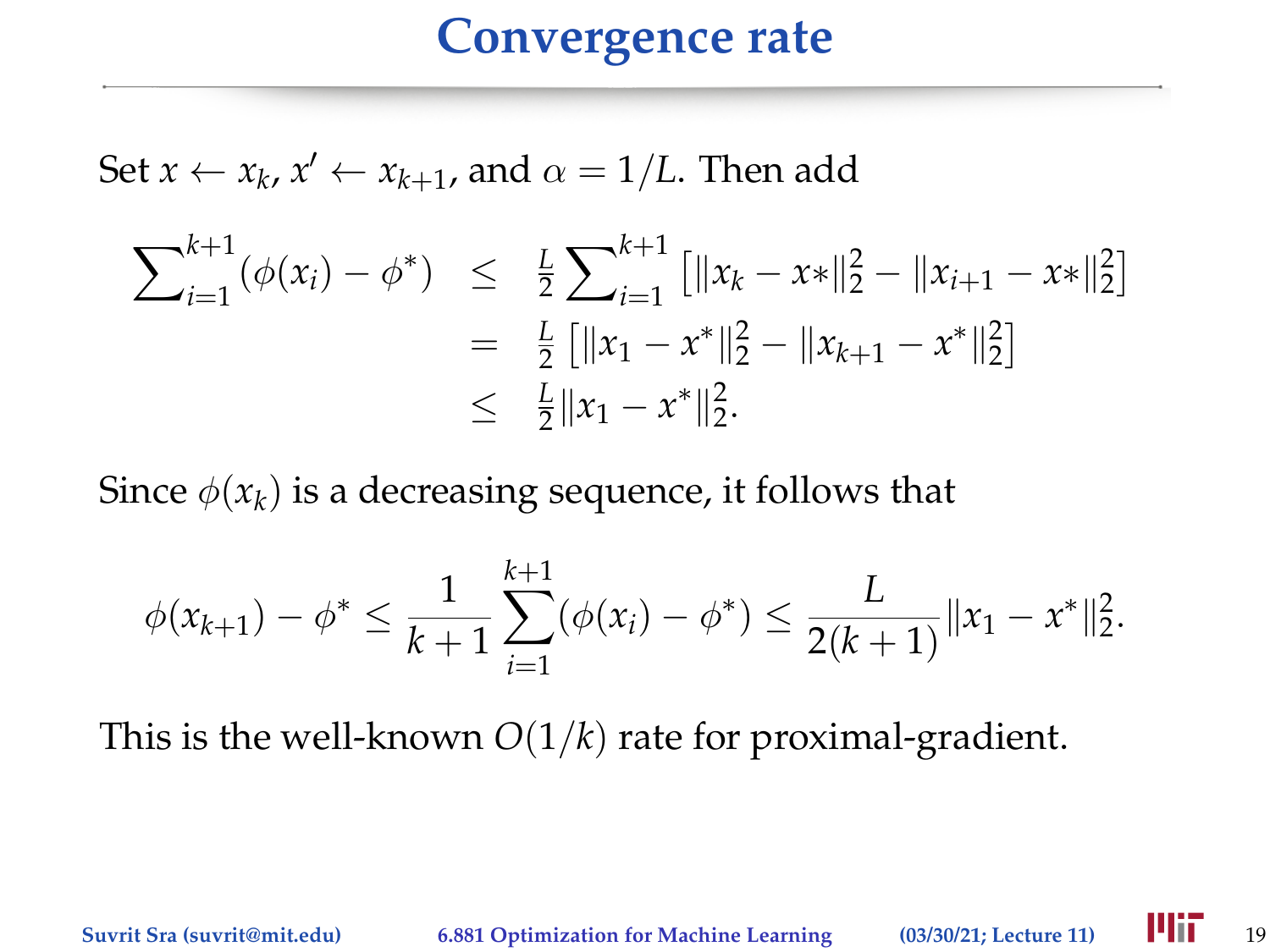# Convergence rate

Set $x \leftarrow x_k$, $x' \leftarrow x_{k+1}$, and $\alpha = 1/L$. Then add

$$
\begin{aligned}
\sum_{i=1}^{k+1} (\phi(x_i) - \phi^*) &\leq \tfrac{L}{2} \sum_{i=1}^{k+1} \left[ \|x_k - x*\|_2^2 - \|x_{i+1} - x*\|_2^2 \right] \\
&= \tfrac{L}{2} \left[ \|x_1 - x^*\|_2^2 - \|x_{k+1} - x^*\|_2^2 \right] \\
&\leq \tfrac{L}{2} \|x_1 - x^*\|_2^2.
\end{aligned}
$$

Since $\phi(x_k)$ is a decreasing sequence, it follows that

$$
\phi(x_{k+1}) - \phi^* \leq \frac{1}{k+1} \sum_{i=1}^{k+1} (\phi(x_i) - \phi^*) \leq \frac{L}{2(k+1)} \|x_1 - x^*\|_2^2.
$$

This is the well-known $O(1/k)$ rate for proximal-gradient.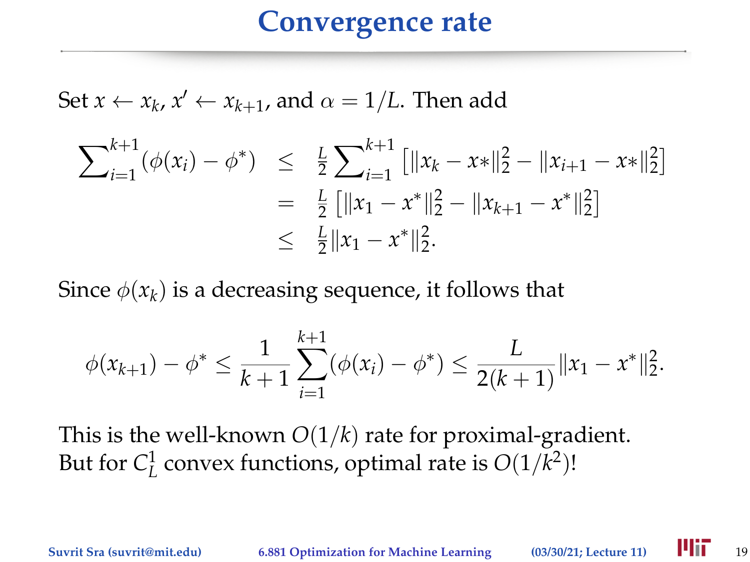# Convergence rate

Set $x \leftarrow x_k$, $x' \leftarrow x_{k+1}$, and $\alpha = 1/L$. Then add

$$
\begin{aligned}
\sum\nolimits_{i=1}^{k+1} (\phi(x_i) - \phi^*) &\le \tfrac{L}{2} \sum\nolimits_{i=1}^{k+1} \left[ \|x_k - x*\|_2^2 - \|x_{i+1} - x*\|_2^2 \right] \\
&= \tfrac{L}{2} \left[ \|x_1 - x^*\|_2^2 - \|x_{k+1} - x^*\|_2^2 \right] \\
&\le \tfrac{L}{2} \|x_1 - x^*\|_2^2.
\end{aligned}
$$

Since $\phi(x_k)$ is a decreasing sequence, it follows that

$$
\phi(x_{k+1}) - \phi^* \le \frac{1}{k+1} \sum_{i=1}^{k+1} (\phi(x_i) - \phi^*) \le \frac{L}{2(k+1)} \|x_1 - x^*\|_2^2.
$$

This is the well-known $O(1/k)$ rate for proximal-gradient.
But for $C_L^1$ convex functions, optimal rate is $O(1/k^2)$!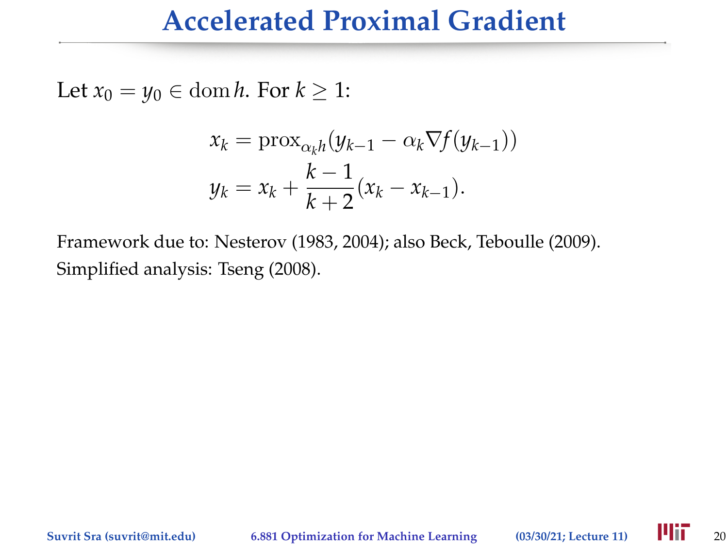# Accelerated Proximal Gradient

Let $x_0 = y_0 \in \operatorname{dom} h$. For $k \geq 1$:

$$x_k = \operatorname{prox}_{\alpha_k h}(y_{k-1} - \alpha_k \nabla f(y_{k-1}))$$

$$y_k = x_k + \frac{k-1}{k+2}(x_k - x_{k-1}).$$

Framework due to: Nesterov (1983, 2004); also Beck, Teboulle (2009).
Simplified analysis: Tseng (2008).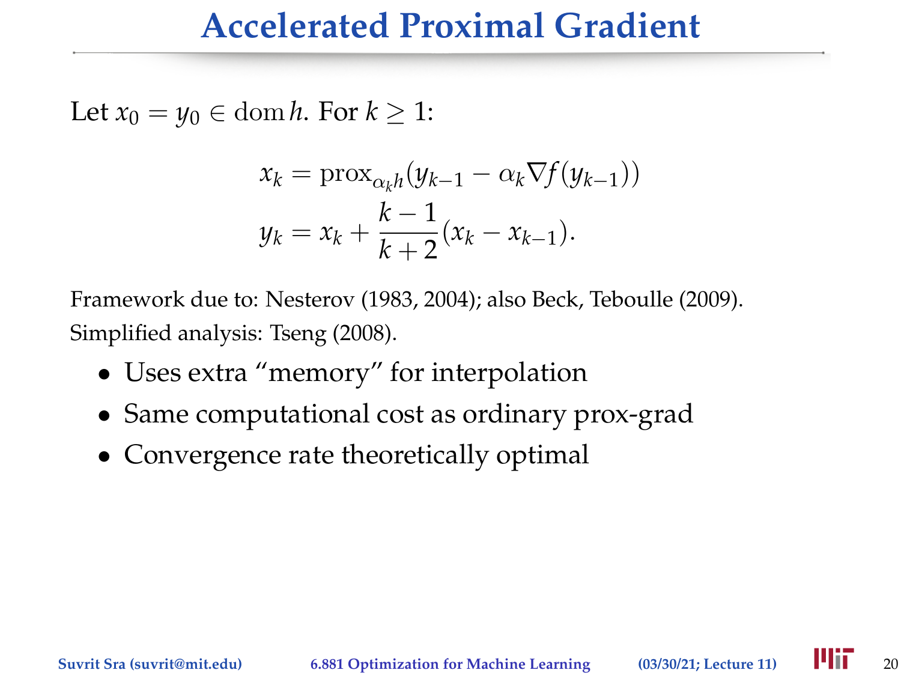# Accelerated Proximal Gradient

Let $x_0 = y_0 \in \operatorname{dom} h$. For $k \geq 1$:

$$x_k = \operatorname{prox}_{\alpha_k h}(y_{k-1} - \alpha_k \nabla f(y_{k-1}))$$

$$y_k = x_k + \frac{k-1}{k+2}(x_k - x_{k-1}).$$

Framework due to: Nesterov (1983, 2004); also Beck, Teboulle (2009).
Simplified analysis: Tseng (2008).

- Uses extra "memory" for interpolation
- Same computational cost as ordinary prox-grad
- Convergence rate theoretically optimal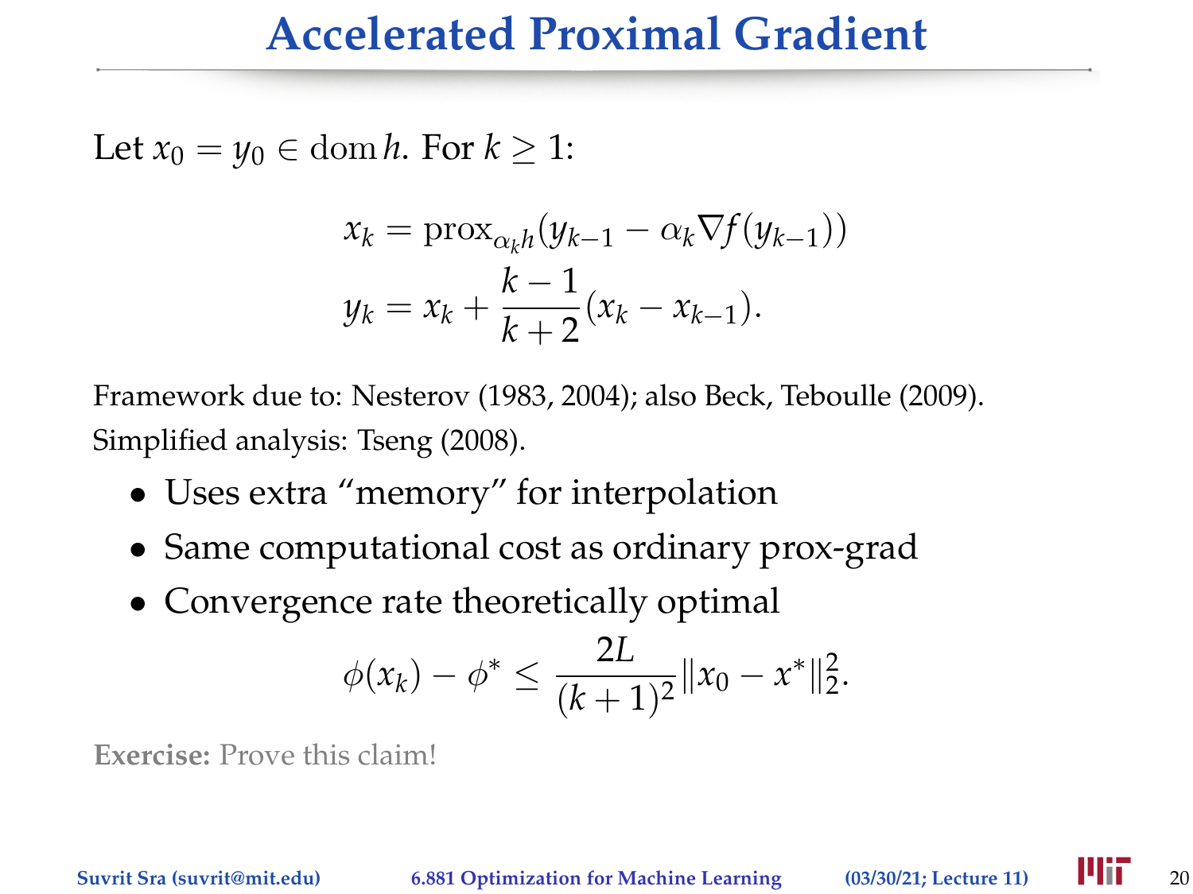# Accelerated Proximal Gradient

Let $x_0 = y_0 \in \operatorname{dom} h$. For $k \geq 1$:

$$x_k = \operatorname{prox}_{\alpha_k h}(y_{k-1} - \alpha_k \nabla f(y_{k-1}))$$
$$y_k = x_k + \frac{k-1}{k+2}(x_k - x_{k-1}).$$

Framework due to: Nesterov (1983, 2004); also Beck, Teboulle (2009).
Simplified analysis: Tseng (2008).

- Uses extra "memory" for interpolation
- Same computational cost as ordinary prox-grad
- Convergence rate theoretically optimal

$$\phi(x_k) - \phi^* \leq \frac{2L}{(k+1)^2}\|x_0 - x^*\|_2^2.$$

**Exercise:** Prove this claim!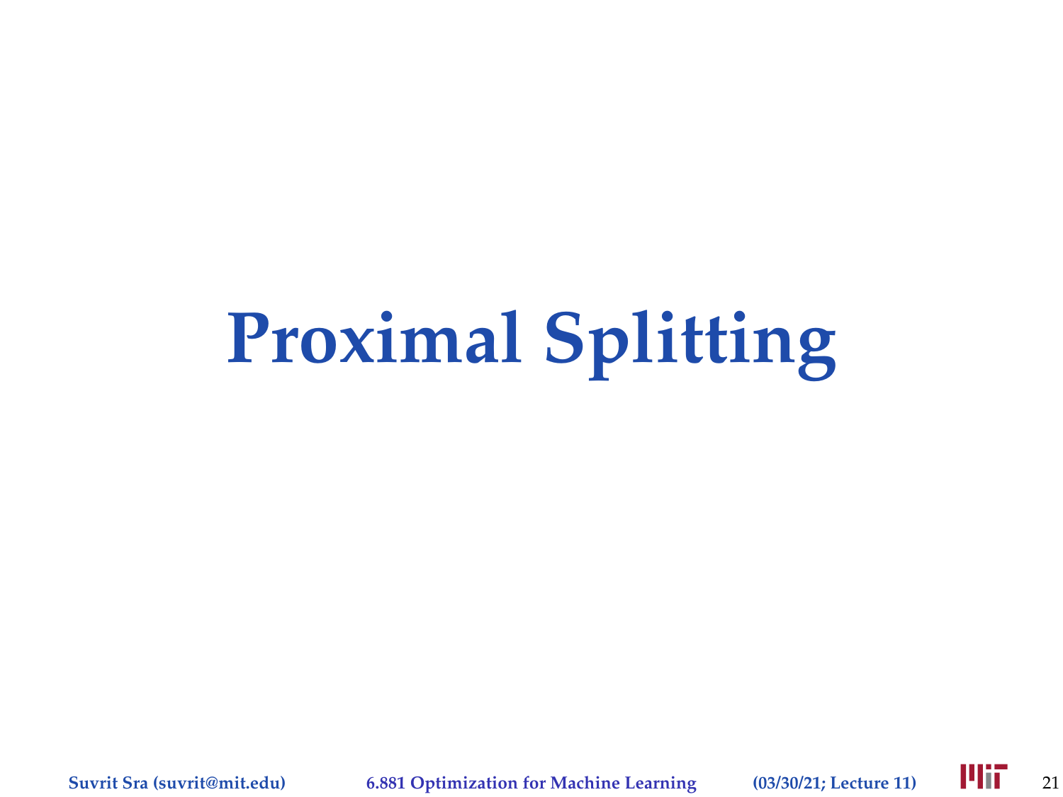# Proximal Splitting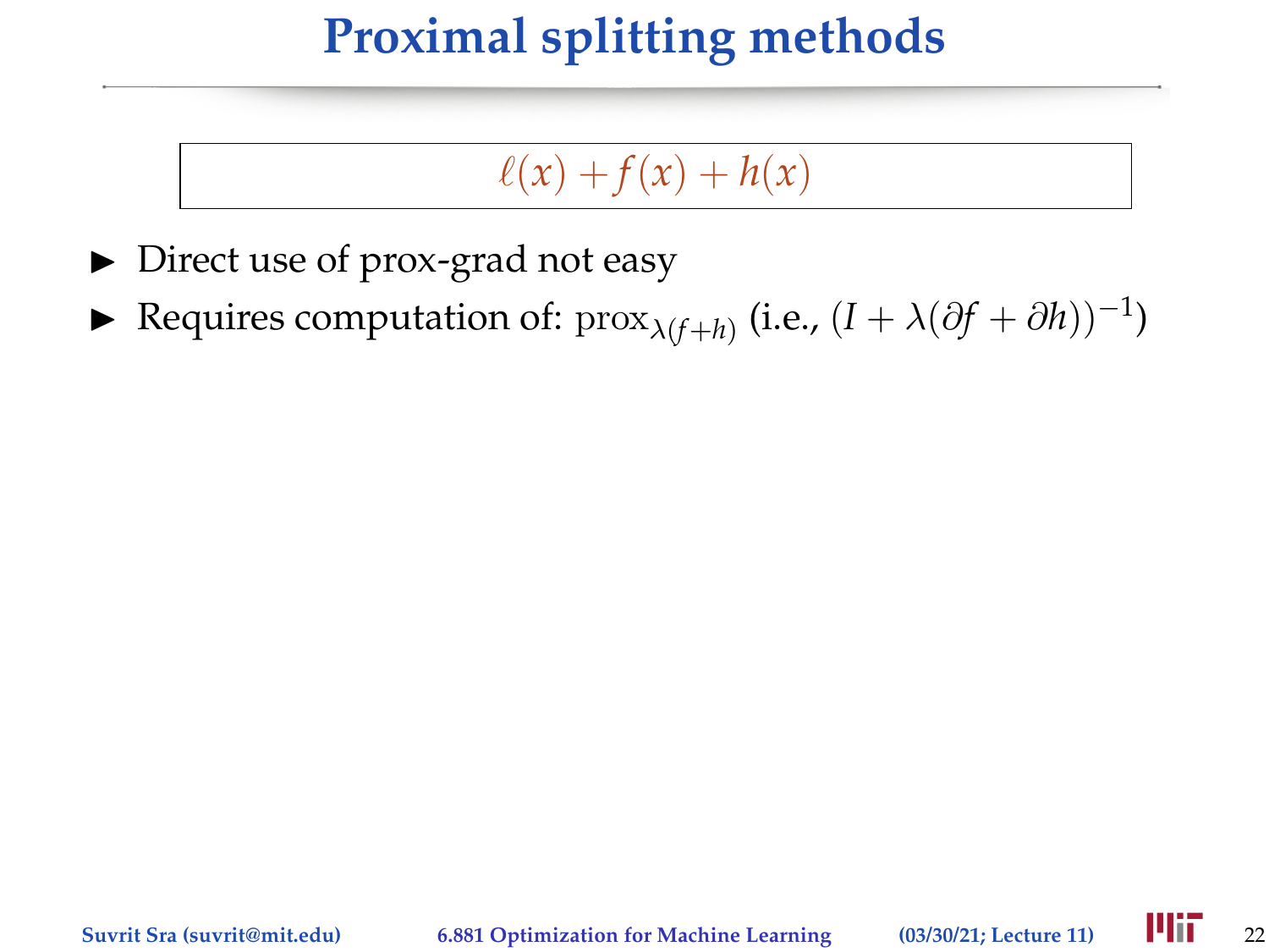# Proximal splitting methods

$$\ell(x) + f(x) + h(x)$$

- Direct use of prox-grad not easy
- Requires computation of: $\operatorname{prox}_{\lambda(f+h)}$ (i.e., $(I + \lambda(\partial f + \partial h))^{-1}$)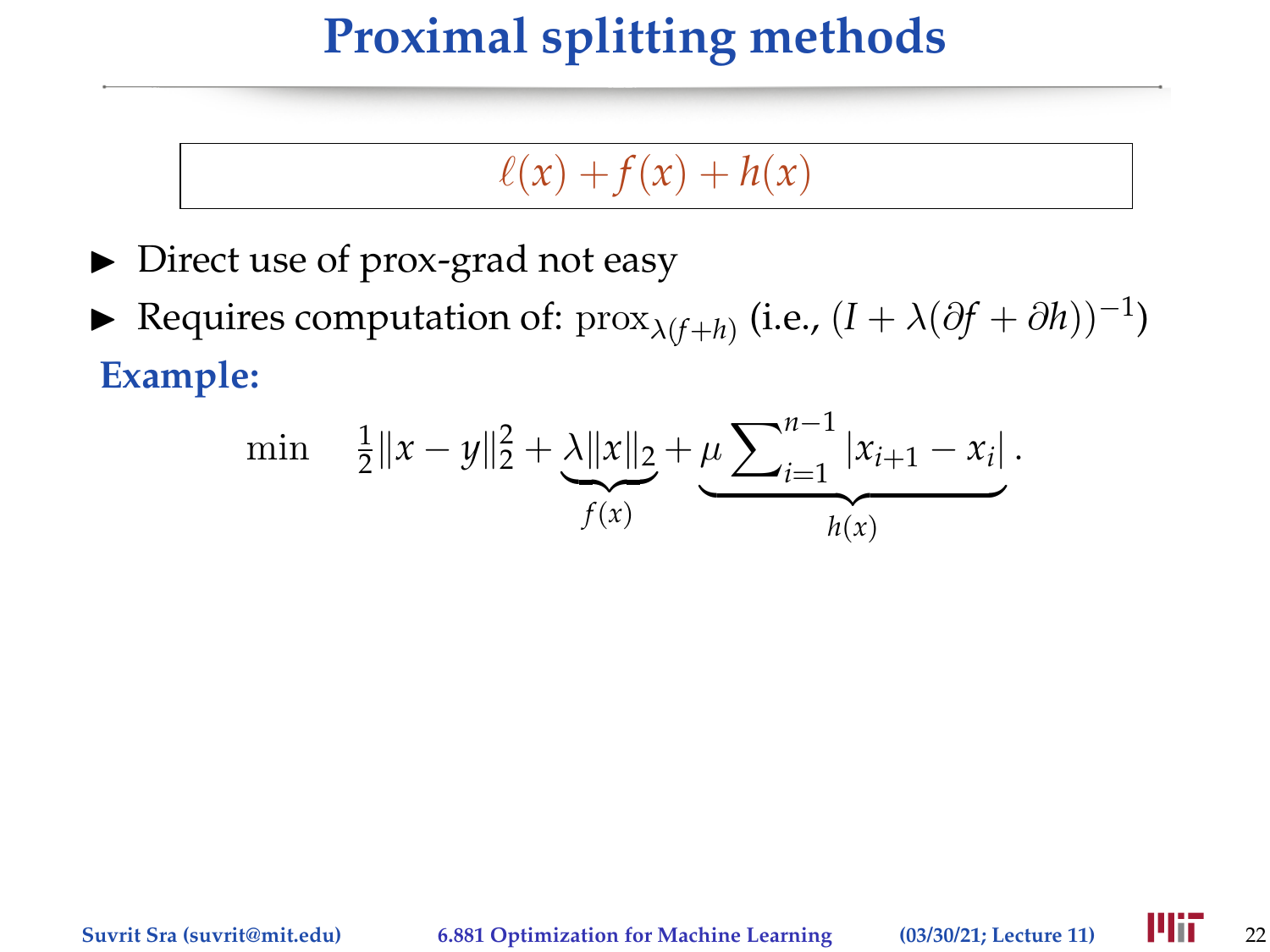# Proximal splitting methods

$$\ell(x) + f(x) + h(x)$$

- Direct use of prox-grad not easy
- Requires computation of: $\mathrm{prox}_{\lambda(f+h)}$ (i.e., $(I + \lambda(\partial f + \partial h))^{-1}$)

**Example:**

$$\min \quad \tfrac{1}{2}\|x - y\|_2^2 + \underbrace{\lambda\|x\|_2}_{f(x)} + \underbrace{\mu \sum\nolimits_{i=1}^{n-1} |x_{i+1} - x_i|}_{h(x)}.$$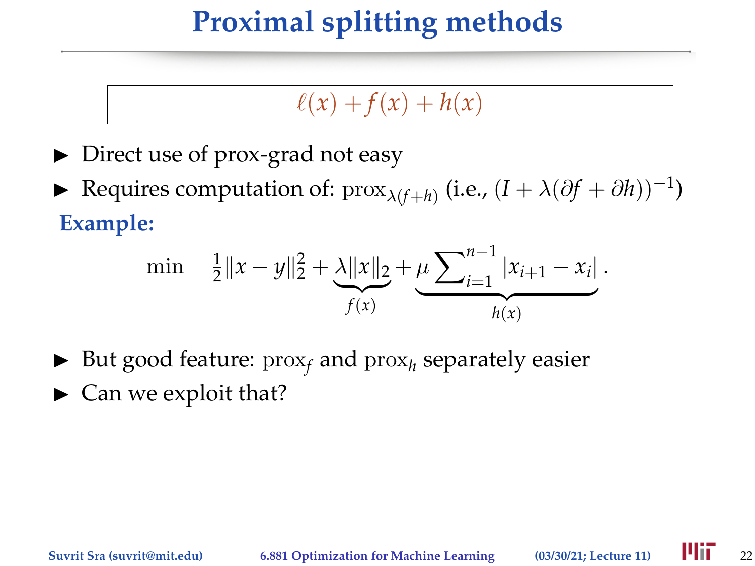# Proximal splitting methods

$$\ell(x) + f(x) + h(x)$$

- Direct use of prox-grad not easy
- Requires computation of: $\operatorname{prox}_{\lambda(f+h)}$ (i.e., $(I + \lambda(\partial f + \partial h))^{-1}$)

**Example:**

$$\min \quad \tfrac{1}{2}\|x-y\|_2^2 + \underbrace{\lambda\|x\|_2}_{f(x)} + \underbrace{\mu \sum\nolimits_{i=1}^{n-1} |x_{i+1} - x_i|}_{h(x)}.$$

- But good feature: $\operatorname{prox}_f$ and $\operatorname{prox}_h$ separately easier
- Can we exploit that?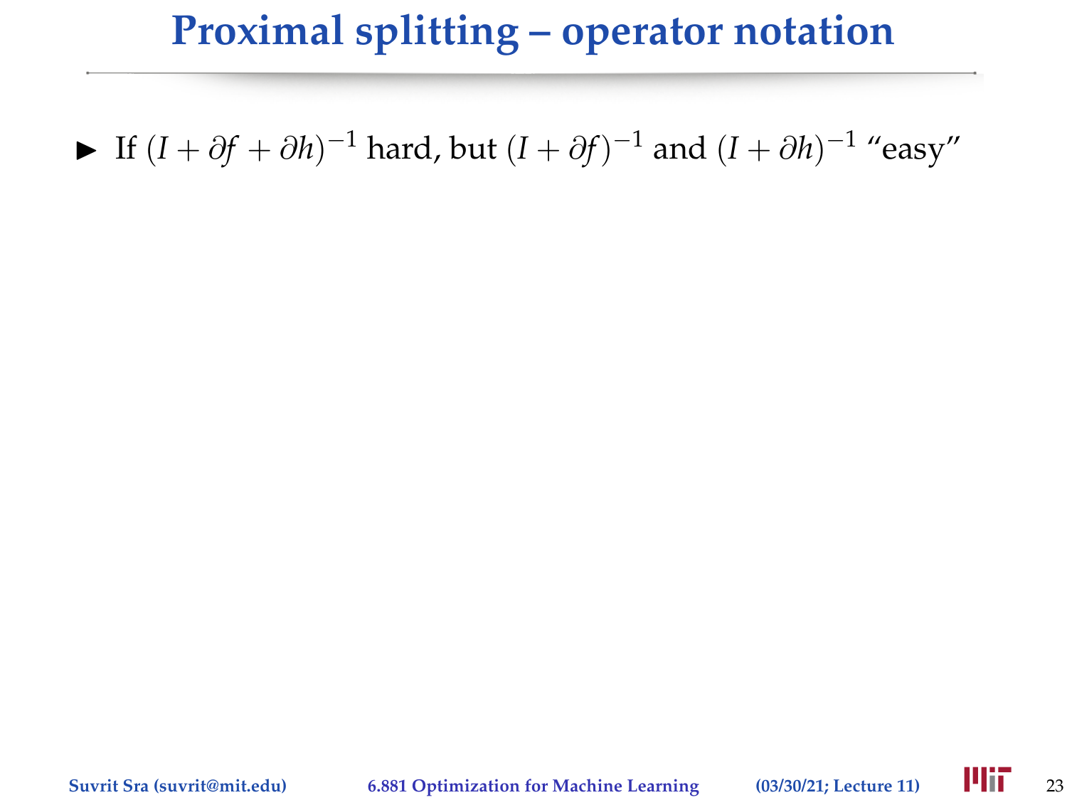# Proximal splitting – operator notation

- If $(I + \partial f + \partial h)^{-1}$ hard, but $(I + \partial f)^{-1}$ and $(I + \partial h)^{-1}$ "easy"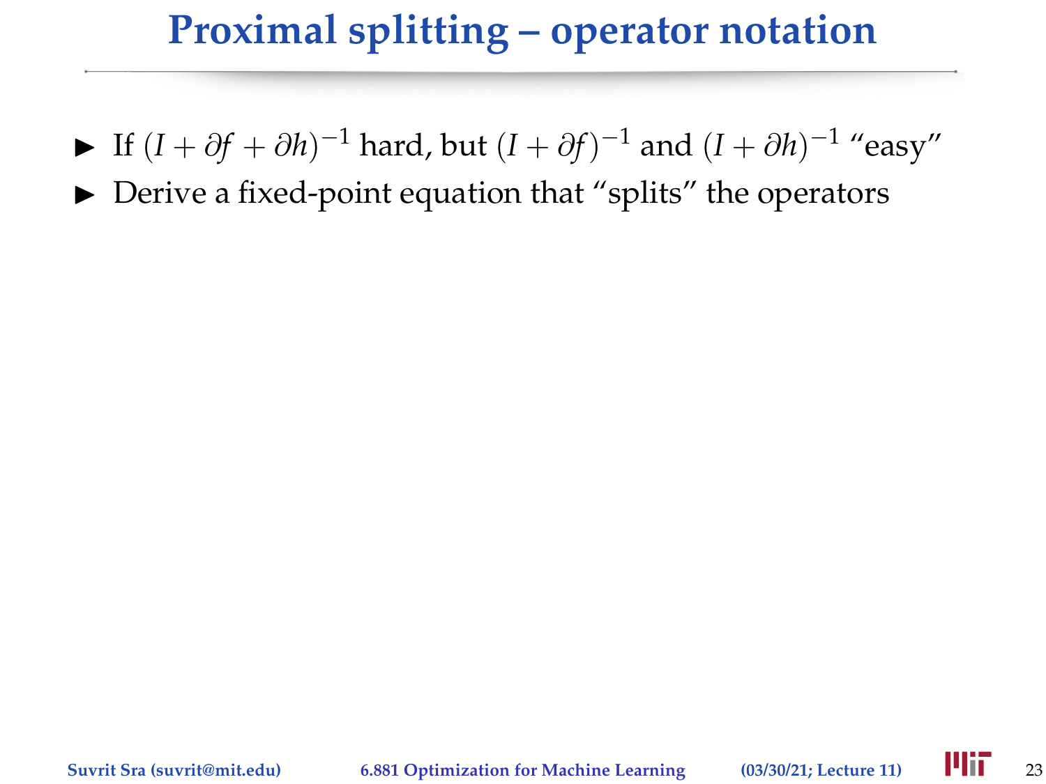# Proximal splitting – operator notation

- If $(I + \partial f + \partial h)^{-1}$ hard, but $(I + \partial f)^{-1}$ and $(I + \partial h)^{-1}$ "easy"
- Derive a fixed-point equation that "splits" the operators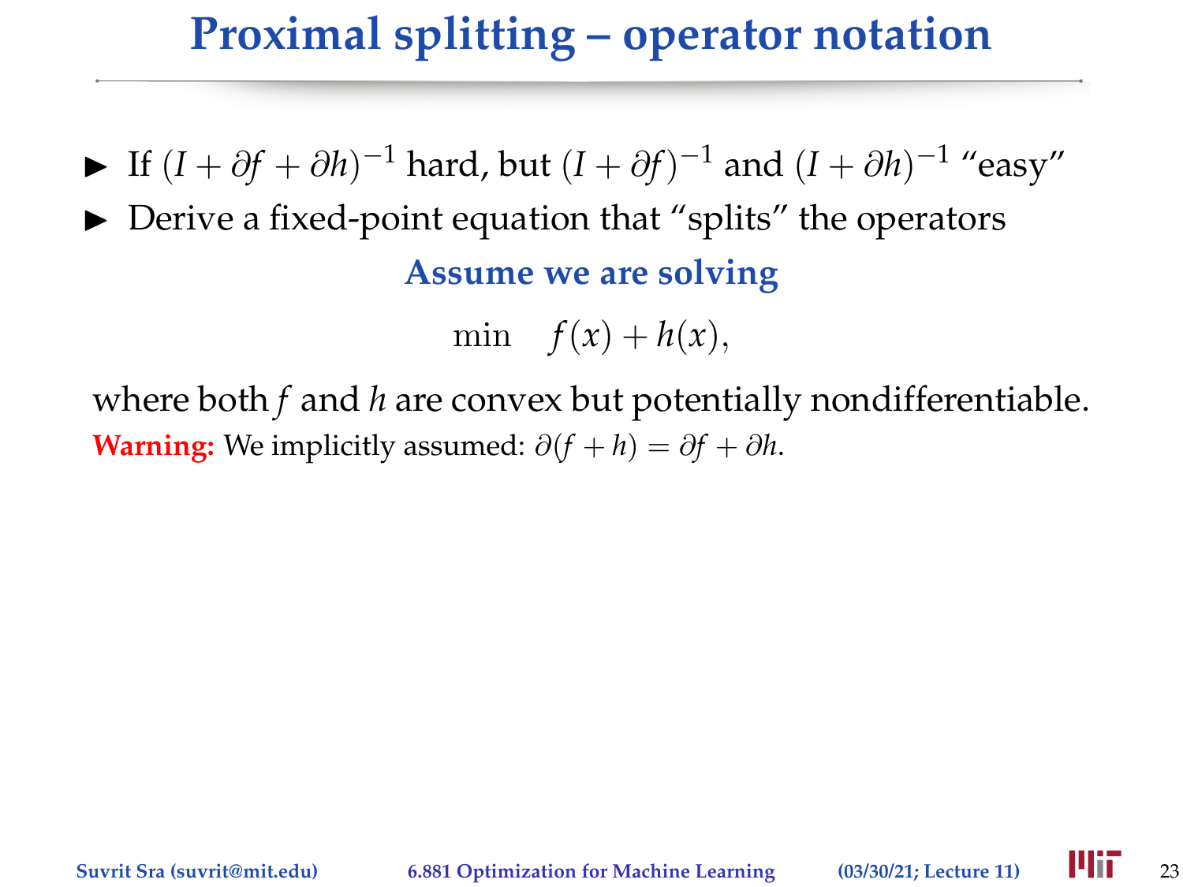# Proximal splitting – operator notation

- If $(I + \partial f + \partial h)^{-1}$ hard, but $(I + \partial f)^{-1}$ and $(I + \partial h)^{-1}$ "easy"
- Derive a fixed-point equation that "splits" the operators

**Assume we are solving**

$$\min \quad f(x) + h(x),$$

where both $f$ and $h$ are convex but potentially nondifferentiable.

**Warning:** We implicitly assumed: $\partial(f + h) = \partial f + \partial h$.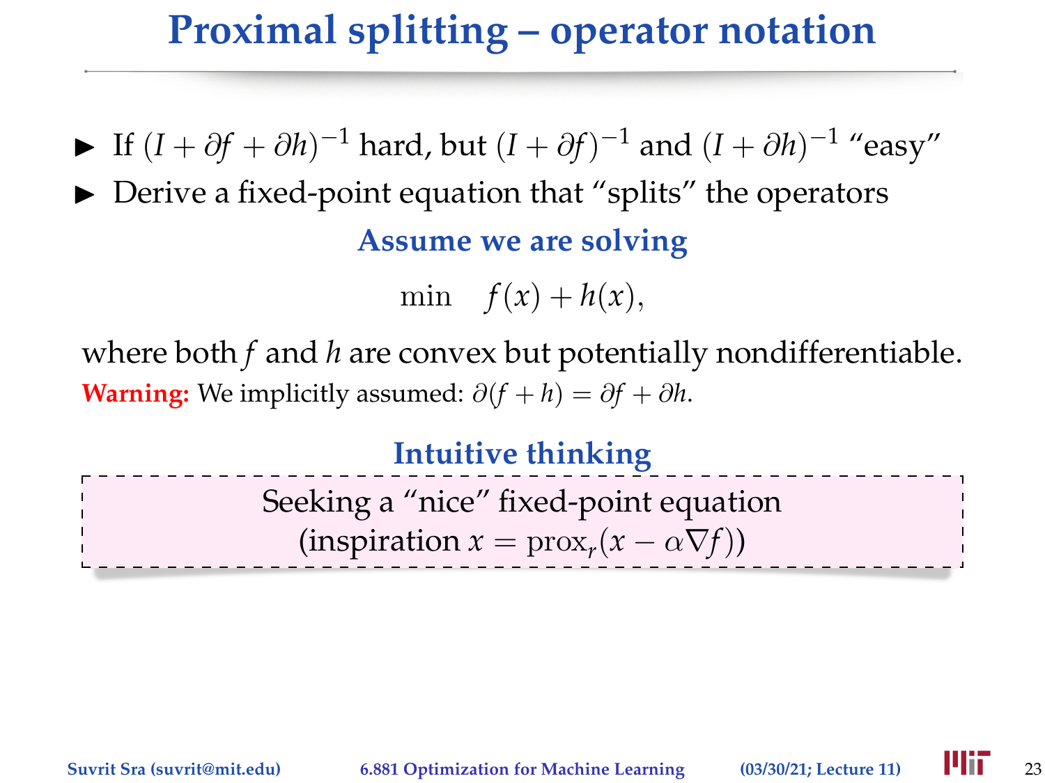# Proximal splitting – operator notation

- If $(I + \partial f + \partial h)^{-1}$ hard, but $(I + \partial f)^{-1}$ and $(I + \partial h)^{-1}$ "easy"
- Derive a fixed-point equation that "splits" the operators

### Assume we are solving

$$\min \quad f(x) + h(x),$$

where both $f$ and $h$ are convex but potentially nondifferentiable.

**Warning:** We implicitly assumed: $\partial(f + h) = \partial f + \partial h$.

### Intuitive thinking

Seeking a "nice" fixed-point equation
(inspiration $x = \text{prox}_r(x - \alpha \nabla f)$)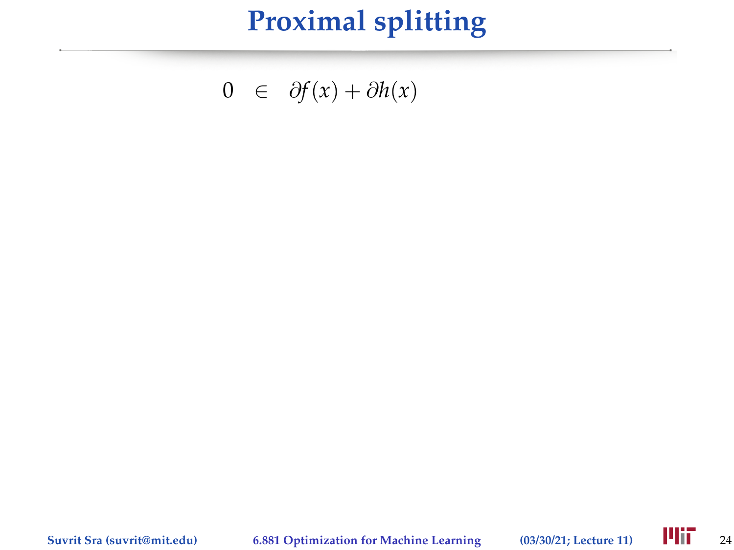# Proximal splitting

$$0 \in \partial f(x) + \partial h(x)$$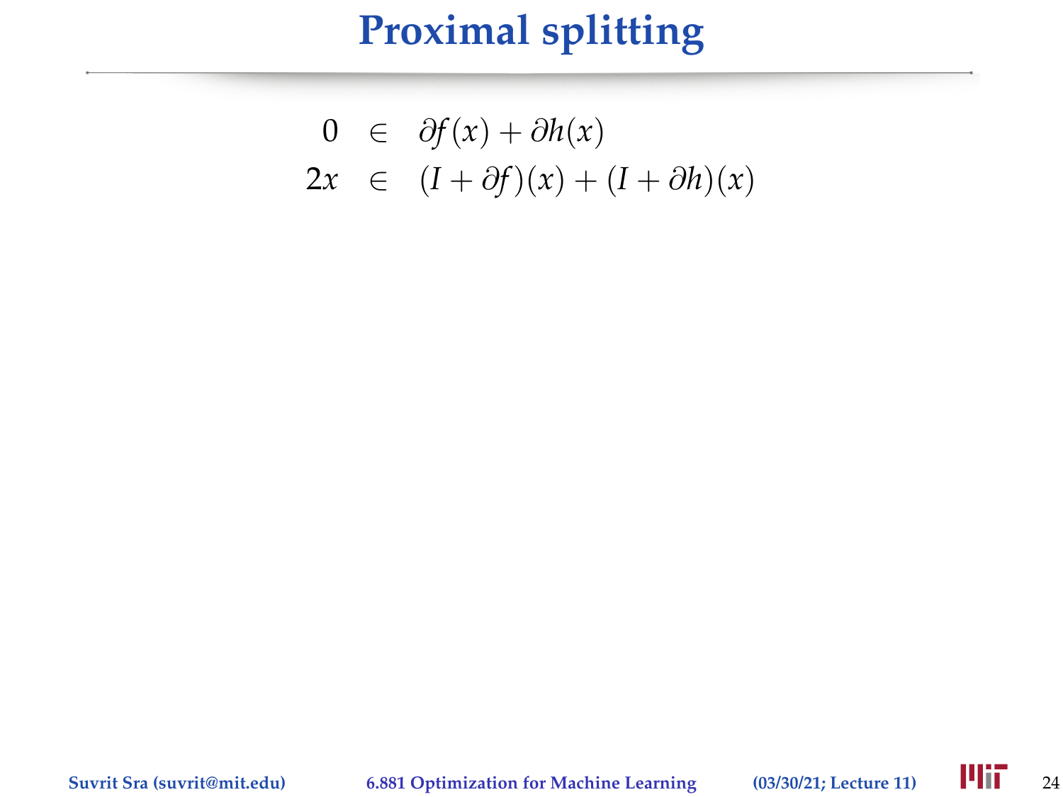# Proximal splitting

$$
\begin{aligned}
0 &\in \partial f(x) + \partial h(x) \\
2x &\in (I + \partial f)(x) + (I + \partial h)(x)
\end{aligned}
$$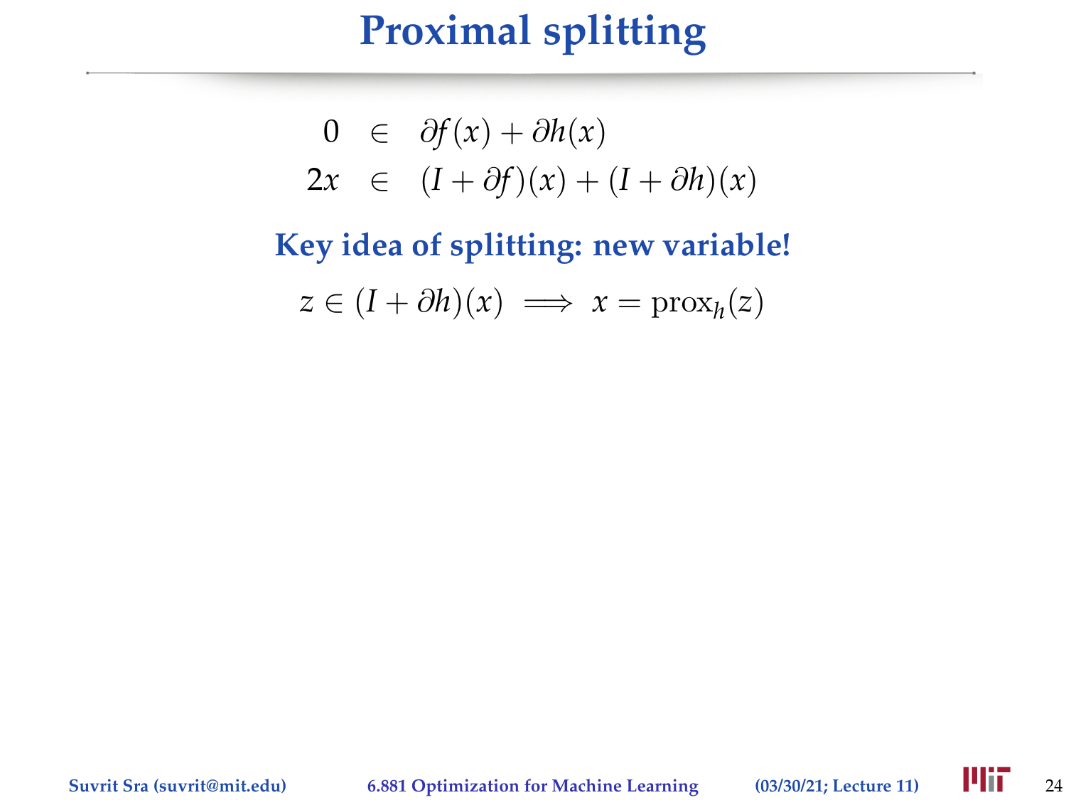# Proximal splitting

$$
\begin{aligned}
0 &\in \partial f(x) + \partial h(x) \\
2x &\in (I + \partial f)(x) + (I + \partial h)(x)
\end{aligned}
$$

**Key idea of splitting: new variable!**

$$
z \in (I + \partial h)(x) \implies x = \mathrm{prox}_h(z)
$$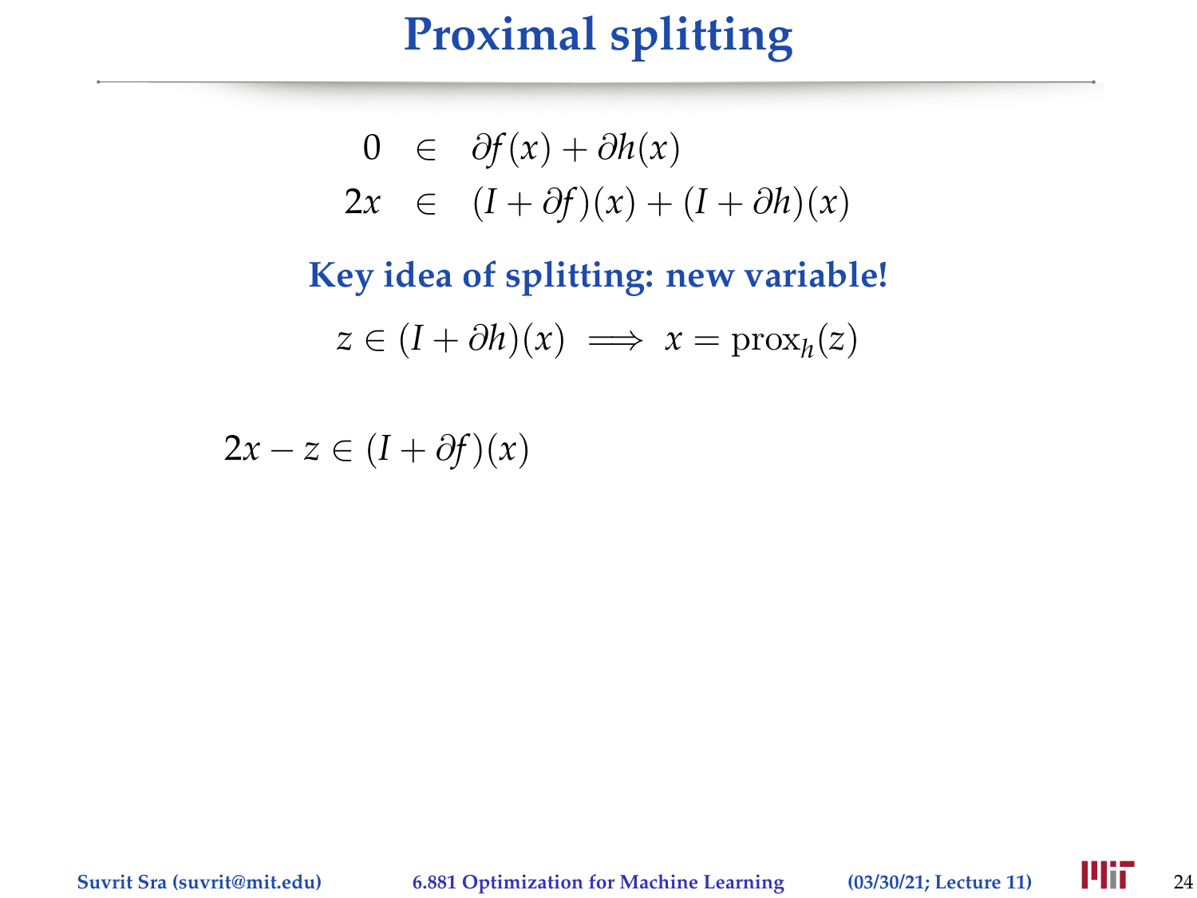# Proximal splitting

$$
\begin{aligned}
0 &\in \partial f(x) + \partial h(x) \\
2x &\in (I + \partial f)(x) + (I + \partial h)(x)
\end{aligned}
$$

**Key idea of splitting: new variable!**

$$
z \in (I + \partial h)(x) \implies x = \mathrm{prox}_h(z)
$$

$$
2x - z \in (I + \partial f)(x)
$$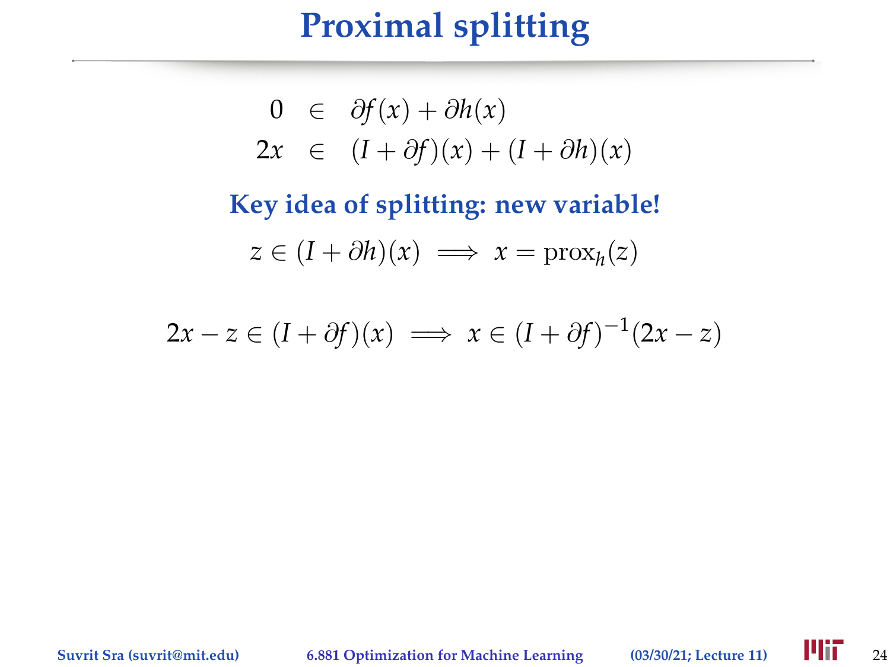# Proximal splitting

$$
\begin{aligned}
0 &\in \partial f(x) + \partial h(x) \\
2x &\in (I + \partial f)(x) + (I + \partial h)(x)
\end{aligned}
$$

**Key idea of splitting: new variable!**

$$z \in (I + \partial h)(x) \implies x = \mathrm{prox}_h(z)$$

$$2x - z \in (I + \partial f)(x) \implies x \in (I + \partial f)^{-1}(2x - z)$$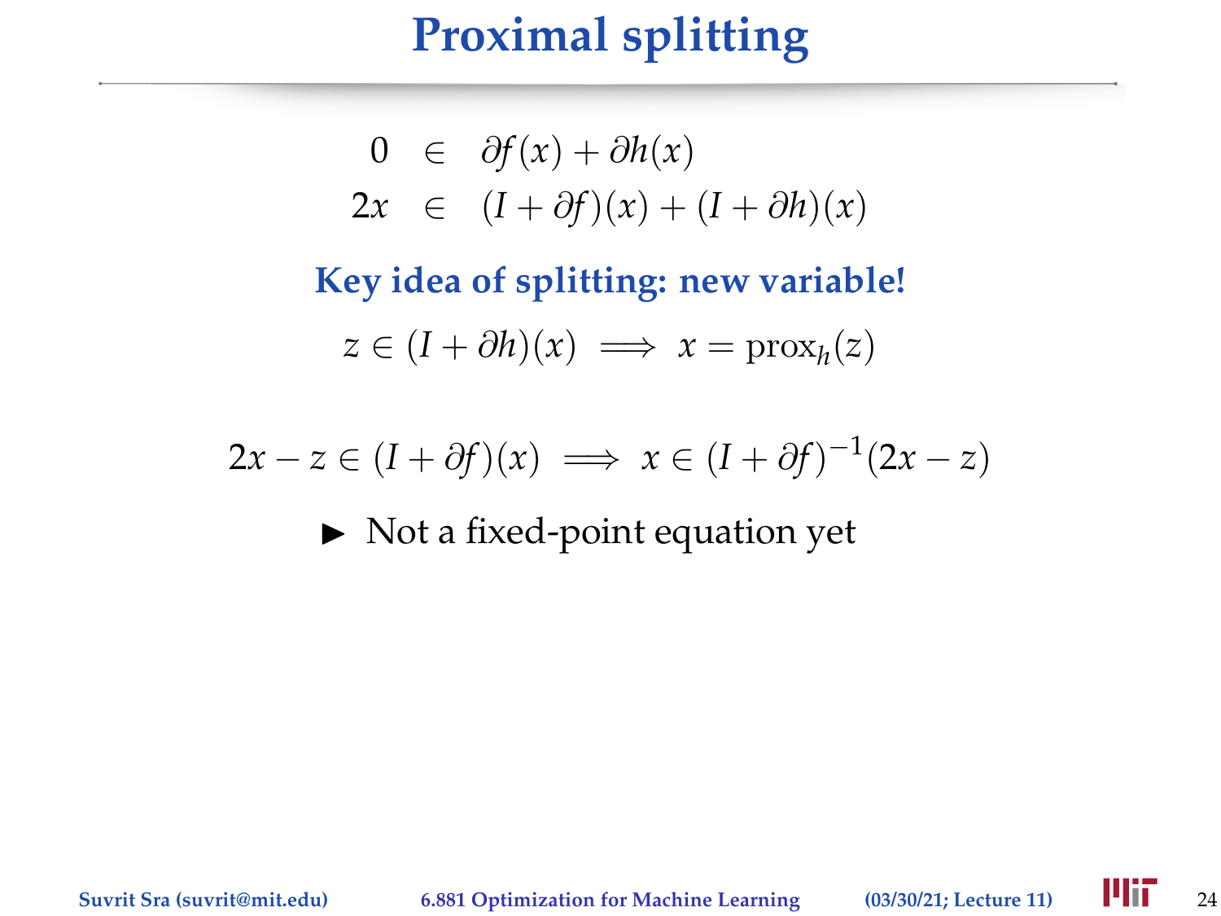# Proximal splitting

$$
\begin{aligned}
0 &\in \partial f(x) + \partial h(x) \\
2x &\in (I + \partial f)(x) + (I + \partial h)(x)
\end{aligned}
$$

**Key idea of splitting: new variable!**

$$
z \in (I + \partial h)(x) \implies x = \text{prox}_h(z)
$$

$$
2x - z \in (I + \partial f)(x) \implies x \in (I + \partial f)^{-1}(2x - z)
$$

- Not a fixed-point equation yet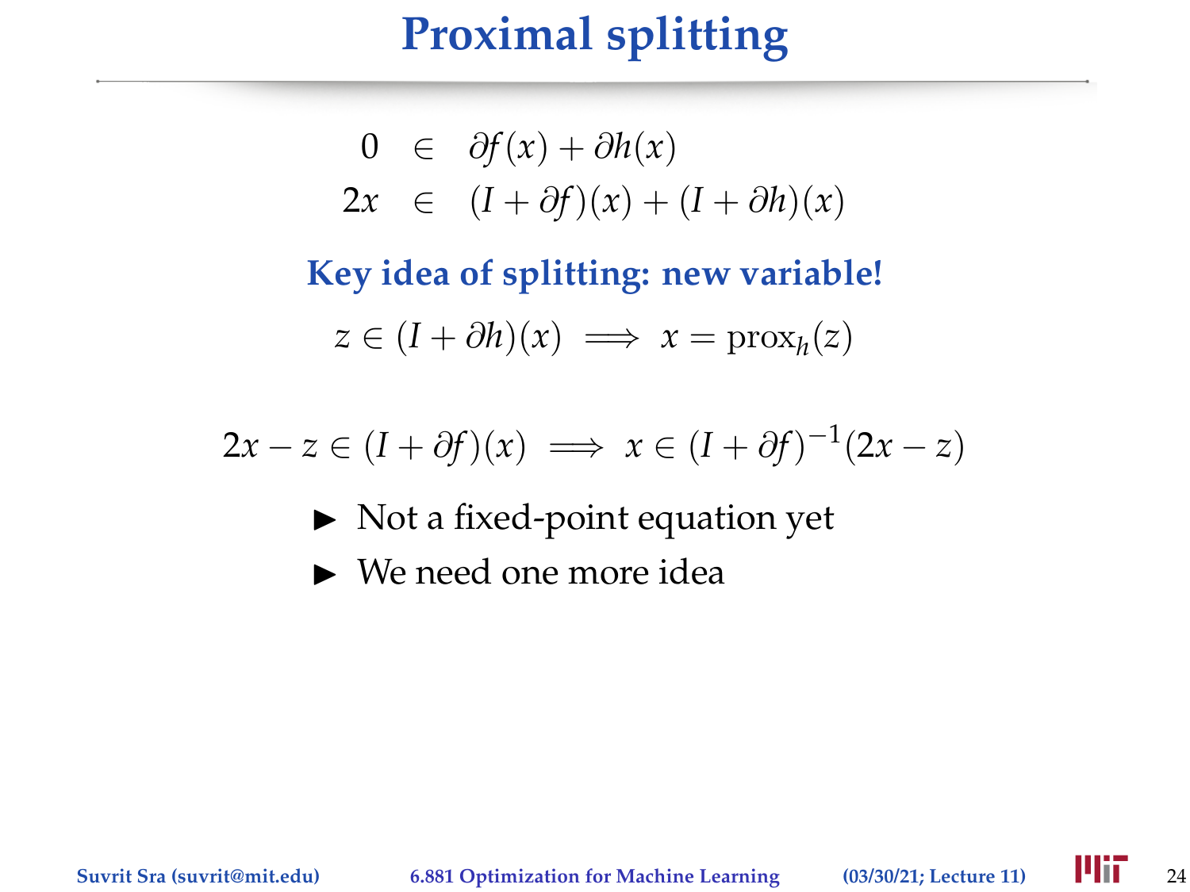# Proximal splitting

$$
\begin{aligned}
0 &\in \partial f(x) + \partial h(x) \\
2x &\in (I + \partial f)(x) + (I + \partial h)(x)
\end{aligned}
$$

**Key idea of splitting: new variable!**

$$
z \in (I + \partial h)(x) \implies x = \mathrm{prox}_h(z)
$$

$$
2x - z \in (I + \partial f)(x) \implies x \in (I + \partial f)^{-1}(2x - z)
$$

- Not a fixed-point equation yet
- We need one more idea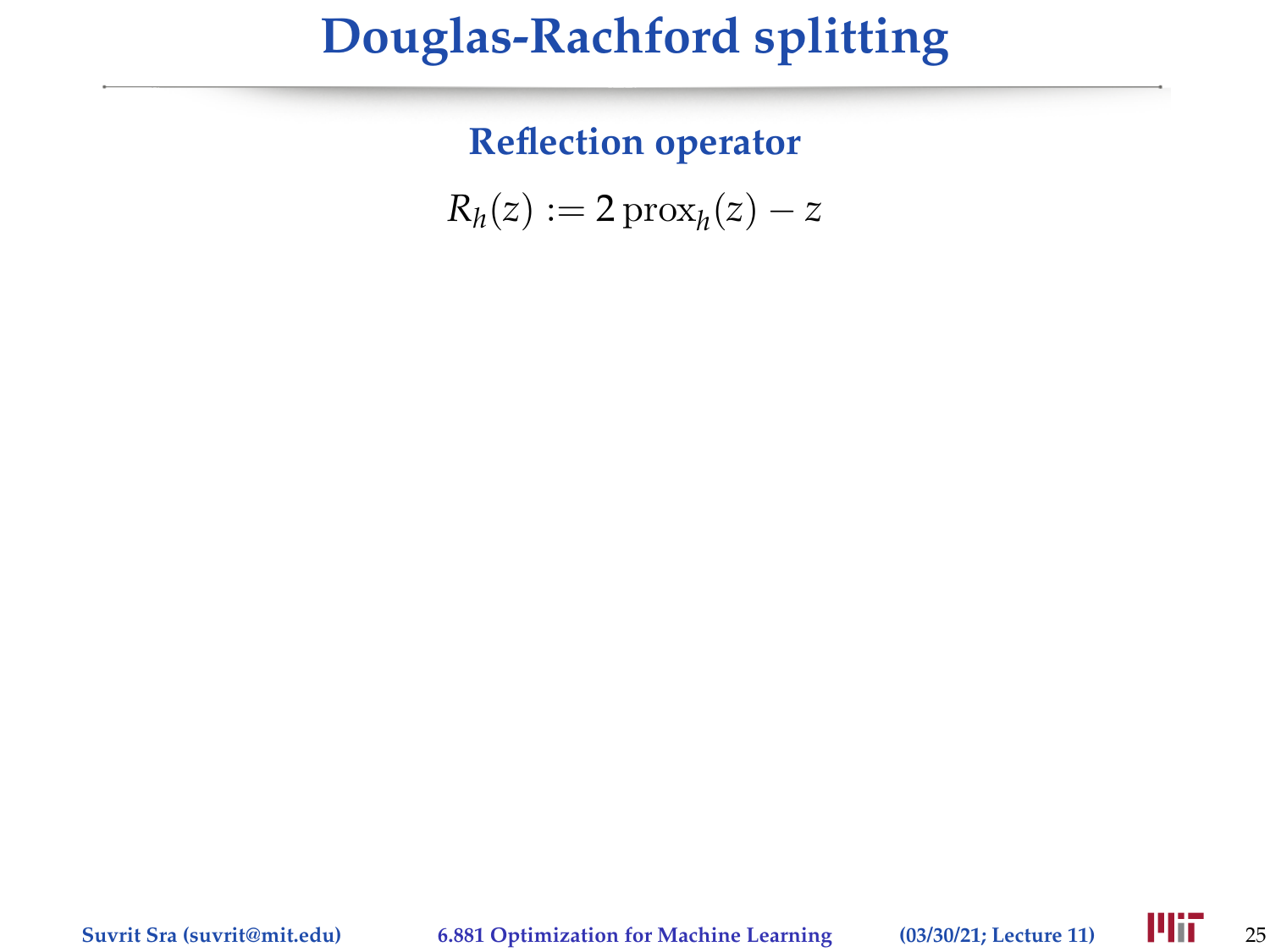# Douglas-Rachford splitting

### Reflection operator

$$R_h(z) := 2\,\mathrm{prox}_h(z) - z$$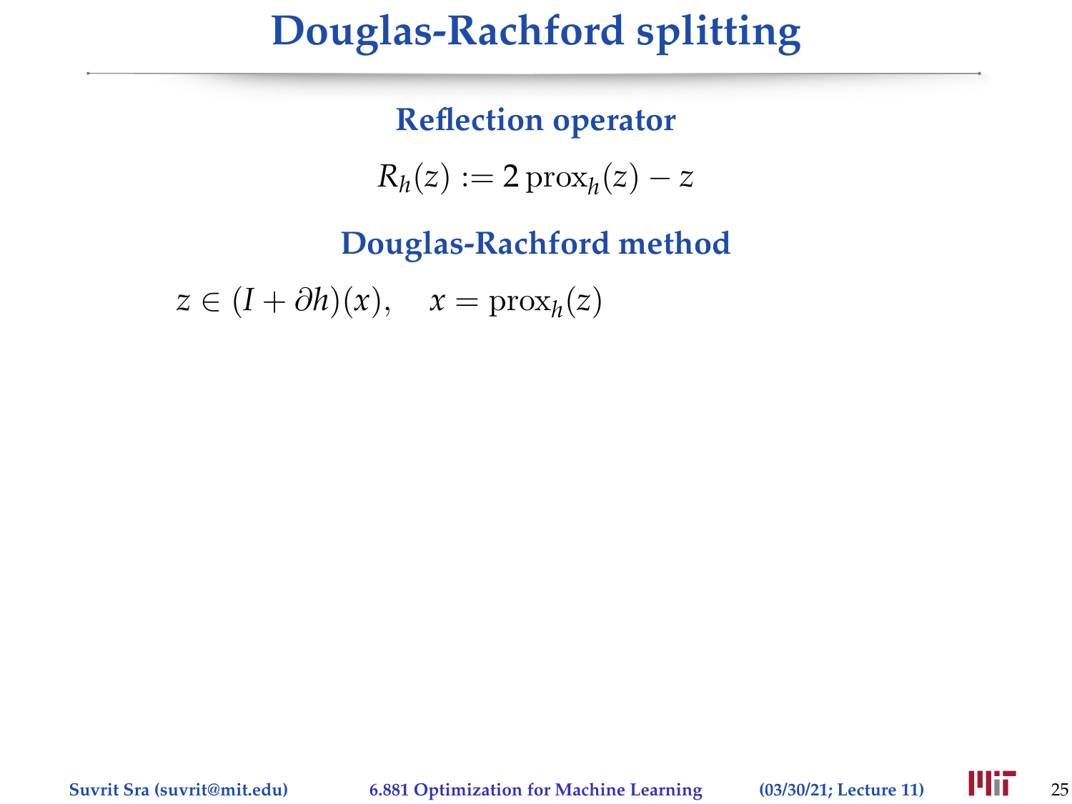# Douglas-Rachford splitting

### Reflection operator

$$R_h(z) := 2\,\mathrm{prox}_h(z) - z$$

### Douglas-Rachford method

$$z \in (I + \partial h)(x), \quad x = \mathrm{prox}_h(z)$$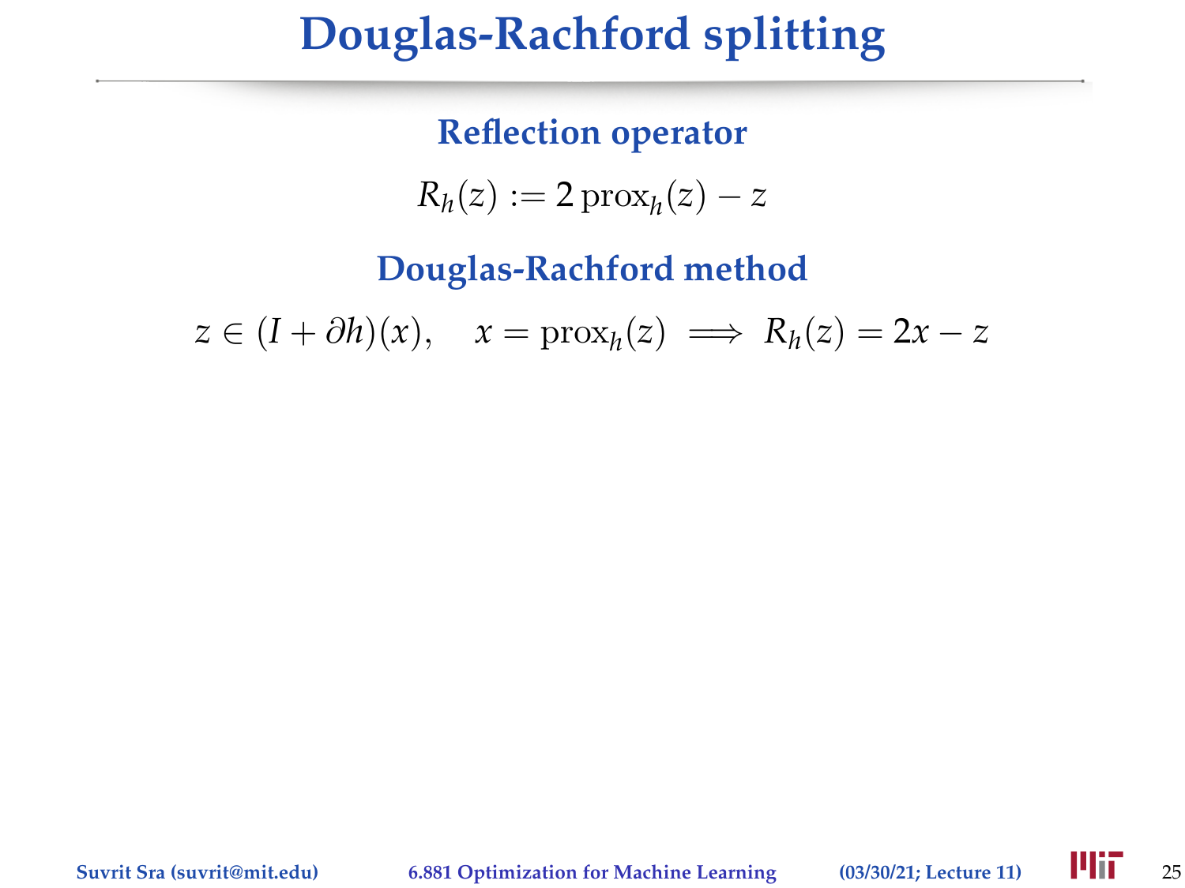# Douglas-Rachford splitting

### Reflection operator

$$R_h(z) := 2\,\mathrm{prox}_h(z) - z$$

### Douglas-Rachford method

$$z \in (I + \partial h)(x), \quad x = \mathrm{prox}_h(z) \implies R_h(z) = 2x - z$$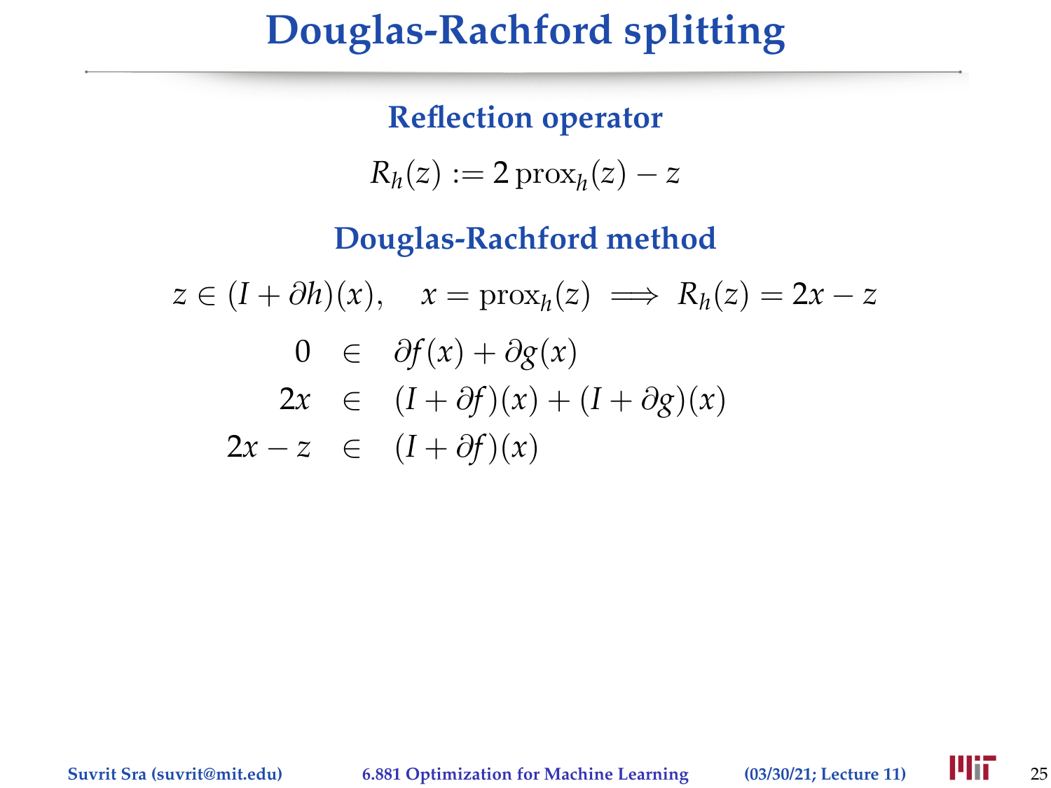# Douglas-Rachford splitting

### Reflection operator

$$R_h(z) := 2\,\mathrm{prox}_h(z) - z$$

### Douglas-Rachford method

$$z \in (I + \partial h)(x), \quad x = \mathrm{prox}_h(z) \implies R_h(z) = 2x - z$$

$$\begin{aligned}
0 &\in \partial f(x) + \partial g(x) \\
2x &\in (I + \partial f)(x) + (I + \partial g)(x) \\
2x - z &\in (I + \partial f)(x)
\end{aligned}$$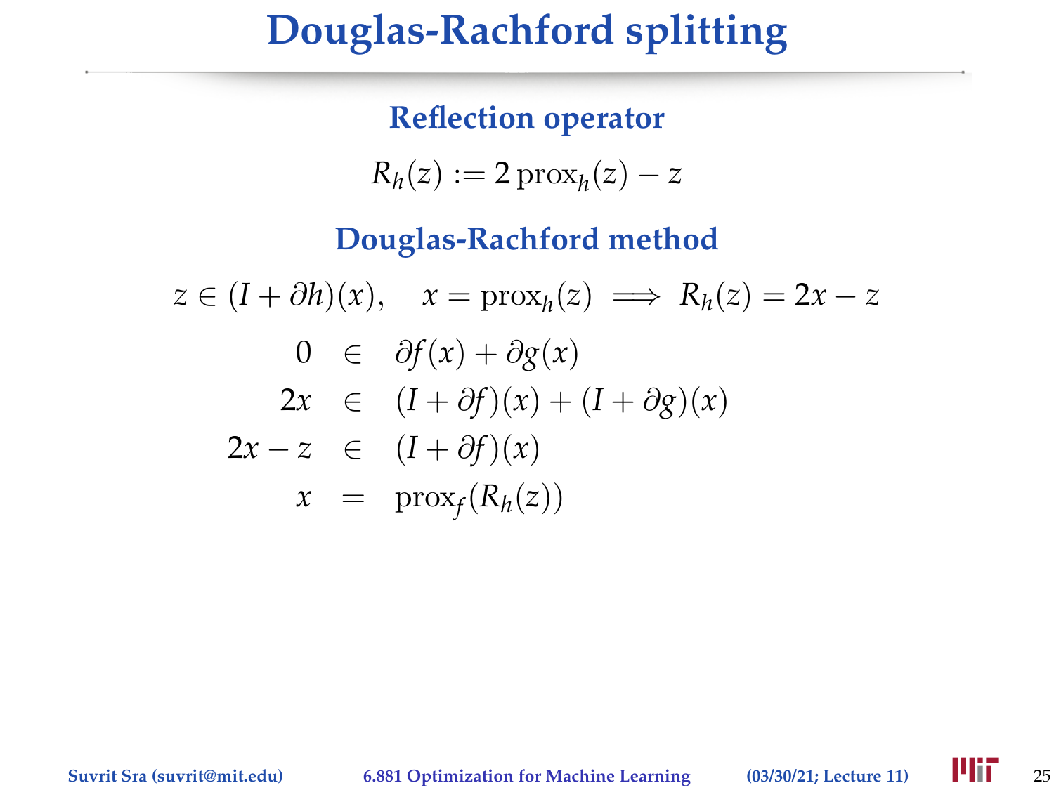# Douglas-Rachford splitting

### Reflection operator

$$R_h(z) := 2\,\mathrm{prox}_h(z) - z$$

### Douglas-Rachford method

$$z \in (I + \partial h)(x), \quad x = \mathrm{prox}_h(z) \implies R_h(z) = 2x - z$$

$$
\begin{aligned}
0 &\in \partial f(x) + \partial g(x) \\
2x &\in (I + \partial f)(x) + (I + \partial g)(x) \\
2x - z &\in (I + \partial f)(x) \\
x &= \mathrm{prox}_f(R_h(z))
\end{aligned}
$$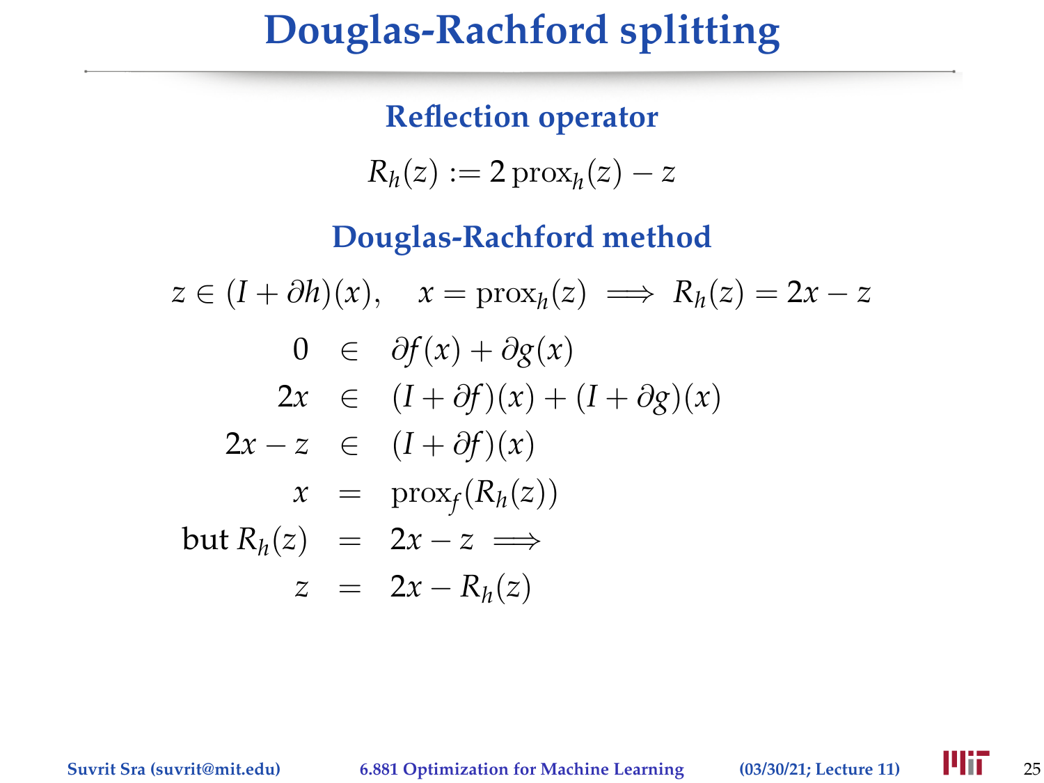# Douglas-Rachford splitting

### Reflection operator

$$R_h(z) := 2\,\mathrm{prox}_h(z) - z$$

### Douglas-Rachford method

$$z \in (I + \partial h)(x), \quad x = \mathrm{prox}_h(z) \implies R_h(z) = 2x - z$$

$$
\begin{aligned}
0 &\in \partial f(x) + \partial g(x) \\
2x &\in (I + \partial f)(x) + (I + \partial g)(x) \\
2x - z &\in (I + \partial f)(x) \\
x &= \mathrm{prox}_f(R_h(z)) \\
\text{but } R_h(z) &= 2x - z \implies \\
z &= 2x - R_h(z)
\end{aligned}
$$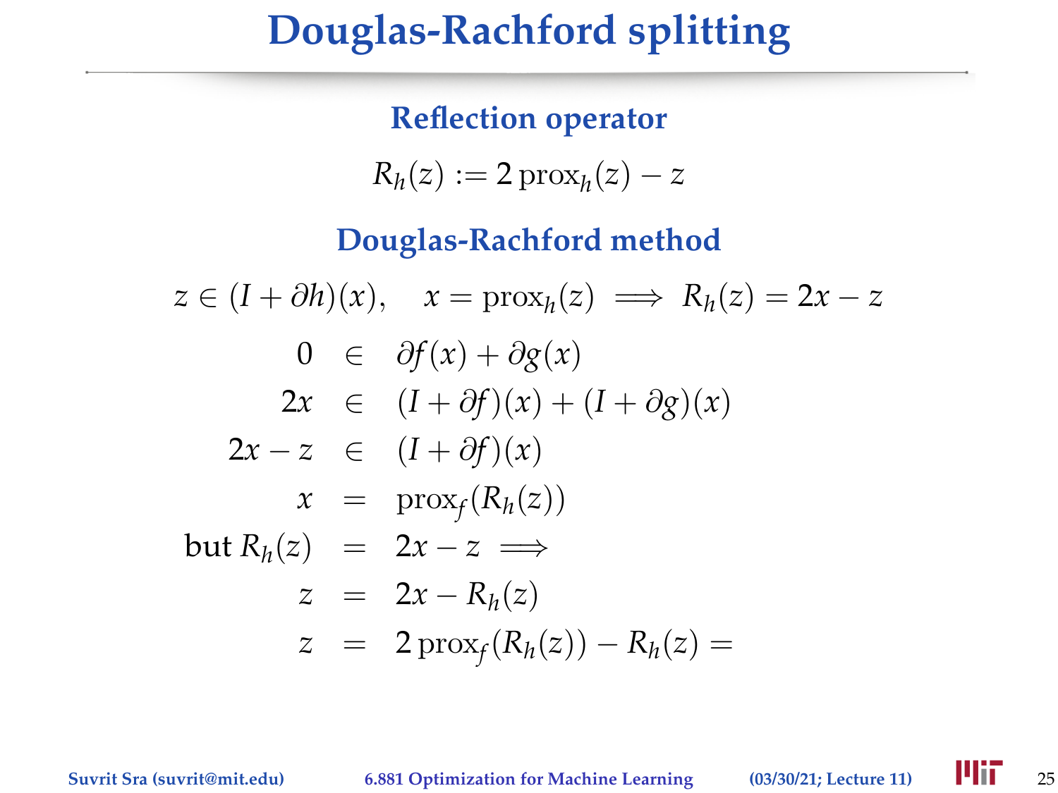# Douglas-Rachford splitting

## Reflection operator

$$R_h(z) := 2\,\mathrm{prox}_h(z) - z$$

## Douglas-Rachford method

$$z \in (I + \partial h)(x), \quad x = \mathrm{prox}_h(z) \implies R_h(z) = 2x - z$$

$$
\begin{aligned}
0 &\in \partial f(x) + \partial g(x) \\
2x &\in (I + \partial f)(x) + (I + \partial g)(x) \\
2x - z &\in (I + \partial f)(x) \\
x &= \mathrm{prox}_f(R_h(z)) \\
\text{but } R_h(z) &= 2x - z \implies \\
z &= 2x - R_h(z) \\
z &= 2\,\mathrm{prox}_f(R_h(z)) - R_h(z) =
\end{aligned}
$$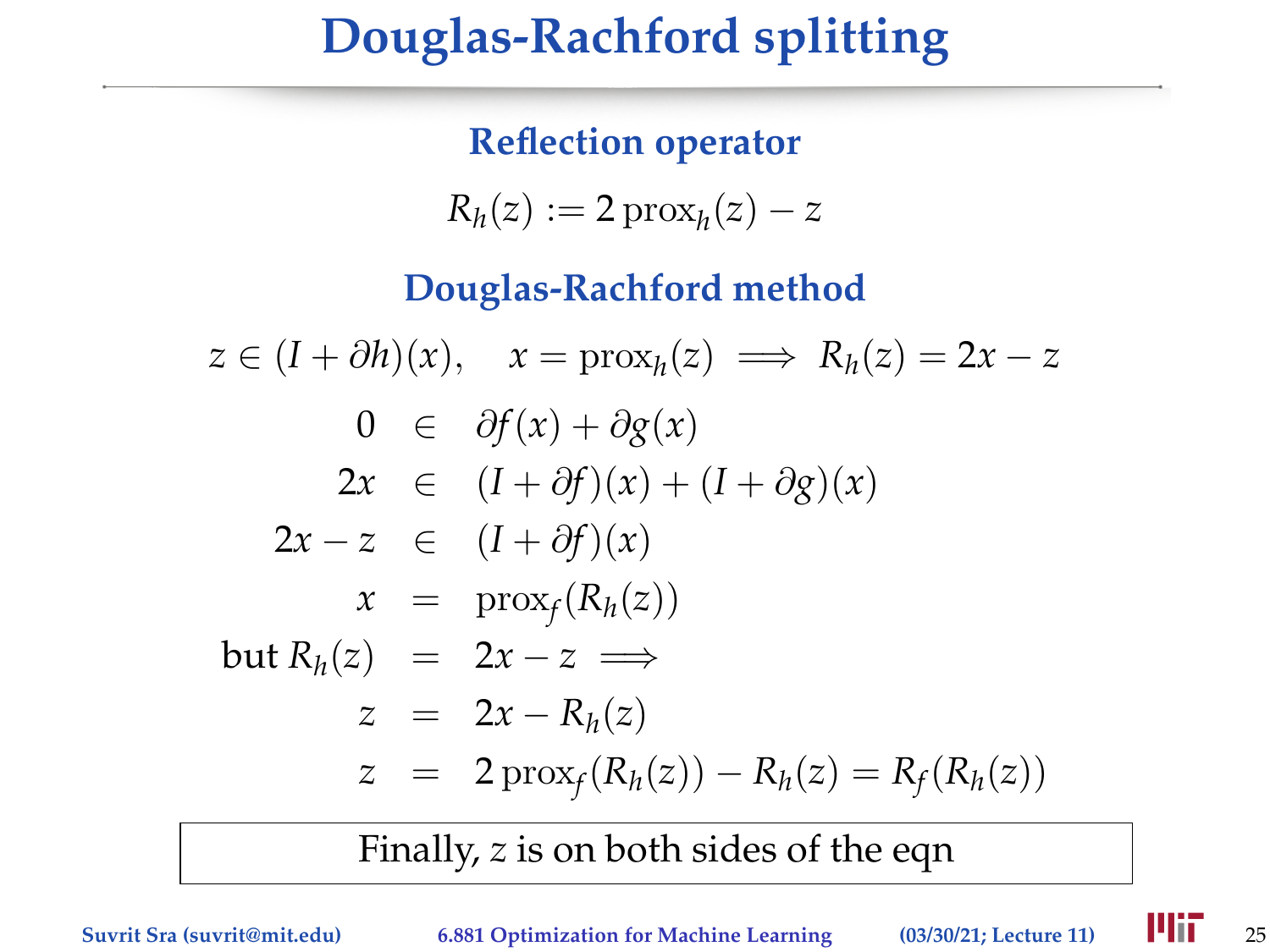# Douglas-Rachford splitting

### Reflection operator

$$R_h(z) := 2\,\mathrm{prox}_h(z) - z$$

### Douglas-Rachford method

$$z \in (I + \partial h)(x), \quad x = \mathrm{prox}_h(z) \implies R_h(z) = 2x - z$$

$$\begin{aligned}
0 &\in \partial f(x) + \partial g(x) \\
2x &\in (I + \partial f)(x) + (I + \partial g)(x) \\
2x - z &\in (I + \partial f)(x) \\
x &= \mathrm{prox}_f(R_h(z)) \\
\text{but } R_h(z) &= 2x - z \implies \\
z &= 2x - R_h(z) \\
z &= 2\,\mathrm{prox}_f(R_h(z)) - R_h(z) = R_f(R_h(z))
\end{aligned}$$

Finally, $z$ is on both sides of the eqn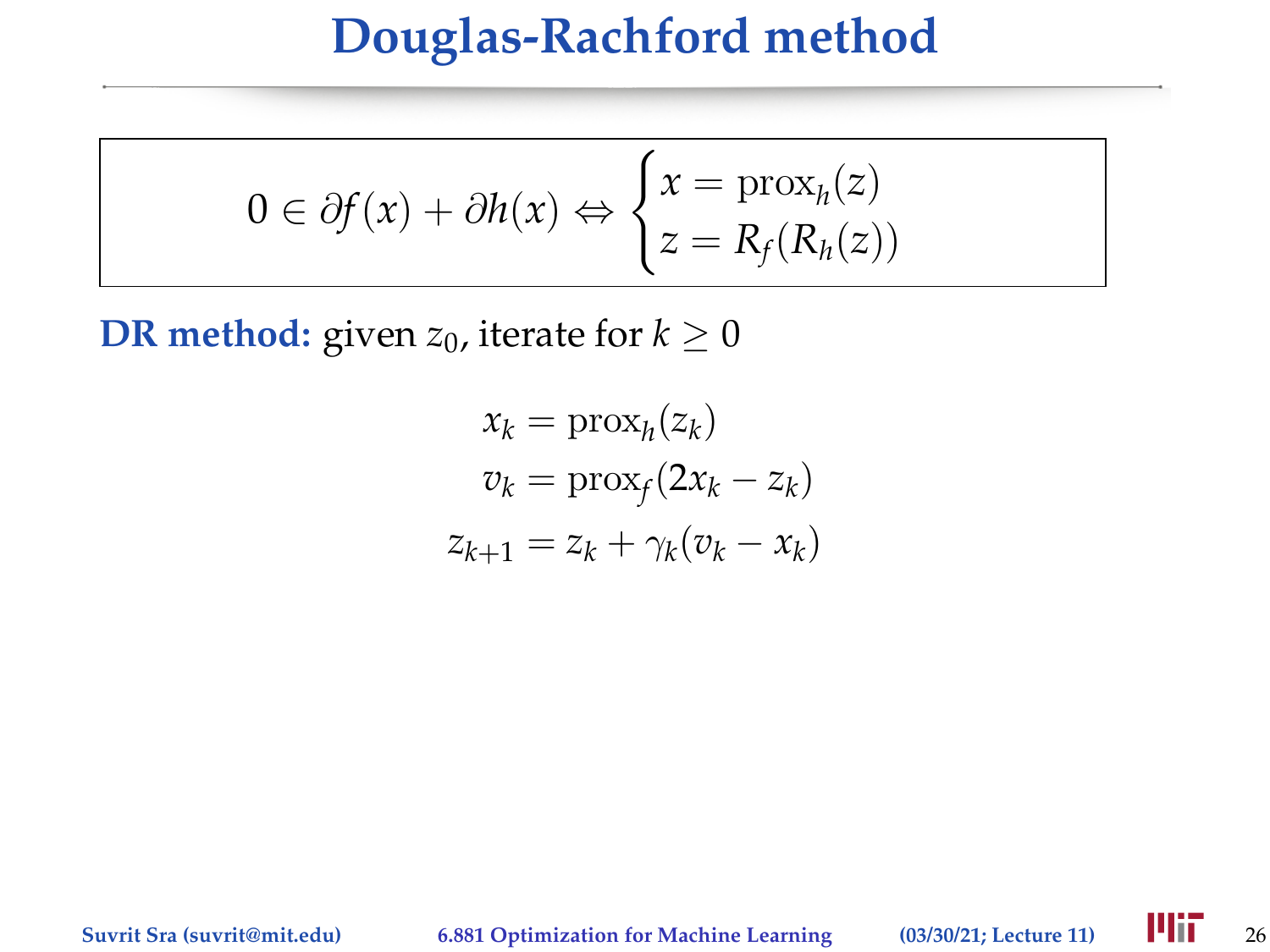# Douglas-Rachford method

$$0 \in \partial f(x) + \partial h(x) \Leftrightarrow \begin{cases} x = \operatorname{prox}_h(z) \\ z = R_f(R_h(z)) \end{cases}$$

**DR method:** given $z_0$, iterate for $k \geq 0$

$$\begin{aligned} x_k &= \operatorname{prox}_h(z_k) \\ v_k &= \operatorname{prox}_f(2x_k - z_k) \\ z_{k+1} &= z_k + \gamma_k(v_k - x_k) \end{aligned}$$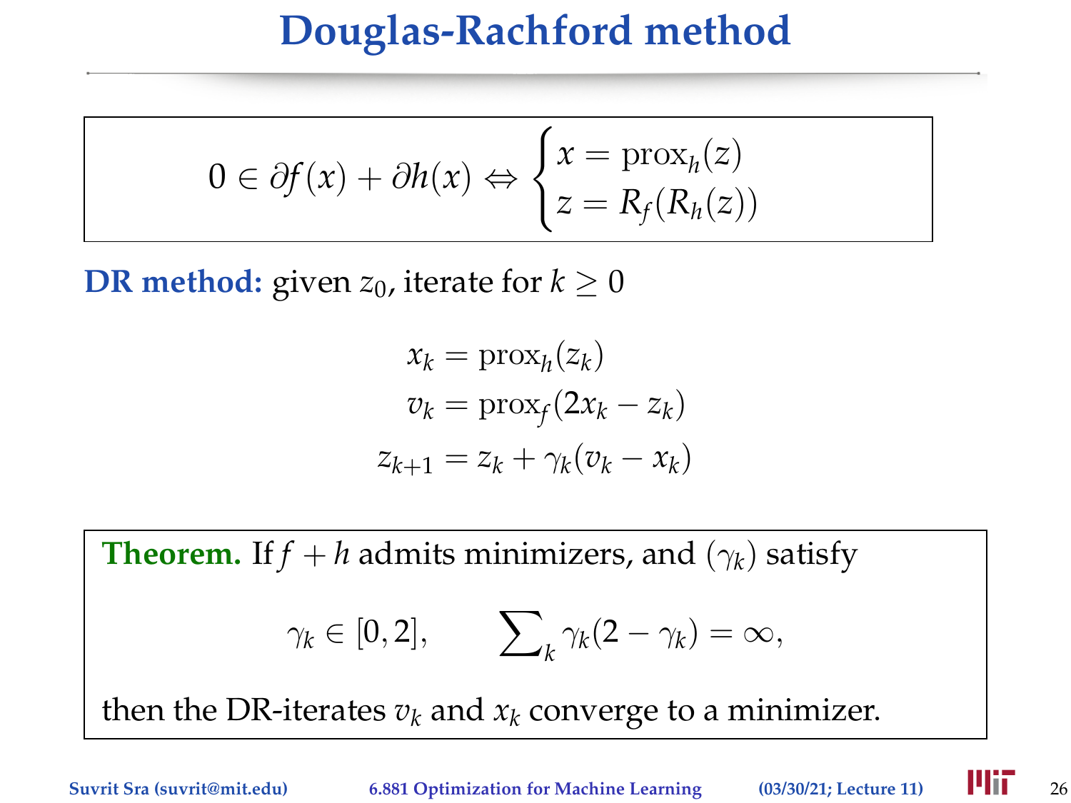# Douglas-Rachford method

$$0 \in \partial f(x) + \partial h(x) \Leftrightarrow \begin{cases} x = \mathrm{prox}_h(z) \\ z = R_f(R_h(z)) \end{cases}$$

**DR method:** given $z_0$, iterate for $k \geq 0$

$$\begin{aligned} x_k &= \mathrm{prox}_h(z_k) \\ v_k &= \mathrm{prox}_f(2x_k - z_k) \\ z_{k+1} &= z_k + \gamma_k(v_k - x_k) \end{aligned}$$

**Theorem.** If $f + h$ admits minimizers, and $(\gamma_k)$ satisfy

$$\gamma_k \in [0, 2], \qquad \sum\nolimits_k \gamma_k(2 - \gamma_k) = \infty,$$

then the DR-iterates $v_k$ and $x_k$ converge to a minimizer.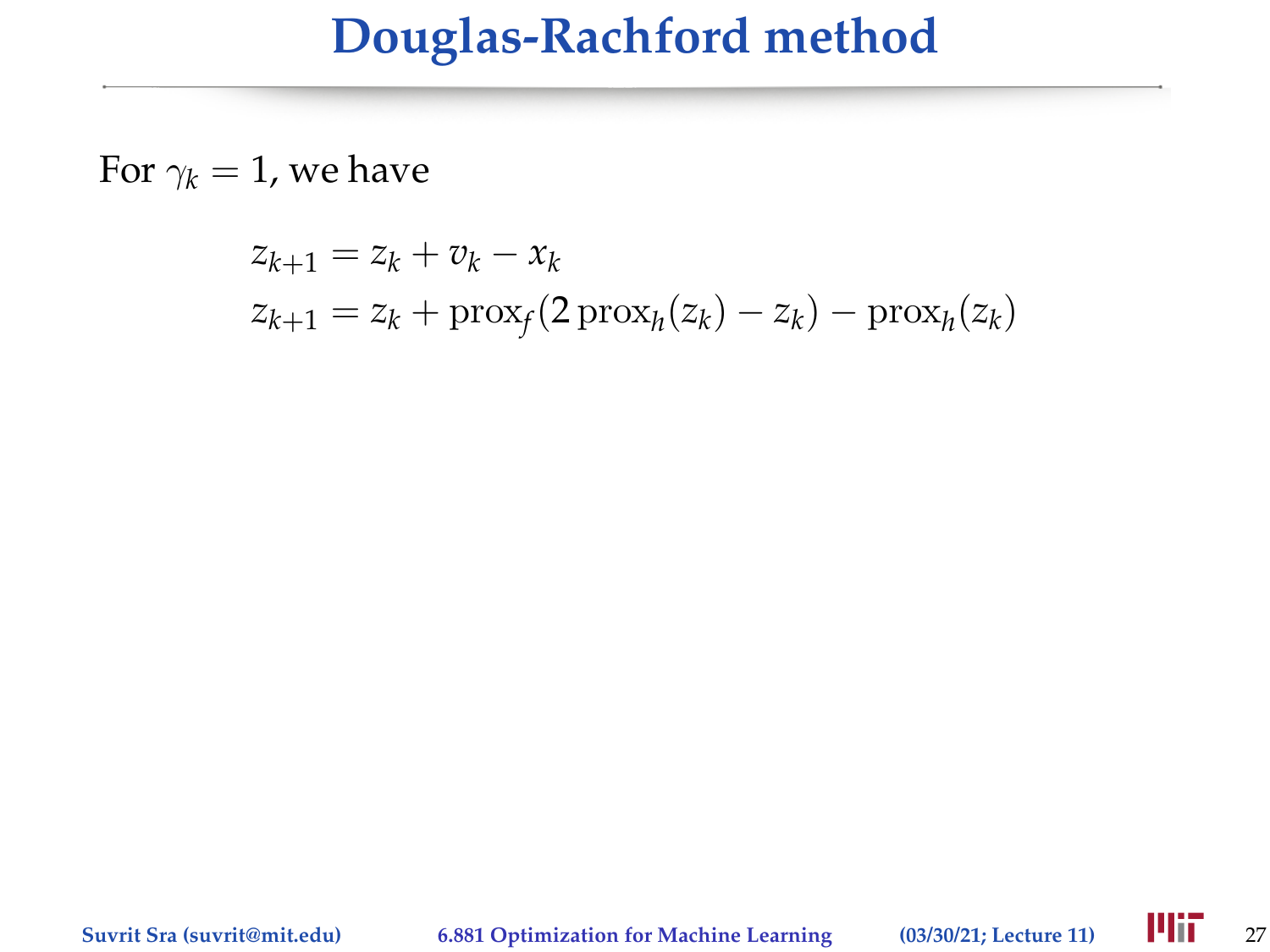# Douglas-Rachford method

For $\gamma_k = 1$, we have

$$
\begin{aligned}
z_{k+1} &= z_k + v_k - x_k \\
z_{k+1} &= z_k + \mathrm{prox}_f(2\,\mathrm{prox}_h(z_k) - z_k) - \mathrm{prox}_h(z_k)
\end{aligned}
$$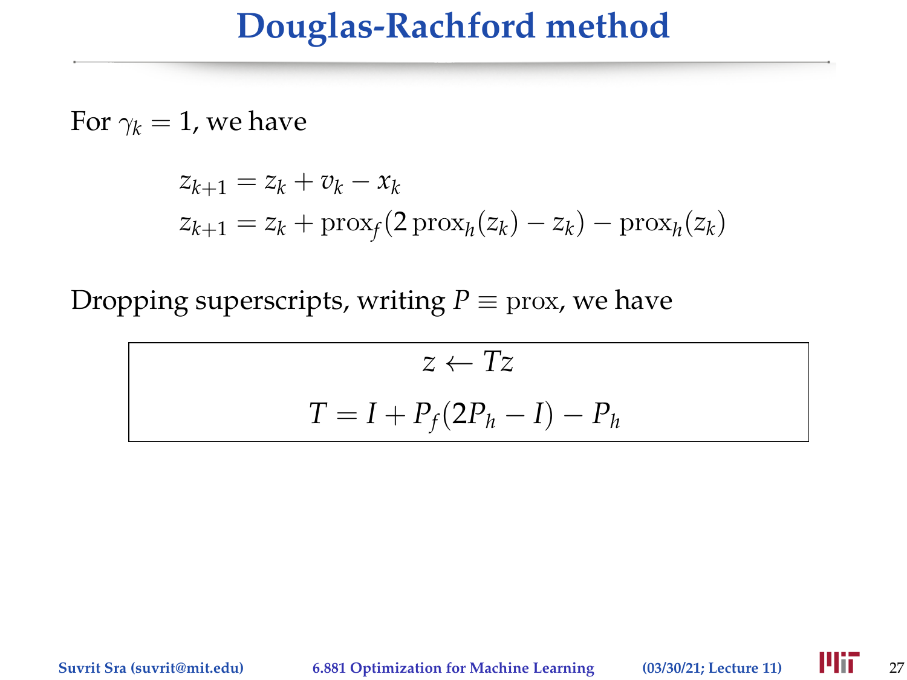# Douglas-Rachford method

For $\gamma_k = 1$, we have

$$
\begin{aligned}
z_{k+1} &= z_k + v_k - x_k \\
z_{k+1} &= z_k + \operatorname{prox}_f(2\operatorname{prox}_h(z_k) - z_k) - \operatorname{prox}_h(z_k)
\end{aligned}
$$

Dropping superscripts, writing $P \equiv \operatorname{prox}$, we have

$$
\boxed{
\begin{aligned}
z &\leftarrow Tz \\
T &= I + P_f(2P_h - I) - P_h
\end{aligned}
}
$$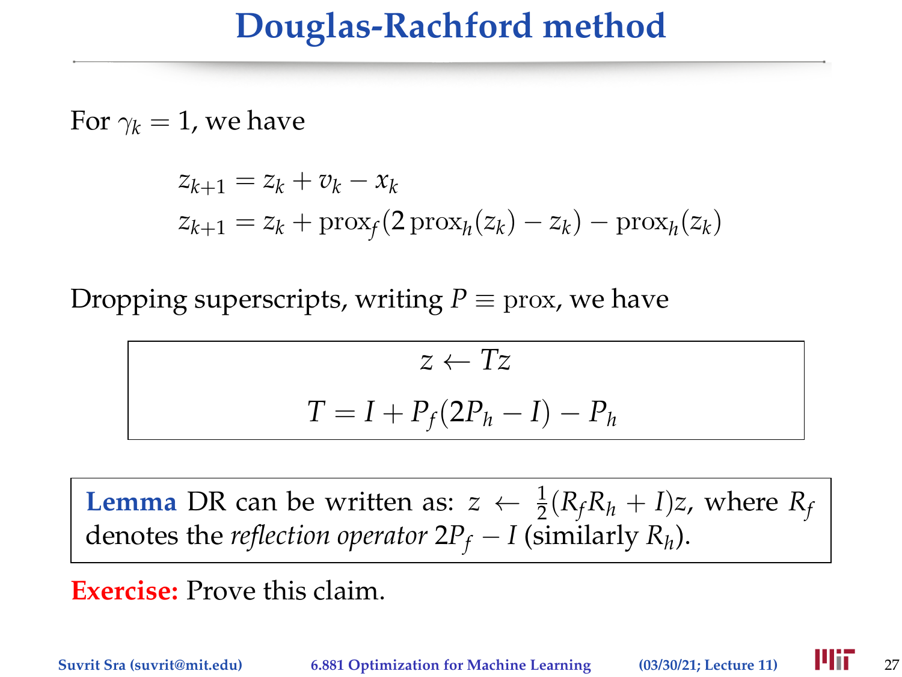# Douglas-Rachford method

For $\gamma_k = 1$, we have

$$z_{k+1} = z_k + v_k - x_k$$

$$z_{k+1} = z_k + \operatorname{prox}_f(2\operatorname{prox}_h(z_k) - z_k) - \operatorname{prox}_h(z_k)$$

Dropping superscripts, writing $P \equiv \operatorname{prox}$, we have

$$z \leftarrow Tz$$

$$T = I + P_f(2P_h - I) - P_h$$

**Lemma** DR can be written as: $z \leftarrow \frac{1}{2}(R_f R_h + I)z$, where $R_f$ denotes the *reflection operator* $2P_f - I$ (similarly $R_h$).

**Exercise:** Prove this claim.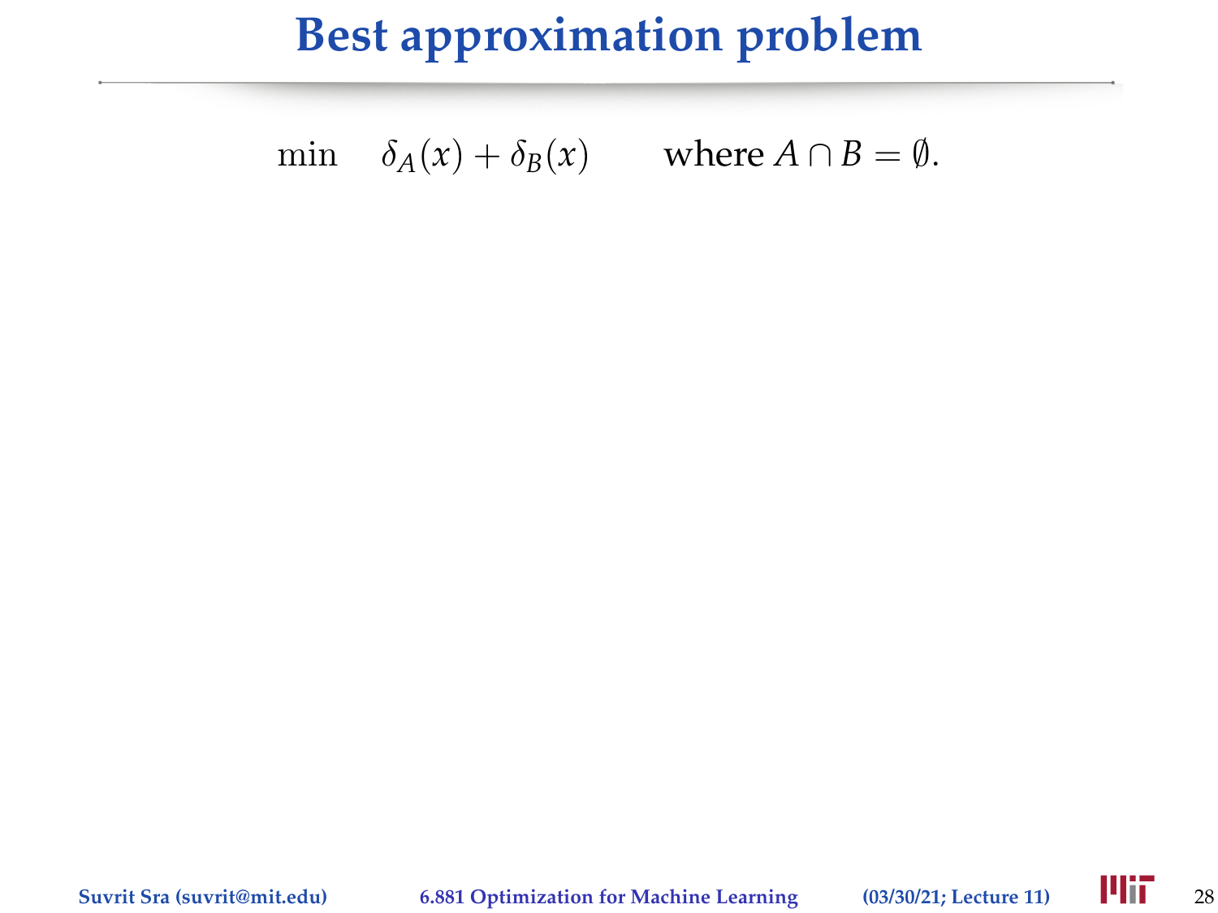# Best approximation problem

$$\min \quad \delta_A(x) + \delta_B(x) \qquad \text{where } A \cap B = \emptyset.$$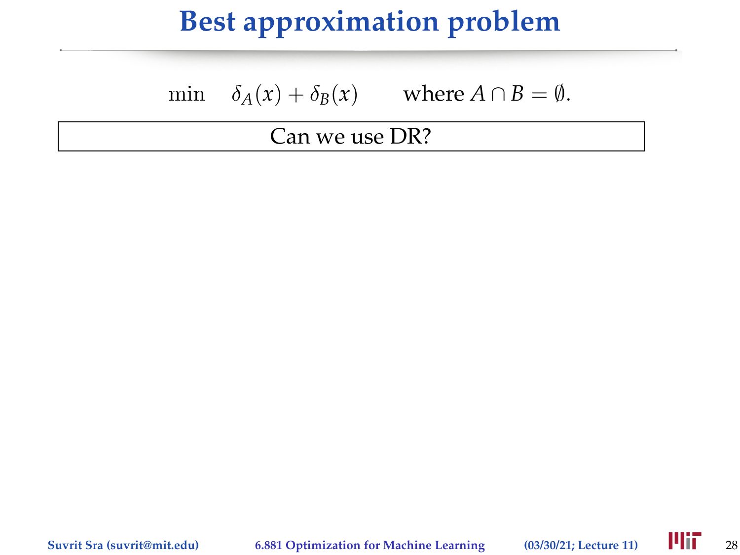# Best approximation problem

$$\min \quad \delta_A(x) + \delta_B(x) \qquad \text{where } A \cap B = \emptyset.$$

Can we use DR?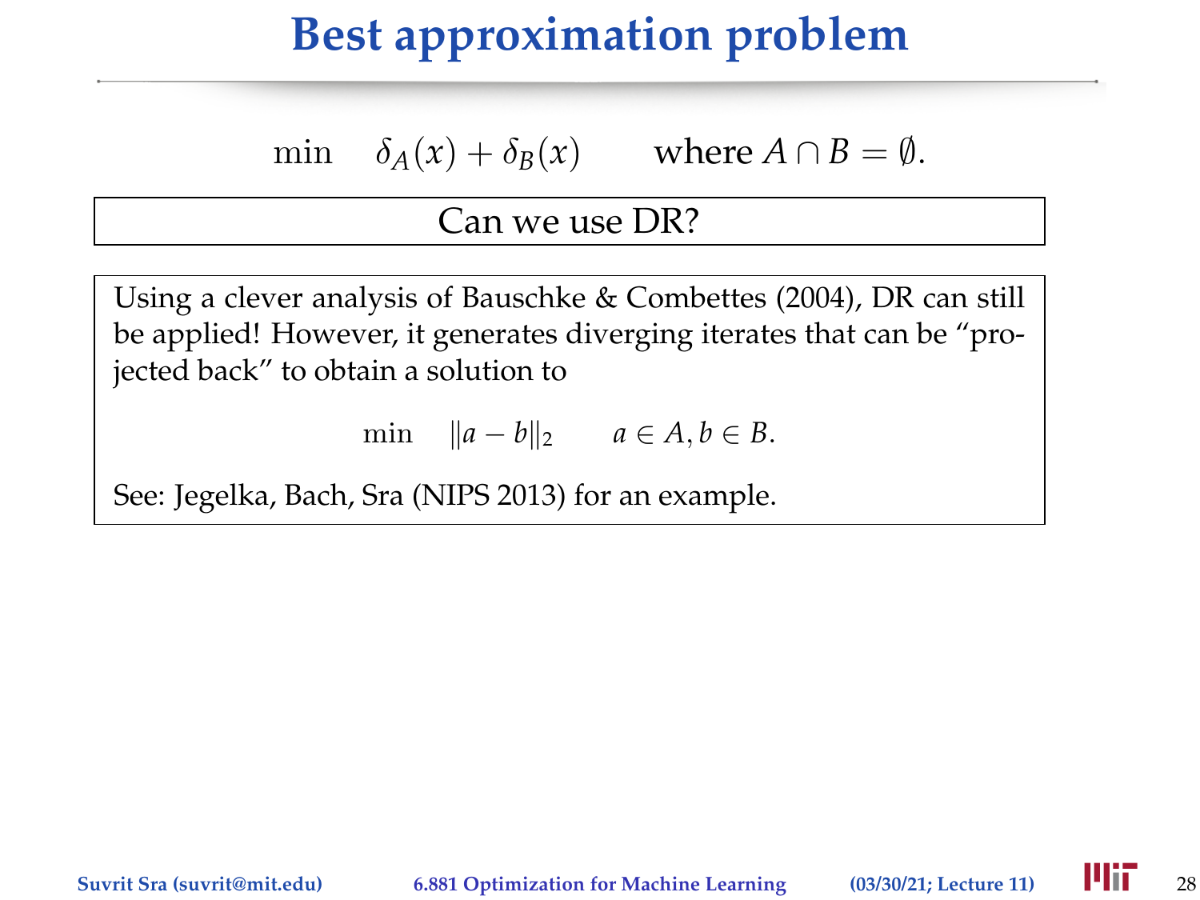# Best approximation problem

$$\min \quad \delta_A(x) + \delta_B(x) \qquad \text{where } A \cap B = \emptyset.$$

**Can we use DR?**

Using a clever analysis of Bauschke & Combettes (2004), DR can still be applied! However, it generates diverging iterates that can be "projected back" to obtain a solution to

$$\min \quad \|a - b\|_2 \qquad a \in A, b \in B.$$

See: Jegelka, Bach, Sra (NIPS 2013) for an example.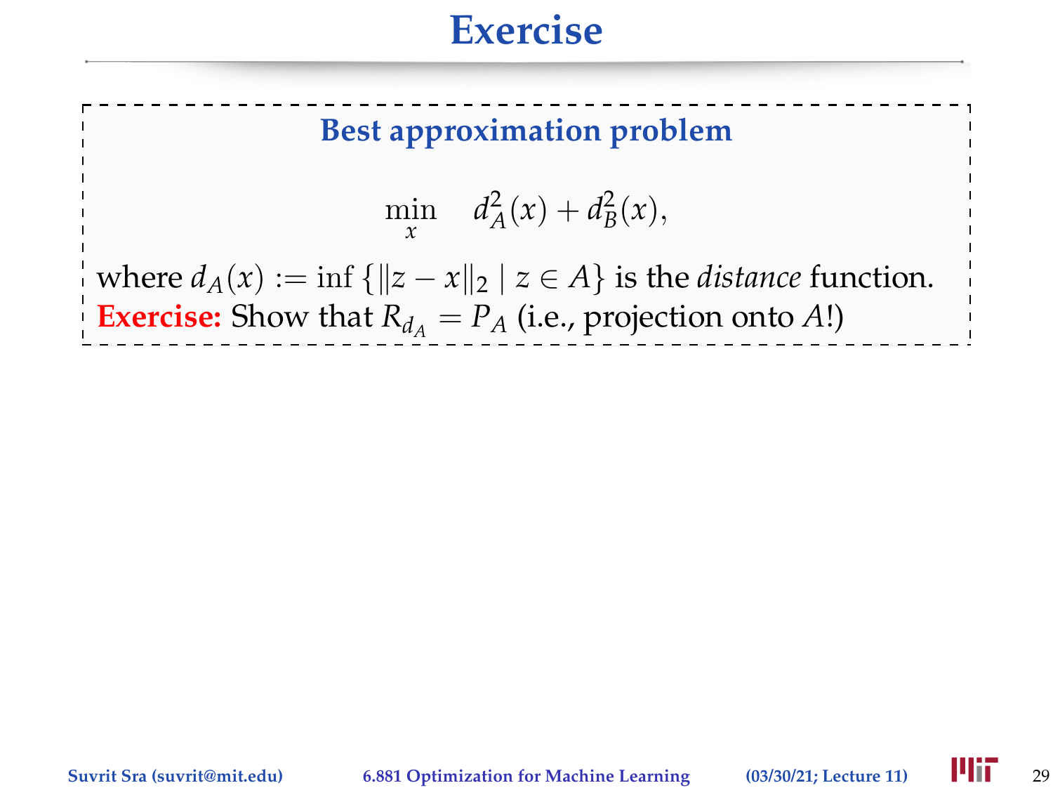# Exercise

### Best approximation problem

$$\min_{x} \quad d_A^2(x) + d_B^2(x),$$

where $d_A(x) := \inf \{\|z - x\|_2 \mid z \in A\}$ is the *distance* function.

**Exercise:** Show that $R_{d_A} = P_A$ (i.e., projection onto $A$!)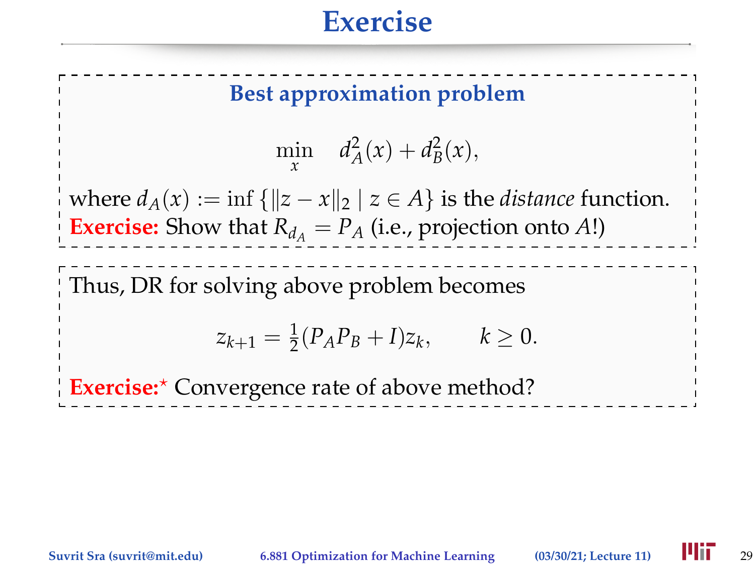# Exercise

### Best approximation problem

$$\min_x \quad d_A^2(x) + d_B^2(x),$$

where $d_A(x) := \inf\{\|z - x\|_2 \mid z \in A\}$ is the *distance* function.
**Exercise:** Show that $R_{d_A} = P_A$ (i.e., projection onto $A$!)

Thus, DR for solving above problem becomes

$$z_{k+1} = \tfrac{1}{2}(P_A P_B + I)z_k, \qquad k \geq 0.$$

**Exercise:**$^{\star}$ Convergence rate of above method?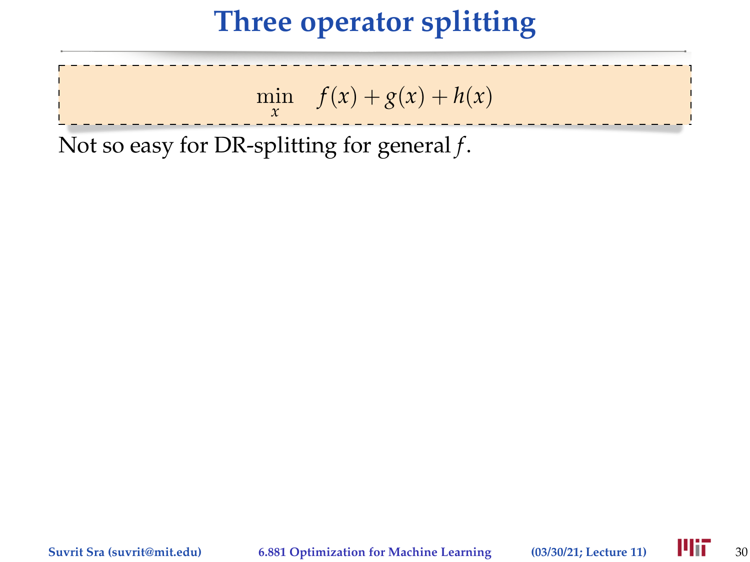# Three operator splitting

$$\min_x \quad f(x) + g(x) + h(x)$$

Not so easy for DR-splitting for general $f$.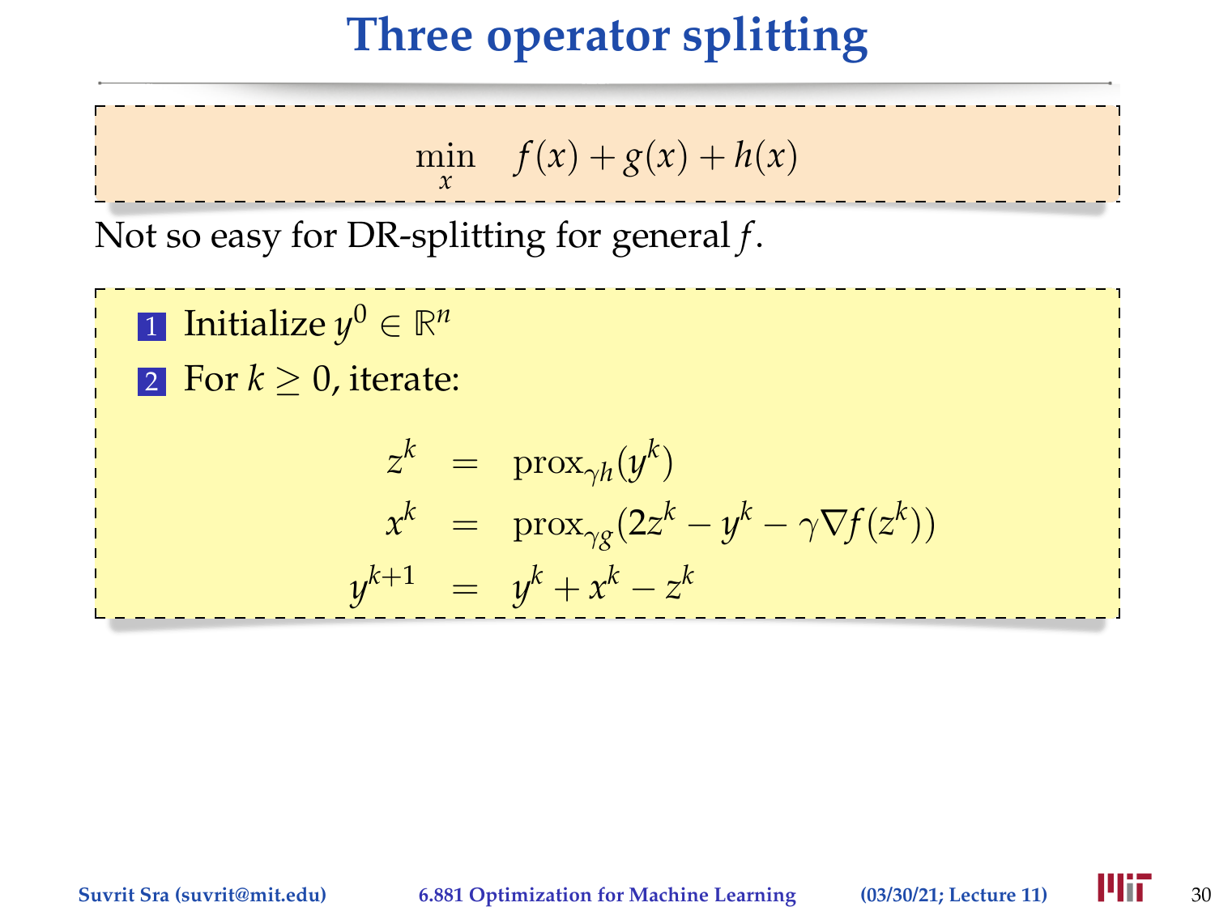# Three operator splitting

$$\min_x \quad f(x) + g(x) + h(x)$$

Not so easy for DR-splitting for general $f$.

1. Initialize $y^0 \in \mathbb{R}^n$
2. For $k \geq 0$, iterate:

$$
\begin{aligned}
z^k &= \operatorname{prox}_{\gamma h}(y^k) \\
x^k &= \operatorname{prox}_{\gamma g}(2z^k - y^k - \gamma \nabla f(z^k)) \\
y^{k+1} &= y^k + x^k - z^k
\end{aligned}
$$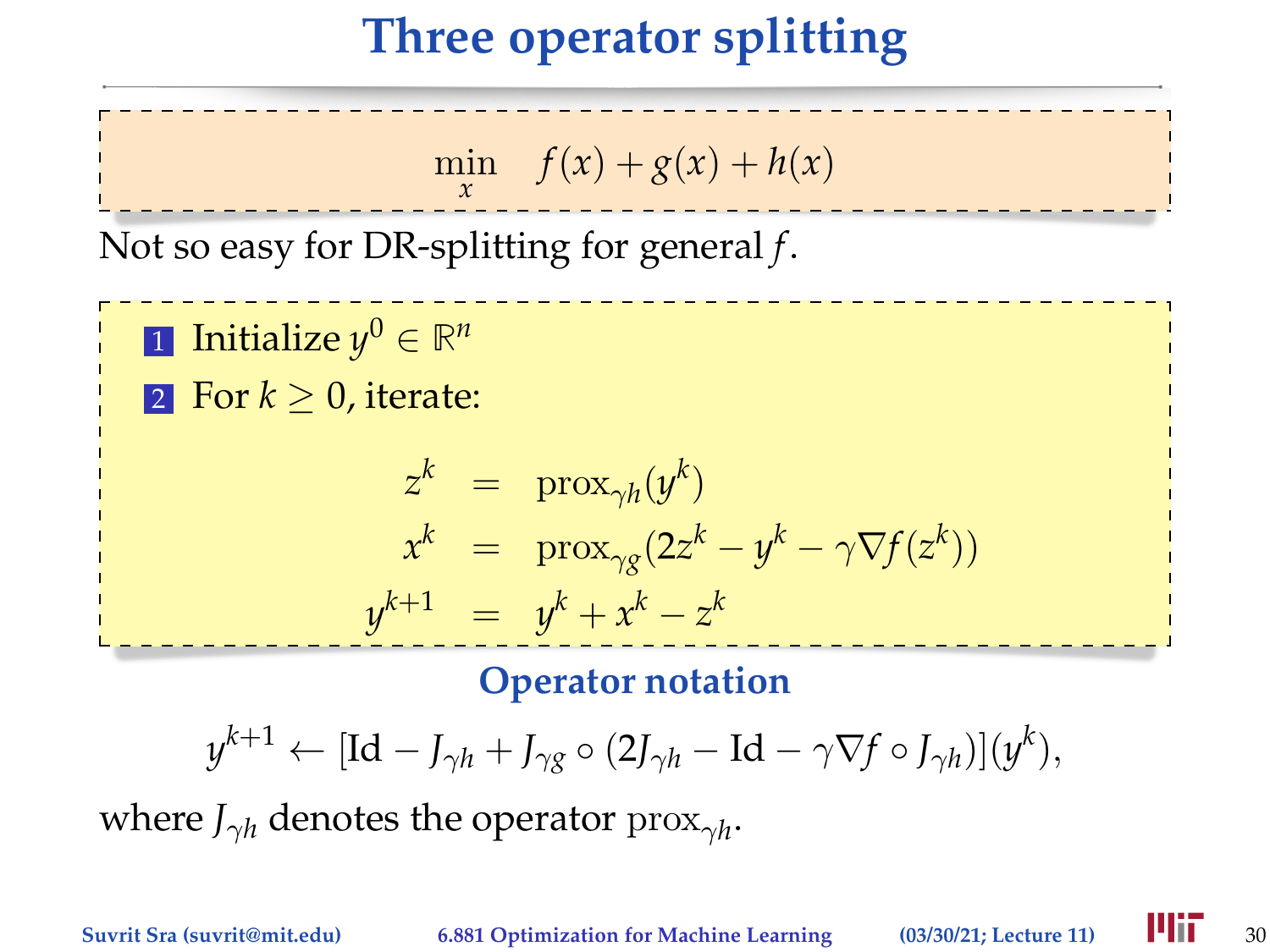# Three operator splitting

$$\min_x \quad f(x) + g(x) + h(x)$$

Not so easy for DR-splitting for general $f$.

1. Initialize $y^0 \in \mathbb{R}^n$
2. For $k \geq 0$, iterate:

$$\begin{aligned}
z^k &= \operatorname{prox}_{\gamma h}(y^k) \\
x^k &= \operatorname{prox}_{\gamma g}(2z^k - y^k - \gamma \nabla f(z^k)) \\
y^{k+1} &= y^k + x^k - z^k
\end{aligned}$$

**Operator notation**

$$y^{k+1} \leftarrow [\mathrm{Id} - J_{\gamma h} + J_{\gamma g} \circ (2J_{\gamma h} - \mathrm{Id} - \gamma \nabla f \circ J_{\gamma h})](y^k),$$

where $J_{\gamma h}$ denotes the operator $\operatorname{prox}_{\gamma h}$.